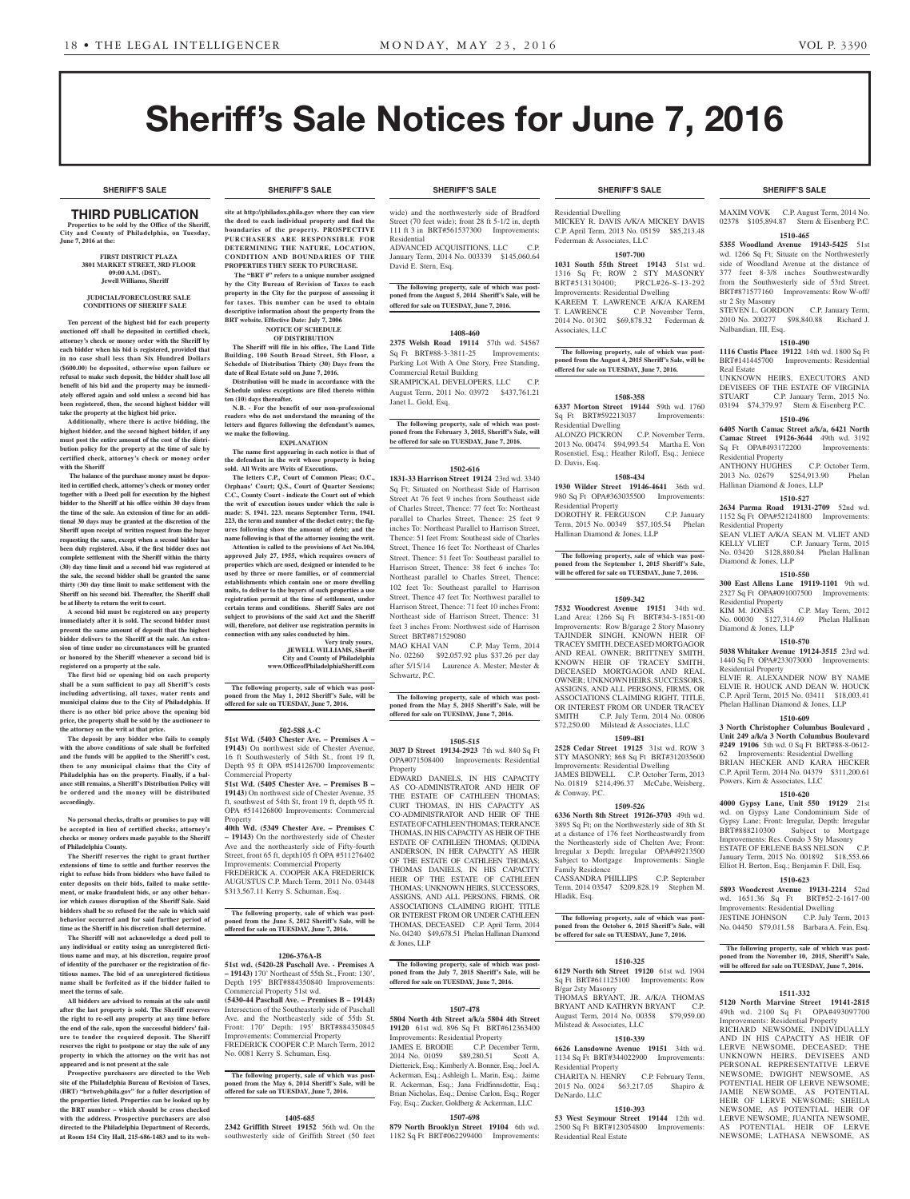# Sheriff's Sale Notices for June 7, 2016

SHERIFF'S SALE

## THIRD PUBLICATION

**Properties to be sold by the Office of the Sheriff, City and County of Philadelphia, on Tuesday, June 7, 2016 at the:**

**FIRST DISTRICT PLAZA**
**3801 MARKET STREET, 3RD FLOOR**
**09:00 A.M. (DST).**
**Jewell Williams, Sheriff**

**JUDICIAL/FORECLOSURE SALE CONDITIONS OF SHERIFF SALE**

**Ten percent of the highest bid for each property auctioned off shall be deposited in certified check, attorney's check or money order with the Sheriff by each bidder when his bid is registered, provided that in no case shall less than Six Hundred Dollars ($600.00) be deposited, otherwise upon failure or refusal to make such deposit, the bidder shall lose all benefit of his bid and the property may be immediately offered again and sold unless a second bid has been registered, then, the second highest bidder will take the property at the highest bid price.**

**Additionally, where there is active bidding, the highest bidder, and the second highest bidder, if any must post the entire amount of the cost of the distribution policy for the property at the time of sale by certified check, attorney's check or money order with the Sheriff**

**The balance of the purchase money must be deposited in certified check, attorney's check or money order together with a Deed poll for execution by the highest bidder to the Sheriff at his office within 30 days from the time of the sale. An extension of time for an additional 30 days may be granted at the discretion of the Sheriff upon receipt of written request from the buyer requesting the same, except when a second bidder has been duly registered. Also, if the first bidder does not complete settlement with the Sheriff within the thirty (30) day time limit and a second bid was registered at the sale, the second bidder shall be granted the same thirty (30) day time limit to make settlement with the Sheriff on his second bid. Thereafter, the Sheriff shall be at liberty to return the writ to court.**

**A second bid must be registered on any property immediately after it is sold. The second bidder must present the same amount of deposit that the highest bidder delivers to the Sheriff at the sale. An extension of time under no circumstances will be granted or honored by the Sheriff whenever a second bid is registered on a property at the sale.**

**The first bid or opening bid on each property shall be a sum sufficient to pay all Sheriff's costs including advertising, all taxes, water rents and municipal claims due to the City of Philadelphia. If there is no other bid price above the opening bid price, the property shall be sold by the auctioneer to the attorney on the writ at that price.**

**The deposit by any bidder who fails to comply with the above conditions of sale shall be forfeited and the funds will be applied to the Sheriff's cost, then to any municipal claims that the City of Philadelphia has on the property. Finally, if a balance still remains, a Sheriff's Distribution Policy will be ordered and the money will be distributed accordingly.**

**No personal checks, drafts or promises to pay will be accepted in lieu of certified checks, attorney's checks or money orders made payable to the Sheriff of Philadelphia County.**

**The Sheriff reserves the right to grant further extensions of time to settle and further reserves the right to refuse bids from bidders who have failed to enter deposits on their bids, failed to make settlement, or make fraudulent bids, or any other behavior which causes disruption of the Sheriff Sale. Said bidders shall be so refused for the sale in which said behavior occurred and for said further period of time as the Sheriff in his discretion shall determine.**

**The Sheriff will not acknowledge a deed poll to any individual or entity using an unregistered fictitious name and may, at his discretion, require proof of identity of the purchaser or the registration of fictitious names. The bid of an unregistered fictitious name shall be forfeited as if the bidder failed to meet the terms of sale.**

**All bidders are advised to remain at the sale until after the last property is sold. The Sheriff reserves the right to re-sell any property at any time before the end of the sale, upon the successful bidders' failure to tender the required deposit. The Sheriff reserves the right to postpone or stay the sale of any property in which the attorney on the writ has not appeared and is not present at the sale**

**Prospective purchasers are directed to the Web site of the Philadelphia Bureau of Revision of Taxes, (BRT) "brtweb.phila.gov" for a fuller description of the properties listed. Properties can be looked up by the BRT number – which should be cross checked with the address. Prospective purchasers are also directed to the Philadelphia Department of Records, at Room 154 City Hall, 215-686-1483 and to its website at http://philadox.phila.gov where they can view the deed to each individual property and find the boundaries of the property. PROSPECTIVE PURCHASERS ARE RESPONSIBLE FOR DETERMINING THE NATURE, LOCATION, CONDITION AND BOUNDARIES OF THE PROPERTIES THEY SEEK TO PURCHASE.**

**The "BRT #" refers to a unique number assigned by the City Bureau of Revision of Taxes to each property in the City for the purpose of assessing it for taxes. This number can be used to obtain descriptive information about the property from the BRT website. Effective Date: July 7, 2006**

**NOTICE OF SCHEDULE OF DISTRIBUTION**

**The Sheriff will file in his office, The Land Title Building, 100 South Broad Street, 5th Floor, a Schedule of Distribution Thirty (30) Days from the date of Real Estate sold on June 7, 2016.**

**Distribution will be made in accordance with the Schedule unless exceptions are filed thereto within ten (10) days thereafter.**

**N.B. - For the benefit of our non-professional readers who do not understand the meaning of the letters and figures following the defendant's names, we make the following.**

**EXPLANATION**

**The name first appearing in each notice is that of the defendant in the writ whose property is being sold. All Writs are Writs of Executions.**

**The letters C.P., Court of Common Pleas; O.C., Orphans' Court; Q.S., Court of Quarter Sessions; C.C., County Court - indicate the Court out of which the writ of execution issues under which the sale is made: S. 1941. 223. means September Term, 1941. 223, the term and number of the docket entry; the figures following show the amount of debt; and the name following is that of the attorney issuing the writ.**

**Attention is called to the provisions of Act No.104, approved July 27, 1955, which requires owners of properties which are used, designed or intended to be used by three or more families, or of commercial establishments which contain one or more dwelling units, to deliver to the buyers of such properties a use registration permit at the time of settlement, under certain terms and conditions. Sheriff Sales are not subject to provisions of the said Act and the Sheriff will, therefore, not deliver use registration permits in connection with any sales conducted by him.**

Very truly yours,
**JEWELL WILLIAMS, Sheriff**
**City and County of Philadelphia**
**www.OfficeofPhiladelphiaSheriff.com**

**The following property, sale of which was postponed from the May 1, 2012 Sheriff's Sale, will be offered for sale on TUESDAY, June 7, 2016.**

**502-588 A-C**

**51st Wd. (5403 Chester Ave. – Premises A – 19143)** On northwest side of Chester Avenue, 16 ft Southwesterly of 54th St., front 19 ft, Depth 95 ft OPA #514126700 Improvements: Commercial Property
**51st Wd. (5405 Chester Ave. – Premises B – 19143)** On northwest side of Chester Avenue, 35 ft, southwest of 54th St, front 19 ft, depth 95 ft. OPA #514126800 Improvements: Commercial Property
**40th Wd. (5349 Chester Ave. – Premises C – 19143)** On the northwesterly side of Chester Ave and the northeasterly side of Fifty-fourth Street, front 65 ft, depth105 ft OPA #511276402 Improvements: Commercial Property
FREDERICK A. COOPER AKA FREDERICK AUGUSTUS C.P. March Term, 2011 No. 03448 $313,567.11 Kerry S. Schuman, Esq.

**The following property, sale of which was postponed from the June 5, 2012 Sheriff's Sale, will be offered for sale on TUESDAY, June 7, 2016.**

**1206-376A-B**

**51st wd. (5420-28 Paschall Ave. - Premises A – 19143)** 170' Northeast of 55th St., Front: 130', Depth 195' BRT#884350840 Improvements: Commercial Property 51st wd.
**(5430-44 Paschall Ave. – Premises B – 19143)** Intersection of the Southeasterly side of Paschall Ave. and the Northeasterly side of 55th St. Front: 170' Depth: 195' BRT#884350845 Improvements: Commercial Property
FREDERICK COOPER C.P. March Term, 2012 No. 0081 Kerry S. Schuman, Esq.

**The following property, sale of which was postponed from the May 6, 2014 Sheriff's Sale, will be offered for sale on TUESDAY, June 7, 2016.**

**1405-685**

**2342 Griffith Street 19152** 56th wd. On the southwesterly side of Griffith Street (50 feet wide) and the northwesterly side of Bradford Street (70 feet wide); front 28 ft 5-1/2 in, depth 111 ft 3 in BRT#561537300 Improvements: Residential
ADVANCED ACQUISITIONS, LLC C.P. January Term, 2014 No. 003339 $145,060.64 David E. Stern, Esq.

**The following property, sale of which was postponed from the August 5, 2014 Sheriff's Sale, will be offered for sale on TUESDAY, June 7, 2016.**

**1408-460**

**2375 Welsh Road 19114** 57th wd. 54567 Sq Ft BRT#88-3-3811-25 Improvements: Parking Lot With A One Story, Free Standing, Commercial Retail Building
SRAMPICKAL DEVELOPERS, LLC C.P. August Term, 2011 No. 03972 $437,761.21 Janet L. Gold, Esq.

**The following property, sale of which was postponed from the February 3, 2015 Sheriff's Sale, will be offered for sale on TUESDAY, June 7, 2016.**

**1502-616**

**1831-33 Harrison Street 19124** 23rd wd. 3340 Sq Ft; Situated on Northeast Side of Harrison Street At 76 feet 9 inches from Southeast side of Charles Street, Thence: 77 feet To: Northeast parallel to Charles Street, Thence: 25 feet 9 inches To: Northeast Parallel to Harrison Street, Thence: 51 feet From: Southeast side of Charles Street, Thence 16 feet To: Northeast of Charles Street, Thence: 51 feet To: Southeast parallel to Harrison Street, Thence: 38 feet 6 inches To: Northeast parallel to Charles Street, Thence: 102 feet To: Southeast parallel to Harrison Street, Thence 47 feet To: Northwest parallel to Harrison Street, Thence: 71 feet 10 inches From: Northeast side of Harrison Street, Thence: 31 feet 3 inches From: Northwest side of Charles Street BRT#871529080
MAO KHAI VAN C.P. May Term, 2014 No. 02260 $92,057.92 plus $37.26 per day after 5/15/14 Laurence A. Mester; Mester & Schwartz, P.C.

**The following property, sale of which was postponed from the May 5, 2015 Sheriff's Sale, will be offered for sale on TUESDAY, June 7, 2016.**

**1505-515**

**3037 D Street 19134-2923** 7th wd. 840 Sq Ft OPA#071508400 Improvements: Residential Property
EDWARD DANIELS, IN HIS CAPACITY AS CO-ADMINISTRATOR AND HEIR OF THE ESTATE OF CATHLEEN THOMAS; CURT THOMAS, IN HIS CAPACITY AS CO-ADMINISTRATOR AND HEIR OF THE ESTATE OF CATHLEEN THOMAS; TERRANCE THOMAS, IN HIS CAPACITY AS HEIR OF THE ESTATE OF CATHLEEN THOMAS; QUDINA ANDERSON, IN HER CAPACITY AS HEIR OF THE ESTATE OF CATHLEEN THOMAS; THOMAS DANIELS, IN HIS CAPACITY HEIR OF THE ESTATE OF CATHLEEN THOMAS; UNKNOWN HEIRS, SUCCESSORS, ASSIGNS, AND ALL PERSONS, FIRMS, OR ASSOCIATIONS CLAIMING RIGHT, TITLE OR INTEREST FROM OR UNDER CATHLEEN THOMAS, DECEASED C.P. April Term, 2014 No. 04240 $49,678.51 Phelan Hallinan Diamond & Jones, LLP

**The following property, sale of which was postponed from the July 7, 2015 Sheriff's Sale, will be offered for sale on TUESDAY, June 7, 2016.**

**1507-478**

**5804 North 4th Street a/k/a 5804 4th Street 19120** 61st wd. 896 Sq Ft BRT#612363400 Improvements: Residential Property
JAMES E. BRODIE C.P. December Term, 2014 No. 01059 $89,280.51 Scott A. Dietterick, Esq.; Kimberly A. Bonner, Esq.; Joel A. Ackerman, Esq.; Ashleigh L. Marin, Esq.; Jaime R. Ackerman, Esq.; Jana Fridfinnsdottir, Esq.; Brian Nicholas, Esq.; Denise Carlon, Esq.; Roger Fay, Esq.; Zucker, Goldberg & Ackerman, LLC

**1507-698**

**879 North Brooklyn Street 19104** 6th wd. 1182 Sq Ft BRT#062299400 Improvements: Residential Dwelling
MICKEY R. DAVIS A/K/A MICKEY DAVIS C.P. April Term, 2013 No. 05159 $85,213.48 Federman & Associates, LLC

**1507-700**

**1031 South 55th Street 19143** 51st wd. 1316 Sq Ft; ROW 2 STY MASONRY BRT#513130400; PRCL#26-S-13-292 Improvements: Residential Dwelling
KAREEM T. LAWRENCE A/K/A KAREM T. LAWRENCE C.P. November Term, 2014 No. 01302 $69,878.32 Federman & Associates, LLC

**The following property, sale of which was postponed from the August 4, 2015 Sheriff's Sale, will be offered for sale on TUESDAY, June 7, 2016.**

**1508-358**

**6337 Morton Street 19144** 59th wd. 1760 Sq Ft BRT#592213037 Improvements: Residential Dwelling
ALONZO PICKRON C.P. November Term, 2013 No. 00474 $94,993.54 Martha E. Von Rosenstiel, Esq.; Heather Riloff, Esq.; Jeniece D. Davis, Esq.

**1508-434**

**1930 Wilder Street 19146-4641** 36th wd. 980 Sq Ft OPA#363035500 Improvements: Residential Property
DOROTHY R. FERGUSON C.P. January Term, 2015 No. 00349 $57,105.54 Phelan Hallinan Diamond & Jones, LLP

**The following property, sale of which was postponed from the September 1, 2015 Sheriff's Sale, will be offered for sale on TUESDAY, June 7, 2016.**

**1509-342**

**7532 Woodcrest Avenue 19151** 34th wd. Land Area: 1266 Sq Ft BRT#34-3-1851-00 Improvements: Row B/garage 2 Story Masonry
TAJINDER SINGH, KNOWN HEIR OF TRACEY SMITH, DECEASED MORTGAGOR AND REAL OWNER; BRITTNEY SMITH, KNOWN HEIR OF TRACEY SMITH, DECEASED MORTGAGOR AND REAL OWNER; UNKNOWN HEIRS, SUCCESSORS, ASSIGNS, AND ALL PERSONS, FIRMS, OR ASSOCIATIONS CLAIMING RIGHT, TITLE, OR INTEREST FROM OR UNDER TRACEY SMITH C.P. July Term, 2014 No. 00806 $72,250.00 Milstead & Associates, LLC

**1509-481**

**2528 Cedar Street 19125** 31st wd. ROW 3 STY MASONRY; 868 Sq Ft BRT#312035600 Improvements: Residential Dwelling
JAMES BIDWELL C.P. October Term, 2013 No. 01819 $214,496.37 McCabe, Weisberg, & Conway, P.C.

**1509-526**

**6336 North 8th Street 19126-3703** 49th wd. 3895 Sq Ft; On the Northwesterly side of 8th St at a distance of 176 feet Northeastwardly from the Northeasterly side of Chelten Ave; Front: Irregular x Depth: Irregular OPA#49213500 Subject to Mortgage Improvements: Single Family Residence
CASSANDRA PHILLIPS C.P. September Term, 2014 03547 $209,828.19 Stephen M. Hladik, Esq.

**The following property, sale of which was postponed from the October 6, 2015 Sheriff's Sale, will be offered for sale on TUESDAY, June 7, 2016.**

**1510-325**

**6129 North 6th Street 19120** 61st wd. 1904 Sq Ft BRT#611125100 Improvements: Row B/gar 2sty Masonry
THOMAS BRYANT, JR. A/K/A THOMAS BRYANT AND KATHRYN BRYANT C.P. August Term, 2014 No. 00358 $79,959.00 Milstead & Associates, LLC

**1510-339**

**6626 Lansdowne Avenue 19151** 34th wd. 1134 Sq Ft BRT#344022900 Improvements: Residential Property
CHARITA N. HENRY C.P. February Term, 2015 No. 0024 $63,217.05 Shapiro & DeNardo, LLC

**1510-393**

**53 West Seymour Street 19144** 12th wd. 2500 Sq Ft BRT#123054800 Improvements: Residential Real Estate
MAXIM VOVK C.P. August Term, 2014 No. 02378 $105,894.87 Stern & Eisenberg P.C.

**1510-465**

**5355 Woodland Avenue 19143-5425** 51st wd. 1266 Sq Ft; Situate on the Northwesterly side of Woodland Avenue at the distance of 377 feet 8-3/8 inches Southwestwardly from the Southwesterly side of 53rd Street. BRT#871577160 Improvements: Row W-off/str 2 Sty Masonry
STEVEN L. GORDON C.P. January Term, 2010 No. 200277 $98,840.88 Richard J. Nalbandian, III, Esq.

**1510-490**

**1116 Custis Place 19122** 14th wd. 1800 Sq Ft BRT#141445700 Improvements: Residential Real Estate
UNKNOWN HEIRS, EXECUTORS AND DEVISEES OF THE ESTATE OF VIRGINIA STUART C.P. January Term, 2015 No. 03194 $74,379.97 Stern & Eisenberg P.C.

**1510-496**

**6405 North Camac Street a/k/a, 6421 North Camac Street 19126-3644** 49th wd. 3192 Sq Ft OPA#493172200 Improvements: Residential Property
ANTHONY HUGHES C.P. October Term, 2013 No. 02679 $254,913.90 Phelan Hallinan Diamond & Jones, LLP

**1510-527**

**2634 Parma Road 19131-2709** 52nd wd. 1152 Sq Ft OPA#521241800 Improvements: Residential Property
SEAN VLIET A/K/A SEAN M. VLIET AND KELLY VLIET C.P. January Term, 2015 No. 03420 $128,880.84 Phelan Hallinan Diamond & Jones, LLP

**1510-550**

**300 East Allens Lane 19119-1101** 9th wd. 2327 Sq Ft OPA#091007500 Improvements: Residential Property
KIM M. JONES C.P. May Term, 2012 No. 00030 $127,314.69 Phelan Hallinan Diamond & Jones, LLP

**1510-570**

**5038 Whitaker Avenue 19124-3515** 23rd wd. 1440 Sq Ft OPA#233073000 Improvements: Residential Property
ELVIE R. ALEXANDER NOW BY NAME ELVIE R. HOUCK AND DEAN W. HOUCK C.P. April Term, 2015 No. 03411 $18,003.41 Phelan Hallinan Diamond & Jones, LLP

**1510-609**

**3 North Christopher Columbus Boulevard, Unit 249 a/k/a 3 North Columbus Boulevard #249 19106** 5th wd. 0 Sq Ft BRT#88-8-0612-62 Improvements: Residential Dwelling
BRIAN HECKER AND KARA HECKER C.P. April Term, 2014 No. 04379 $311,200.61 Powers, Kirn & Associates, LLC

**1510-620**

**4000 Gypsy Lane, Unit 550 19129** 21st wd. on Gypsy Lane Condominium Side of Gypsy Lane; Front: Irregular, Depth: Irregular BRT#888210300 Subject to Mortgage Improvements: Res. Condo 3 Sty Masonry
ESTATE OF ERLENE BASS NELSON C.P. January Term, 2015 No. 001892 $18,553.66 Elliot H. Berton, Esq.; Benjamin F. Dill, Esq.

**1510-623**

**5893 Woodcrest Avenue 19131-2214** 52nd wd. 1651.36 Sq Ft BRT#52-2-1617-00 Improvements: Residential Dwelling
JESTINE JOHNSON C.P. July Term, 2013 No. 04450 $79,011.58 Barbara A. Fein, Esq.

**The following property, sale of which was postponed from the November 10, 2015, Sheriff's Sale, will be offered for sale on TUESDAY, June 7, 2016.**

**1511-332**

**5120 North Marvine Street 19141-2815** 49th wd. 2100 Sq Ft OPA#493097700 Improvements: Residential Property
RICHARD NEWSOME, INDIVIDUALLY AND IN HIS CAPACITY AS HEIR OF LERVE NEWSOME, DECEASED; THE UNKNOWN HEIRS, DEVISEES AND PERSONAL REPRESENTATIVE LERVE NEWSOME; DWIGHT NEWSOME, AS POTENTIAL HEIR OF LERVE NEWSOME; JAMIE NEWSOME, AS POTENTIAL HEIR OF LERVE NEWSOME; SHEILA NEWSOME, AS POTENTIAL HEIR OF LERVE NEWSOME; JUANITA NEWSOME, AS POTENTIAL HEIR OF LERVE NEWSOME; LATHASA NEWSOME, AS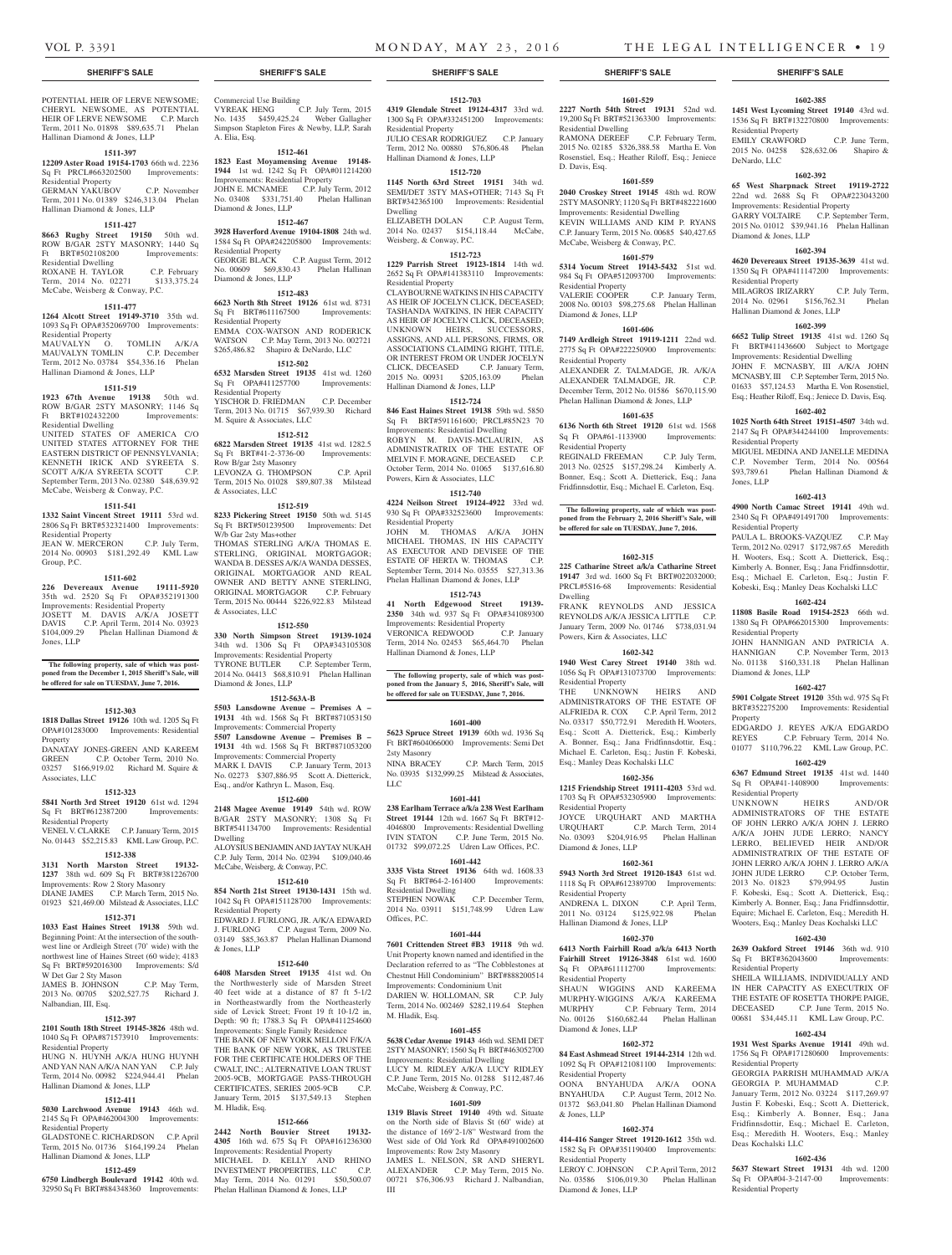POTENTIAL HEIR OF LERVE NEWSOME; CHERYL NEWSOME, AS POTENTIAL HEIR OF LERVE NEWSOME C.P. March Term, 2011 No. 01898 $89,635.71 Phelan Hallinan Diamond & Jones, LLP

**1511-397**

**12209 Aster Road 19154-1703** 66th wd. 2236 Sq Ft PRCL#663202500 Improvements: Residential Property

GERMAN YAKUBOV C.P. November Term, 2011 No. 01389 $246,313.04 Phelan Hallinan Diamond & Jones, LLP

**1511-427**

**8663 Rugby Street 19150** 50th wd. ROW B/GAR 2STY MASONRY; 1440 Sq Ft BRT#502108200 Improvements: Residential Dwelling

ROXANE H. TAYLOR C.P. February Term, 2014 No. 02271 $133,375.24 McCabe, Weisberg & Conway, P.C.

**1511-477**

**1264 Alcott Street 19149-3710** 35th wd. 1093 Sq Ft OPA#352069700 Improvements: Residential Property

MAUVALYN O. TOMLIN A/K/A MAUVALYN TOMLIN C.P. December Term, 2012 No. 03784 $54,336.16 Phelan Hallinan Diamond & Jones, LLP

**1511-519**

**1923 67th Avenue 19138** 50th wd. ROW B/GAR 2STY MASONRY; 1146 Sq Ft BRT#102432200 Improvements: Residential Dwelling

UNITED STATES OF AMERICA C/O UNITED STATES ATTORNEY FOR THE EASTERN DISTRICT OF PENNSYLVANIA; KENNETH IRICK AND SYREETA S. SCOTT A/K/A SYREETA SCOTT C.P. September Term, 2013 No. 02380 $48,639.92 McCabe, Weisberg & Conway, P.C.

**1511-541**

**1332 Saint Vincent Street 19111** 53rd wd. 2806 Sq Ft BRT#532321400 Improvements: Residential Property

JEAN W. MERCERON C.P. July Term, 2014 No. 00903 $181,292.49 KML Law Group, P.C.

**1511-602**

**226 Devereaux Avenue 19111-5920** 35th wd. 2520 Sq Ft OPA#352191300 Improvements: Residential Property

JOSETT M. DAVIS A/K/A JOSETT DAVIS C.P. April Term, 2014 No. 03923 $104,009.29 Phelan Hallinan Diamond & Jones, LLP

**The following property, sale of which was postponed from the December 1, 2015 Sheriff's Sale, will be offered for sale on TUESDAY, June 7, 2016.**

**1512-303**

**1818 Dallas Street 19126** 10th wd. 1205 Sq Ft OPA#101283000 Improvements: Residential Property

DANATAY JONES-GREEN AND KAREEM GREEN C.P. October Term, 2010 No. 03257 $166,919.02 Richard M. Squire & Associates, LLC

**1512-323**

**5841 North 3rd Street 19120** 61st wd. 1294 Sq Ft BRT#612387200 Improvements: Residential Property

VENEL V. CLARKE C.P. January Term, 2015 No. 01443 $52,215.83 KML Law Group, P.C.

**1512-338**

**3131 North Marston Street 19132-1237** 38th wd. 609 Sq Ft BRT#381226700 Improvements: Row 2 Story Masonry

DIANE JAMES C.P. March Term, 2015 No. 01923 $21,469.00 Milstead & Associates, LLC

**1512-371**

**1033 East Haines Street 19138** 59th wd. Beginning Point: At the intersection of the southwest line or Ardleigh Street (70' wide) with the northwest line of Haines Street (60 wide); 4183 Sq Ft BRT#592016300 Improvements: S/d W Det Gar 2 Sty Mason

JAMES B. JOHNSON C.P. May Term, 2013 No. 00705 $202,527.75 Richard J. Nalbandian, III, Esq.

**1512-397**

**2101 South 18th Street 19145-3826** 48th wd. 1040 Sq Ft OPA#871573910 Improvements: Residential Property

HUNG N. HUYNH A/K/A HUNG HUYNH AND YAN NAN A/K/A NAN YAN C.P. July Term, 2014 No. 00982 $224,944.41 Phelan Hallinan Diamond & Jones, LLP

**1512-411**

**5030 Larchwood Avenue 19143** 46th wd. 2145 Sq Ft OPA#462004300 Improvements: Residential Property

GLADSTONE C. RICHARDSON C.P. April Term, 2015 No. 01736 $164,199.24 Phelan Hallinan Diamond & Jones, LLP

**1512-459**

**6750 Lindbergh Boulevard 19142** 40th wd. 32950 Sq Ft BRT#884348360 Improvements: Commercial Use Building

VYREAK HENG C.P. July Term, 2015 No. 1435 $459,425.24 Weber Gallagher Simpson Stapleton Fires & Newby, LLP, Sarah A. Elia, Esq.

**1512-461**

**1823 East Moyamensing Avenue 19148-1944** 1st wd. 1242 Sq Ft OPA#011214200 Improvements: Residential Property

JOHN E. MCNAMEE C.P. July Term, 2012 No. 03408 $331,751.40 Phelan Hallinan Diamond & Jones, LLP

**1512-467**

**3928 Haverford Avenue 19104-1808** 24th wd. 1584 Sq Ft OPA#242205800 Improvements: Residential Property

GEORGE BLACK C.P. August Term, 2012 No. 00609 $69,830.43 Phelan Hallinan Diamond & Jones, LLP

**1512-483**

**6623 North 8th Street 19126** 61st wd. 8731 Sq Ft BRT#611167500 Improvements: Residential Property

EMMA COX-WATSON AND RODERICK WATSON C.P. May Term, 2013 No. 002721 $265,486.82 Shapiro & DeNardo, LLC

**1512-502**

**6532 Marsden Street 19135** 41st wd. 1260 Sq Ft OPA#411257700 Improvements: Residential Property

YISCHOR D. FRIEDMAN C.P. December Term, 2013 No. 01715 $67,939.30 Richard M. Squire & Associates, LLC

**1512-512**

**6822 Marsden Street 19135** 41st wd. 1282.5 Sq Ft BRT#41-2-3736-00 Improvements: Row B/gar 2sty Masonry

LEVONZA G. THOMPSON C.P. April Term, 2015 No. 01028 $89,807.38 Milstead & Associates, LLC

**1512-519**

**8233 Pickering Street 19150** 50th wd. 5145 Sq Ft BRT#501239500 Improvements: Det W/b Gar 2sty Mas+other

THOMAS STERLING A/K/A THOMAS E. STERLING, ORIGINAL MORTGAGOR; WANDA B. DESSES A/K/A WANDA DESSES, ORIGINAL MORTGAGOR AND REAL OWNER AND BETTY ANNE STERLING, ORIGINAL MORTGAGOR C.P. February Term, 2015 No. 00444 $226,922.83 Milstead & Associates, LLC

**1512-550**

**330 North Simpson Street 19139-1024** 34th wd. 1306 Sq Ft OPA#343105308 Improvements: Residential Property

TYRONE BUTLER C.P. September Term, 2014 No. 04413 $68,810.91 Phelan Hallinan Diamond & Jones, LLP

**1512-563A-B**

**5503 Lansdowne Avenue – Premises A – 19131** 4th wd. 1568 Sq Ft BRT#871053150 Improvements: Commercial Property

**5507 Lansdowne Avenue – Premises B – 19131** 4th wd. 1568 Sq Ft BRT#871053200 Improvements: Commercial Property

MARK I. DAVIS C.P. January Term, 2013 No. 02273 $307,886.95 Scott A. Dietterick, Esq., and/or Kathryn L. Mason, Esq.

**1512-600**

**2148 Magee Avenue 19149** 54th wd. ROW B/GAR 2STY MASONRY; 1308 Sq Ft BRT#541134700 Improvements: Residential Dwelling

ALOYSIUS BENJAMIN AND JAYTAY NUKAH C.P. July Term, 2014 No. 02394 $109,040.46 McCabe, Weisberg, & Conway, P.C.

**1512-610**

**854 North 21st Street 19130-1431** 15th wd. 1042 Sq Ft OPA#151128700 Improvements: Residential Property

EDWARD J. FURLONG, JR. A/K/A EDWARD J. FURLONG C.P. August Term, 2009 No. 03149 $85,363.87 Phelan Hallinan Diamond & Jones, LLP

**1512-640**

**6408 Marsden Street 19135** 41st wd. On the Northwesterly side of Marsden Street 40 feet wide at a distance of 87 ft 5-1/2 in Northeastwardly from the Northeasterly side of Levick Street; Front 19 ft 10-1/2 in, Depth: 90 ft; 1788.3 Sq Ft OPA#411254600 Improvements: Single Family Residence

THE BANK OF NEW YORK MELLON F/K/A THE BANK OF NEW YORK, AS TRUSTEE FOR THE CERTIFICATE HOLDERS OF THE CWALT, INC.; ALTERNATIVE LOAN TRUST 2005-9CB, MORTGAGE PASS-THROUGH CERTIFICATES, SERIES 2005-9CB C.P. January Term, 2015 $137,549.13 Stephen M. Hladik, Esq.

**1512-666**

**2442 North Bouvier Street 19132-4305** 16th wd. 675 Sq Ft OPA#161236300 Improvements: Residential Property

MICHAEL D. KELLY AND RHINO INVESTMENT PROPERTIES, LLC C.P. May Term, 2014 No. 01291 $50,500.07 Phelan Hallinan Diamond & Jones, LLP

**1512-703**

**4319 Glendale Street 19124-4317** 33rd wd. 1300 Sq Ft OPA#332451200 Improvements: Residential Property

JULIO CESAR RODRIGUEZ C.P. January Term, 2012 No. 00880 $76,806.48 Phelan Hallinan Diamond & Jones, LLP

**1512-720**

**1145 North 63rd Street 19151** 34th wd. SEMI/DET 3STY MAS+OTHER; 7143 Sq Ft BRT#342365100 Improvements: Residential Dwelling

ELIZABETH DOLAN C.P. August Term, 2014 No. 02437 $154,118.44 McCabe, Weisberg, & Conway, P.C.

**1512-723**

**1229 Parrish Street 19123-1814** 14th wd. 2652 Sq Ft OPA#141383110 Improvements: Residential Property

CLAYBOURNE WATKINS IN HIS CAPACITY AS HEIR OF JOCELYN CLICK, DECEASED; TASHANDA WATKINS, IN HER CAPACITY AS HEIR OF JOCELYN CLICK, DECEASED; UNKNOWN HEIRS, SUCCESSORS, ASSIGNS, AND ALL PERSONS, FIRMS, OR ASSOCIATIONS CLAIMING RIGHT, TITLE, OR INTEREST FROM OR UNDER JOCELYN CLICK, DECEASED C.P. January Term, 2015 No. 00931 $205,163.09 Phelan Hallinan Diamond & Jones, LLP

**1512-724**

**846 East Haines Street 19138** 59th wd. 5850 Sq Ft BRT#591161600; PRCL#85N23 70 Improvements: Residential Dwelling

ROBYN M. DAVIS-MCLAURIN, AS ADMINISTRATRIX OF THE ESTATE OF MELVIN F. MORAGNE, DECEASED C.P. October Term, 2014 No. 01065 $137,616.80 Powers, Kirn & Associates, LLC

**1512-740**

**4224 Neilson Street 19124-4922** 33rd wd. 930 Sq Ft OPA#332523600 Improvements: Residential Property

JOHN M. THOMAS A/K/A JOHN MICHAEL THOMAS, IN HIS CAPACITY AS EXECUTOR AND DEVISEE OF THE ESTATE OF HERTA W. THOMAS C.P. September Term, 2014 No. 03555 $27,313.36 Phelan Hallinan Diamond & Jones, LLP

**1512-743**

**41 North Edgewood Street 19139-2350** 34th wd. 937 Sq Ft OPA#341089300 Improvements: Residential Property

VERONICA REDWOOD C.P. January Term, 2014 No. 02453 $65,464.70 Phelan Hallinan Diamond & Jones, LLP

**The following property, sale of which was postponed from the January 5, 2016, Sheriff's Sale, will be offered for sale on TUESDAY, June 7, 2016.**

**1601-400**

**5623 Spruce Street 19139** 60th wd. 1936 Sq Ft BRT#604066000 Improvements: Semi Det 2sty Masonry

NINA BRACEY C.P. March Term, 2015 No. 03935 $132,999.25 Milstead & Associates, LLC

**1601-441**

**238 Earlham Terrace a/k/a 238 West Earlham Street 19144** 12th wd. 1667 Sq Ft BRT#12-4046800 Improvements: Residential Dwelling

IVIN STATON C.P. June Term, 2015 No. 01732 $99,072.25 Udren Law Offices, P.C.

**1601-442**

**3335 Vista Street 19136** 64th wd. 1608.33 Sq Ft BRT#64-2-161400 Improvements: Residential Dwelling

STEPHEN NOWAK C.P. December Term, 2014 No. 03911 $151,748.99 Udren Law Offices, P.C.

**1601-444**

**7601 Crittenden Street #B3 19118** 9th wd. Unit Property known named and identified in the Declaration referred to as "The Cobblestones at Chestnut Hill Condominium" BRT#888200514 Improvements: Condominium Unit

DARIEN W. HOLLOMAN, SR C.P. July Term, 2014 No. 002469 $282,119.64 Stephen M. Hladik, Esq.

**1601-455**

**5638 Cedar Avenue 19143** 46th wd. SEMI DET 2STY MASONRY; 1560 Sq Ft BRT#463052700 Improvements: Residential Dwelling

LUCY M. RIDLEY A/K/A LUCY RIDLEY C.P. June Term, 2015 No. 01288 $112,487.46 McCabe, Weisberg & Conway, P.C.

**1601-509**

**1319 Blavis Street 19140** 49th wd. Situate on the North side of Blavis St (60' wide) at the distance of 169'2-1/8" Westward from the West side of Old York Rd OPA#491002600 Improvements: Row 2sty Masonry

JAMES L. NELSON, SR AND SHERYL ALEXANDER C.P. May Term, 2015 No. 00721 $76,306.93 Richard J. Nalbandian, III

**1601-529**

**2227 North 54th Street 19131** 52nd wd. 19,200 Sq Ft BRT#521363300 Improvements: Residential Dwelling

RAMONA DEREEF C.P. February Term, 2015 No. 02185 $326,388.58 Martha E. Von Rosenstiel, Esq.; Heather Riloff, Esq.; Jeniece D. Davis, Esq.

**1601-559**

**2040 Croskey Street 19145** 48th wd. ROW 2STY MASONRY; 1120 Sq Ft BRT#482221600 Improvements: Residential Dwelling

KEVIN WILLIAMS AND KIM P. RYANS C.P. January Term, 2015 No. 00685 $40,427.65 McCabe, Weisberg & Conway, P.C.

**1601-579**

**5314 Yocum Street 19143-5432** 51st wd. 984 Sq Ft OPA#512093700 Improvements: Residential Property

VALERIE COOPER C.P. January Term, 2008 No. 00103 $98,275.68 Phelan Hallinan Diamond & Jones, LLP

**1601-606**

**7149 Ardleigh Street 19119-1211** 22nd wd. 2775 Sq Ft OPA#222250900 Improvements: Residential Property

ALEXANDER Z. TALMADGE, JR. A/K/A ALEXANDER TALMADGE, JR. C.P. December Term, 2012 No. 01586 $670,115.90 Phelan Hallinan Diamond & Jones, LLP

**1601-635**

**6136 North 6th Street 19120** 61st wd. 1568 Sq Ft OPA#61-1133900 Improvements: Residential Property

REGINALD FREEMAN C.P. July Term, 2013 No. 02525 $157,298.24 Kimberly A. Bonner, Esq.; Scott A. Dietterick, Esq.; Jana Fridfinnsdottir, Esq.; Michael E. Carleton, Esq.

**The following property, sale of which was postponed from the February 2, 2016 Sheriff's Sale, will be offered for sale on TUESDAY, June 7, 2016.**

**1602-315**

**225 Catharine Street a/k/a Catharine Street 19147** 3rd wd. 1600 Sq Ft BRT#022032000; PRCL#5S16-68 Improvements: Residential Dwelling

FRANK REYNOLDS AND JESSICA REYNOLDS A/K/A JESSICA LITTLE C.P. January Term, 2009 No. 01746 $738,031.94 Powers, Kirn & Associates, LLC

**1602-342**

**1940 West Carey Street 19140** 38th wd. 1056 Sq Ft OPA#131073700 Improvements: Residential Property

THE UNKNOWN HEIRS AND ADMINISTRATORS OF THE ESTATE OF ALFRIEDA R. COX C.P. April Term, 2012 No. 03317 $50,772.91 Meredith H. Wooters, Esq.; Scott A. Dietterick, Esq.; Kimberly A. Bonner, Esq.; Jana Fridfinnsdottir, Esq.; Michael E. Carleton, Esq.; Justin F. Kobeski, Esq.; Manley Deas Kochalski LLC

**1602-356**

**1215 Friendship Street 19111-4203** 53rd wd. 1703 Sq Ft OPA#532305900 Improvements: Residential Property

JOYCE URQUHART AND MARTHA URQUHART C.P. March Term, 2014 No. 03093 $204,916.95 Phelan Hallinan Diamond & Jones, LLP

**1602-361**

**5943 North 3rd Street 19120-1843** 61st wd. 1118 Sq Ft OPA#612389700 Improvements: Residential Property

ANDRENA L. DIXON C.P. April Term, 2011 No. 03124 $125,922.98 Phelan Hallinan Diamond & Jones, LLP

**1602-370**

**6413 North Fairhill Road a/k/a 6413 North Fairhill Street 19126-3848** 61st wd. 1600 Sq Ft OPA#611112700 Improvements: Residential Property

SHAUN WIGGINS AND KAREEMA MURPHY-WIGGINS A/K/A KAREEMA MURPHY C.P. February Term, 2014 No. 00126 $160,682.44 Phelan Hallinan Diamond & Jones, LLP

**1602-372**

**84 East Ashmead Street 19144-2314** 12th wd. 1092 Sq Ft OPA#121081100 Improvements: Residential Property

OONA BNYAHUDA A/K/A OONA BNYAHUDA C.P. August Term, 2012 No. 01372 $63,041.80 Phelan Hallinan Diamond & Jones, LLP

**1602-374**

**414-416 Sanger Street 19120-1612** 35th wd. 1582 Sq Ft OPA#351190400 Improvements: Residential Property

LEROY C. JOHNSON C.P. April Term, 2012 No. 03586 $106,019.30 Phelan Hallinan Diamond & Jones, LLP

**1602-385**

**1451 West Lycoming Street 19140** 43rd wd. 1536 Sq Ft BRT#132270800 Improvements: Residential Property

EMILY CRAWFORD C.P. June Term, 2015 No. 04258 $28,632.06 Shapiro & DeNardo, LLC

**1602-392**

**65 West Sharpnack Street 19119-2722** 22nd wd. 2688 Sq Ft OPA#223043200 Improvements: Residential Property

GARRY VOLTAIRE C.P. September Term, 2015 No. 01012 $39,941.16 Phelan Hallinan Diamond & Jones, LLP

**1602-394**

**4620 Devereaux Street 19135-3639** 41st wd. 1350 Sq Ft OPA#411147200 Improvements: Residential Property

MILAGROS IRIZARRY C.P. July Term, 2014 No. 02961 $156,762.31 Phelan Hallinan Diamond & Jones, LLP

**1602-399**

**6652 Tulip Street 19135** 41st wd. 1260 Sq Ft BRT#411436600 Subject to Mortgage Improvements: Residential Dwelling

JOHN F. MCNASBY, III A/K/A JOHN MCNASBY, III C.P. September Term, 2015 No. 01633 $57,124.53 Martha E. Von Rosenstiel, Esq.; Heather Riloff, Esq.; Jeniece D. Davis, Esq.

**1602-402**

**1025 North 64th Street 19151-4507** 34th wd. 2147 Sq Ft OPA#344244100 Improvements: Residential Property

MIGUEL MEDINA AND JANELLE MEDINA C.P. November Term, 2014 No. 00564 $93,789.61 Phelan Hallinan Diamond & Jones, LLP

**1602-413**

**4900 North Camac Street 19141** 49th wd. 2340 Sq Ft OPA#491491700 Improvements: Residential Property

PAULA L. BROOKS-VAZQUEZ C.P. May Term, 2012 No. 02917 $172,987.65 Meredith H. Wooters, Esq.; Scott A. Dietterick, Esq.; Kimberly A. Bonner, Esq.; Jana Fridfinnsdottir, Esq.; Michael E. Carleton, Esq.; Justin F. Kobeski, Esq.; Manley Deas Kochalski LLC

**1602-424**

**11808 Basile Road 19154-2523** 66th wd. 1380 Sq Ft OPA#662015300 Improvements: Residential Property

JOHN HANNIGAN AND PATRICIA A. HANNIGAN C.P. November Term, 2013 No. 01138 $160,331.18 Phelan Hallinan Diamond & Jones, LLP

**1602-427**

**5901 Colgate Street 19120** 35th wd. 975 Sq Ft BRT#352275200 Improvements: Residential Property

EDGARDO J. REYES A/K/A EDGARDO REYES C.P. February Term, 2014 No. 01077 $110,796.22 KML Law Group, P.C.

**1602-429**

**6367 Edmund Street 19135** 41st wd. 1440 Sq Ft OPA#41-1408900 Improvements: Residential Property

UNKNOWN HEIRS AND/OR ADMINISTRATORS OF THE ESTATE OF JOHN LERRO A/K/A JOHN J. LERRO A/K/A JOHN JUDE LERRO; NANCY LERRO, BELIEVED HEIR AND/OR ADMINISTRATRIX OF THE ESTATE OF JOHN LERRO A/K/A JOHN J. LERRO A/K/A JOHN JUDE LERRO C.P. October Term, 2013 No. 01823 $79,994.95 Justin F. Kobeski, Esq.; Scott A. Dietterick, Esq.; Kimberly A. Bonner, Esq.; Jana Fridfinnsdottir, Equire; Michael E. Carleton, Esq.; Meredith H. Wooters, Esq.; Manley Deas Kochalski LLC

**1602-430**

**2639 Oakford Street 19146** 36th wd. 910 Sq Ft BRT#362043600 Improvements: Residential Property

SHEILA WILLIAMS, INDIVIDUALLY AND IN HER CAPACITY AS EXECUTRIX OF THE ESTATE OF ROSETTA THORPE PAIGE, DECEASED C.P. June Term, 2015 No. 00681 $34,445.11 KML Law Group, P.C.

**1602-434**

**1931 West Sparks Avenue 19141** 49th wd. 1756 Sq Ft OPA#171280600 Improvements: Residential Property

GEORGIA PARRISH MUHAMMAD A/K/A GEORGIA P. MUHAMMAD C.P. January Term, 2012 No. 03224 $117,269.97 Justin F. Kobeski, Esq.; Scott A. Dietterick, Esq.; Kimberly A. Bonner, Esq.; Jana Fridfinnsdottir, Esq.; Michael E. Carleton, Esq.; Meredith H. Wooters, Esq.; Manley Deas Kochalski LLC

**1602-436**

**5637 Stewart Street 19131** 4th wd. 1200 Sq Ft OPA#04-3-2147-00 Improvements: Residential Property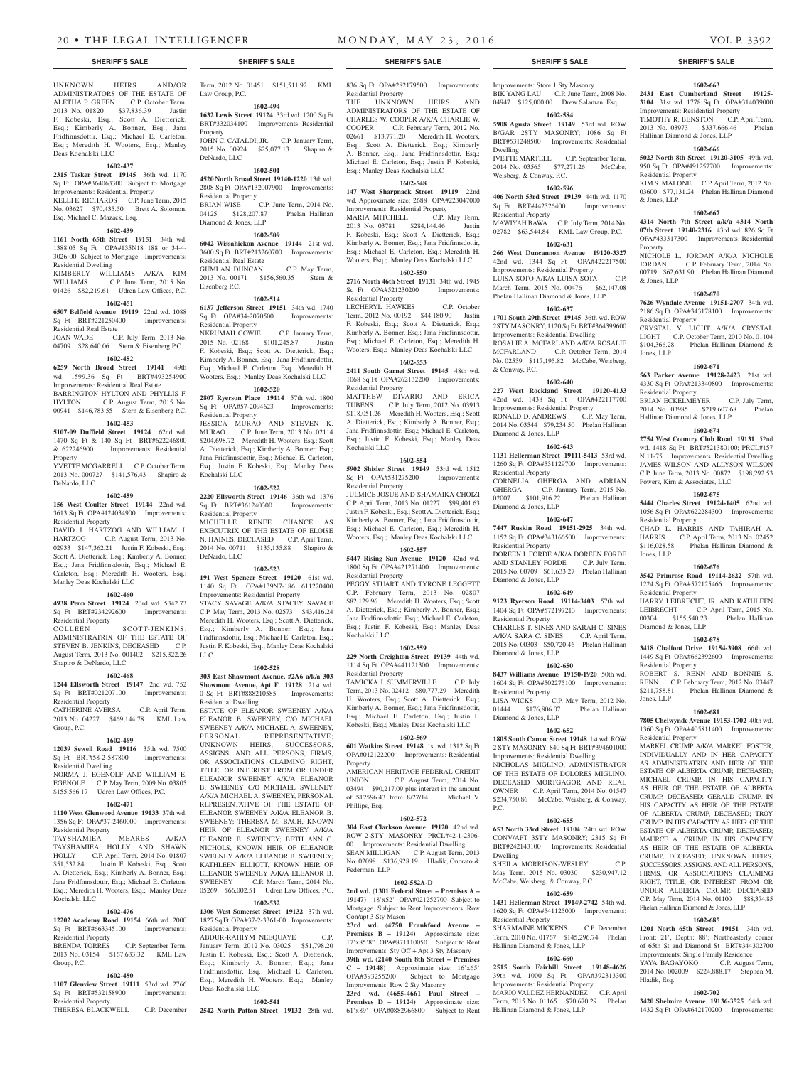UNKNOWN HEIRS AND/OR ADMINISTRATORS OF THE ESTATE OF ALETHA P. GREEN C.P. October Term, 2013 No. 01820 $37,836.39 Justin F. Kobeski, Esq.; Scott A. Dietterick, Esq.; Kimberly A. Bonner, Esq.; Jana Fridfinnsdottir, Esq.; Michael E. Carleton, Esq.; Meredith H. Wooters, Esq.; Manley Deas Kochalski LLC

**1602-437**

**2315 Tasker Street 19145** 36th wd. 1170 Sq Ft OPA#364063300 Subject to Mortgage Improvements: Residential Property

KELLI E. RICHARDS C.P. June Term, 2015 No. 03627 $70,435.50 Brett A. Solomon, Esq. Michael C. Mazack, Esq.

**1602-439**

**1161 North 65th Street 19151** 34th wd. 1388.05 Sq Ft OPA#135N18 188 or 34-4-3026-00 Subject to Mortgage Improvements: Residential Dwelling

KIMBERLY WILLIAMS A/K/A KIM WILLIAMS C.P. June Term, 2015 No. 01426 $82,219.61 Udren Law Offices, P.C.

**1602-451**

**6507 Belfield Avenue 19119** 22nd wd. 1088 Sq Ft BRT#221250400 Improvements: Residential Real Estate

JOAN WADE C.P. July Term, 2013 No. 04709 $28,640.06 Stern & Eisenberg P.C.

**1602-452**

**6259 North Broad Street 19141** 49th wd. 1599.36 Sq Ft BRT#493254900 Improvements: Residential Real Estate

BARRINGTON HYLTON AND PHYLLIS F. HYLTON C.P. August Term, 2015 No. 00941 $146,783.55 Stern & Eisenberg P.C.

**1602-453**

**5107-09 Duffield Street 19124** 62nd wd. 1470 Sq Ft & 140 Sq Ft BRT#622246800 & 622246900 Improvements: Residential Property

YVETTE MCGARRELL C.P. October Term, 2013 No. 000727 $141,576.43 Shapiro & DeNardo, LLC

**1602-459**

**156 West Coulter Street 19144** 22nd wd. 3613 Sq Ft OPA#124034900 Improvements: Residential Property

DAVID J. HARTZOG AND WILLIAM J. HARTZOG C.P. August Term, 2013 No. 02933 $147,362.21 Justin F. Kobeski, Esq.; Scott A. Dietterick, Esq.; Kimberly A. Bonner, Esq.; Jana Fridfinnsdottir, Esq.; Michael E. Carleton, Esq.; Meredith H. Wooters, Esq.; Manley Deas Kochalski LLC

**1602-460**

**4938 Penn Street 19124** 23rd wd. 5342.73 Sq Ft BRT#234292600 Improvements: Residential Property

COLLEEN SCOTT-JENKINS, ADMINISTRATRIX OF THE ESTATE OF STEVEN B. JENKINS, DECEASED C.P. August Term, 2013 No. 001402 $215,322.26 Shapiro & DeNardo, LLC

**1602-468**

**1244 Ellsworth Street 19147** 2nd wd. 752 Sq Ft BRT#021207100 Improvements: Residential Property

CATHERINE AVERSA C.P. April Term, 2013 No. 04227 $469,144.78 KML Law Group, P.C.

**1602-469**

**12039 Sewell Road 19116** 35th wd. 7500 Sq Ft BRT#58-2-587800 Improvements: Residential Dwelling

NORMA J. EGENOLF AND WILLIAM E. EGENOLF C.P. May Term, 2009 No. 03805 $155,566.17 Udren Law Offices, P.C.

**1602-471**

**1110 West Glenwood Avenue 19133** 37th wd. 1356 Sq Ft OPA#37-2460000 Improvements: Residential Property

TAYSHAMIEA MEARES A/K/A TAYSHAMIEA HOLLY AND SHAWN HOLLY C.P. April Term, 2014 No. 01807 $51,532.84 Justin F. Kobeski, Esq.; Scott A. Dietterick, Esq.; Kimberly A. Bonner, Esq.; Jana Fridfinnsdottir, Esq.; Michael E. Carleton, Esq.; Meredith H. Wooters, Esq.; Manley Deas Kochalski LLC

**1602-476**

**12202 Academy Road 19154** 66th wd. 2000 Sq Ft BRT#663345100 Improvements: Residential Property

BRENDA TORRES C.P. September Term, 2013 No. 03154 $167,633.32 KML Law Group, P.C.

**1602-480**

**1107 Glenview Street 19111** 53rd wd. 2766 Sq Ft BRT#532158900 Improvements: Residential Property

THERESA BLACKWELL C.P. December Term, 2012 No. 01451 $151,511.92 KML Law Group, P.C.

**1602-494**

**1632 Lewis Street 19124** 33rd wd. 1200 Sq Ft BRT#332034100 Improvements: Residential Property

JOHN C. CATALDI, JR. C.P. January Term, 2015 No. 00924 $25,077.13 Shapiro & DeNardo, LLC

**1602-501**

**4520 North Broad Street 19140-1220** 13th wd. 2808 Sq Ft OPA#132007900 Improvements: Residential Property

BRIAN WISE C.P. June Term, 2014 No. 04125 $128,207.87 Phelan Hallinan Diamond & Jones, LLP

**1602-509**

**6042 Wissahickon Avenue 19144** 21st wd. 3600 Sq Ft BRT#213260700 Improvements: Residential Real Estate

GUMLAN DUNCAN C.P. May Term, 2013 No. 00171 $156,560.35 Stern & Eisenberg P.C.

**1602-514**

**6137 Jefferson Street 19151** 34th wd. 1740 Sq Ft OPA#34-2070500 Improvements: Residential Property

NKRUMAH GOWIE C.P. January Term, 2015 No. 02168 $101,245.87 Justin F. Kobeski, Esq.; Scott A. Dietterick, Esq.; Kimberly A. Bonner, Esq.; Jana Fridfinnsdottir, Esq.; Michael E. Carleton, Esq.; Meredith H. Wooters, Esq.; Manley Deas Kochalski LLC

**1602-520**

**2807 Ryerson Place 19114** 57th wd. 1800 Sq Ft OPA#57-2094623 Improvements: Residential Property

JESSICA MURAO AND STEVEN K. MURAO C.P. June Term, 2013 No. 02114 $204,698.72 Meredith H. Wooters, Esq.; Scott A. Dietterick, Esq.; Kimberly A. Bonner, Esq.; Jana Fridfinnsdottir, Esq.; Justin F. Kobeski, Esq.; Manley Deas Kochalski LLC

**1602-522**

**2220 Ellsworth Street 19146** 36th wd. 1376 Sq Ft BRT#361240300 Improvements: Residential Property

MICHELLE RENEE CHANCE AS EXECUTRIX OF THE ESTATE OF ELOISE N. HAINES, DECEASED C.P. April Term, 2014 No. 00711 $135,135.88 Shapiro & DeNardo, LLC

**1602-523**

**191 West Spencer Street 19120** 61st wd. 1140 Sq Ft OPA#139N7-186, 611220400 Improvements: Residential Property

STACY SAVAGE A/K/A STACEY SAVAGE C.P. May Term, 2013 No. 02573 $43,416.24 Meredith H. Wooters, Esq.; Scott A. Dietterick, Esq.; Kimberly A. Bonner, Esq.; Jana Fridfinnsdottir, Esq.; Michael E. Carleton, Esq.; Justin F. Kobeski, Esq.; Manley Deas Kochalski LLC

**1602-528**

**303 East Shawmont Avenue, #2A6 a/k/a 303 Showmont Avenue, Apt F 19128** 21st wd. 0 Sq Ft BRT#888210585 Improvements: Residential Dwelling

ESTATE OF ELEANOR SWEENEY A/K/A ELEANOR B. SWEENEY, C/O MICHAEL SWEENEY A/K/A MICHAEL A. SWEENEY, PERSONAL REPRESENTATIVE; UNKNOWN HEIRS, SUCCESSORS, ASSIGNS, AND ALL PERSONS, FIRMS, OR ASSOCIATIONS CLAIMING RIGHT, TITLE, OR INTEREST FROM OR UNDER ELEANOR SWEENEY A/K/A ELEANOR B. SWEENEY C/O MICHAEL SWEENEY A/K/A MICHAEL A. SWEENEY, PERSONAL REPRESENTATIVE OF THE ESTATE OF ELEANOR SWEENEY A/K/A ELEANOR B. SWEENEY; THERESA M. BACH, KNOWN HEIR OF ELEANOR SWEENEY A/K/A ELEANOR B. SWEENEY; BETH ANN C. NICHOLS, KNOWN HEIR OF ELEANOR SWEENEY A/K/A ELEANOR B. SWEENEY; KATHLEEN ELLIOTT, KNOWN HEIR OF ELEANOR SWEENEY A/K/A ELEANOR B. SWEENEY C.P. March Term, 2014 No. 05269 $66,002.51 Udren Law Offices, P.C.

**1602-532**

**1306 West Somerset Street 19132** 37th wd. 1827 Sq Ft OPA#37-2-3361-00 Improvements: Residential Property

ABDUR-RAHIYM NEEQUAYE C.P. January Term, 2012 No. 03025 $51,798.20 Justin F. Kobeski, Esq.; Scott A. Dietterick, Esq.; Kimberly A. Bonner, Esq.; Jana Fridfinnsdottir, Esq.; Michael E. Carleton, Esq.; Meredith H. Wooters, Esq.; Manley Deas Kochalski LLC

**1602-541**

**2542 North Patton Street 19132** 28th wd. 836 Sq Ft OPA#282179500 Improvements: Residential Property

THE UNKNOWN HEIRS AND ADMINISTRATORS OF THE ESTATE OF CHARLES W. COOPER A/K/A CHARLIE W. COOPER C.P. February Term, 2012 No. 02661 $13,771.20 Meredith H. Wooters, Esq.; Scott A. Dietterick, Esq.; Kimberly A. Bonner, Esq.; Jana Fridfinnsdottir, Esq.; Michael E. Carleton, Esq.; Justin F. Kobeski, Esq.; Manley Deas Kochalski LLC

**1602-548**

**147 West Sharpnack Street 19119** 22nd wd. Approximate size: 2688 OPA#223047000 Improvements: Residential Property

MARIA MITCHELL C.P. May Term, 2013 No. 03781 $284,144.46 Justin F. Kobeski, Esq.; Scott A. Dietterick, Esq.; Kimberly A. Bonner, Esq.; Jana Fridfinnsdottir, Esq.; Michael E. Carleton, Esq.; Meredith H. Wooters, Esq.; Manley Deas Kochalski LLC

**1602-550**

**2716 North 46th Street 19131** 34th wd. 1945 Sq Ft OPA#521230200 Improvements: Residential Property

LECHERYL HAWKES C.P. October Term, 2012 No. 00192 $44,180.90 Justin F. Kobeski, Esq.; Scott A. Dietterick, Esq.; Kimberly A. Bonner, Esq.; Jana Fridfinnsdottir, Esq.; Michael E. Carleton, Esq.; Meredith H. Wooters, Esq.; Manley Deas Kochalski LLC

**1602-553**

**2411 South Garnet Street 19145** 48th wd. 1068 Sq Ft OPA#262132200 Improvements: Residential Property

MATTHEW DIVARIO AND ERICA TUBENS C.P. July Term, 2012 No. 03913 $118,051.26 Meredith H. Wooters, Esq.; Scott A. Dietterick, Esq.; Kimberly A. Bonner, Esq.; Jana Fridfinnsdottir, Esq.; Michael E. Carleton, Esq.; Justin F. Kobeski, Esq.; Manley Deas Kochalski LLC

**1602-554**

**5902 Shisler Street 19149** 53rd wd. 1512 Sq Ft OPA#531275200 Improvements: Residential Property

JULMICE JOSUE AND SHAMAIKA CHOIZI C.P. April Term, 2013 No. 01227 $99,401.63 Justin F. Kobeski, Esq.; Scott A. Dietterick, Esq.; Kimberly A. Bonner, Esq.; Jana Fridfinnsdottir, Esq.; Michael E. Carleton, Esq.; Meredith H. Wooters, Esq.; Manley Deas Kochalski LLC

**1602-557**

**5447 Rising Sun Avenue 19120** 42nd wd. 1800 Sq Ft OPA#421271400 Improvements: Residential Property

PEGGY STUART AND TYRONE LEGGETT C.P. February Term, 2013 No. 02807 $82,129.96 Meredith H. Wooters, Esq.; Scott A. Dietterick, Esq.; Kimberly A. Bonner, Esq.; Jana Fridfinnsdottir, Esq.; Michael E. Carleton, Esq.; Justin F. Kobeski, Esq.; Manley Deas Kochalski LLC

**1602-559**

**229 North Creighton Street 19139** 44th wd. 1114 Sq Ft OPA#441121300 Improvements: Residential Property

TAMICKA I. SUMMERVILLE C.P. July Term, 2013 No. 02412 $80,777.29 Meredith H. Wooters, Esq.; Scott A. Dietterick, Esq.; Kimberly A. Bonner, Esq.; Jana Fridfinnsdottir, Esq.; Michael E. Carleton, Esq.; Justin F. Kobeski, Esq.; Manley Deas Kochalski LLC

**1602-569**

**601 Watkins Street 19148** 1st wd. 1312 Sq Ft OPA#012122200 Improvements: Residential Property

AMERICAN HERITAGE FEDERAL CREDIT UNION C.P. August Term, 2014 No. 03494 $90,217.09 plus interest in the amount of $12596.43 from 8/27/14 Michael V. Phillips, Esq.

**1602-572**

**304 East Clarkson Avenue 19120** 42nd wd. ROW 2 STY MASONRY PRCL#42-1-2306-00 Improvements: Residential Dwelling

SEAN MILLIGAN C.P. August Term, 2013 No. 02098 $136,928.19 Hladik, Onorato & Federman, LLP

**1602-582A-D**

**2nd wd. (1301 Federal Street – Premises A – 19147)** 18'x52' OPA#021252700 Subject to Mortgage Subject to Rent Improvements: Row Con/apt 3 Sty Mason

**23rd wd. (4750 Frankford Avenue – Premises B – 19124)** Approximate size: 17'x85'8" OPA#871110050 Subject to Rent Improvements: Sty Off + Apt 3 Sty Masonry

**39th wd. (2140 South 8th Street – Premises C – 19148)** Approximate size: 16'x65' OPA#393255200 Subject to Mortgage Improvements: Row 2 Sty Masonry

**23rd wd. (4655-4661 Paul Street – Premises D – 19124)** Approximate size: 61'x89' OPA#0882966800 Subject to Rent Improvements: Store 1 Sty Masonry

BIK YANG LAU C.P. June Term, 2008 No. 04947 $125,000.00 Drew Salaman, Esq.

**1602-584**

**5908 Agusta Street 19149** 53rd wd. ROW B/GAR 2STY MASONRY; 1086 Sq Ft BRT#531248500 Improvements: Residential Dwelling

IVETTE MARTELL C.P. September Term, 2014 No. 03565 $77,271.26 McCabe, Weisberg, & Conway, P.C.

**1602-596**

**406 North 53rd Street 19139** 44th wd. 1170 Sq Ft BRT#442326400 Improvements: Residential Property

MAWIYAH BAWA C.P. July Term, 2014 No. 02782 $63,544.84 KML Law Group, P.C.

**1602-631**

**266 West Duncannon Avenue 19120-3327** 42nd wd. 1344 Sq Ft OPA#422217500 Improvements: Residential Property

LUISA SOTO A/K/A LUISA SOTA C.P. March Term, 2015 No. 00476 $62,147.08 Phelan Hallinan Diamond & Jones, LLP

**1602-637**

**1701 South 29th Street 19145** 36th wd. ROW 2STY MASONRY; 1120 Sq Ft BRT#364399600 Improvements: Residential Dwelling

ROSALIE A. MCFARLAND A/K/A ROSALIE MCFARLAND C.P. October Term, 2014 No. 02539 $117,195.82 McCabe, Weisberg, & Conway, P.C.

**1602-640**

**227 West Rockland Street 19120-4133** 42nd wd. 1438 Sq Ft OPA#422117700 Improvements: Residential Property

RONALD D. ANDREWS C.P. May Term, 2014 No. 03544 $79,234.50 Phelan Hallinan Diamond & Jones, LLP

**1602-643**

**1131 Hellerman Street 19111-5413** 53rd wd. 1260 Sq Ft OPA#531129700 Improvements: Residential Property

CORNELIA GHERGA AND ADRIAN GHERGA C.P. January Term, 2015 No. 02007 $101,916.22 Phelan Hallinan Diamond & Jones, LLP

**1602-647**

**7447 Ruskin Road 19151-2925** 34th wd. 1152 Sq Ft OPA#343166500 Improvements: Residential Property

DOREEN I. FORDE A/K/A DOREEN FORDE AND STANLEY FORDE C.P. July Term, 2015 No. 00709 $61,633.27 Phelan Hallinan Diamond & Jones, LLP

**1602-649**

**9123 Ryerson Road 19114-3403** 57th wd. 1404 Sq Ft OPA#572197213 Improvements: Residential Property

CHARLES T. SINES AND SARAH C. SINES A/K/A SARA C. SINES C.P. April Term, 2015 No. 00303 $50,720.46 Phelan Hallinan Diamond & Jones, LLP

**1602-650**

**8437 Williams Avenue 19150-1920** 50th wd. 1604 Sq Ft OPA#502275100 Improvements: Residential Property

LISA WICKS C.P. May Term, 2012 No. 01444 $176,806.07 Phelan Hallinan Diamond & Jones, LLP

**1602-652**

**1805 South Camac Street 19148** 1st wd. ROW 2 STY MASONRY; 840 Sq Ft BRT#394601000 Improvements: Residential Dwelling

NICHOLAS MIGLINO, ADMINISTRATOR OF THE ESTATE OF DOLORES MIGLINO, DECEASED MORTGAGOR AND REAL OWNER C.P. April Term, 2014 No. 01547 $234,750.86 McCabe, Weisberg, & Conway, P.C.

**1602-655**

**653 North 33rd Street 19104** 24th wd. ROW CONV/APT 3STY MASONRY; 2315 Sq Ft BRT#242143100 Improvements: Residential Dwelling

SHEILA MORRISON-WESLEY C.P. May Term, 2015 No. 03030 $230,947.12 McCabe, Weisberg, & Conway, P.C.

**1602-659**

**1431 Hellerman Street 19149-2742** 54th wd. 1620 Sq Ft OPA#541125000 Improvements: Residential Property

SHARMAINE MICKENS C.P. December Term, 2010 No. 01767 $145,296.74 Phelan Hallinan Diamond & Jones, LLP

**1602-660**

**2515 South Fairhill Street 19148-4626** 39th wd. 1000 Sq Ft OPA#392313300 Improvements: Residential Property

MARIO VALDEZ HERNANDEZ C.P. April Term, 2015 No. 01165 $70,670.29 Phelan Hallinan Diamond & Jones, LLP

**1602-663**

**2431 East Cumberland Street 19125-3104** 31st wd. 1778 Sq Ft OPA#314039000 Improvements: Residential Property

TIMOTHY R. BENSTON C.P. April Term, 2013 No. 03973 $337,666.46 Phelan Hallinan Diamond & Jones, LLP

**1602-666**

**5023 North 8th Street 19120-3105** 49th wd. 950 Sq Ft OPA#491257700 Improvements: Residential Property

KIM S. MALONE C.P. April Term, 2012 No. 03600 $77,131.24 Phelan Hallinan Diamond & Jones, LLP

**1602-667**

**4314 North 7th Street a/k/a 4314 North 07th Street 19140-2316** 43rd wd. 826 Sq Ft OPA#433317300 Improvements: Residential Property

NICHOLE L. JORDAN A/K/A NICHOLE JORDAN C.P. February Term, 2014 No. 00719 $62,631.90 Phelan Hallinan Diamond & Jones, LLP

**1602-670**

**7626 Wyndale Avenue 19151-2707** 34th wd. 2186 Sq Ft OPA#343178100 Improvements: Residential Property

CRYSTAL Y. LIGHT A/K/A CRYSTAL LIGHT C.P. October Term, 2010 No. 01104 $104,366.28 Phelan Hallinan Diamond & Jones, LLP

**1602-671**

**563 Parker Avenue 19128-2423** 21st wd. 4330 Sq Ft OPA#213340800 Improvements: Residential Property

BRIAN ECKELMEYER C.P. July Term, 2014 No. 03985 $219,607.68 Phelan Hallinan Diamond & Jones, LLP

**1602-674**

**2754 West Country Club Road 19131** 52nd wd. 1418 Sq Ft BRT#521380100; PRCL#157 N 11-75 Improvements: Residential Dwelling

JAMES WILSON AND ALLYSON WILSON C.P. June Term, 2013 No. 00872 $198,292.53 Powers, Kirn & Associates, LLC

**1602-675**

**5444 Charles Street 19124-1405** 62nd wd. 1056 Sq Ft OPA#622284300 Improvements: Residential Property

CHAD L. HARRIS AND TAHIRAH A. HARRIS C.P. April Term, 2013 No. 02452 $116,028.58 Phelan Hallinan Diamond & Jones, LLP

**1602-676**

**3542 Primrose Road 19114-2622** 57th wd. 1224 Sq Ft OPA#572125466 Improvements: Residential Property

HARRY LEIBRECHT, JR. AND KATHLEEN LEIBRECHT C.P. April Term, 2015 No. 00304 $155,540.23 Phelan Hallinan Diamond & Jones, LLP

**1602-678**

**3418 Chalfont Drive 19154-3908** 66th wd. 1449 Sq Ft OPA#662392600 Improvements: Residential Property

ROBERT S. RENN AND BONNIE S. RENN C.P. February Term, 2012 No. 03447 $211,758.81 Phelan Hallinan Diamond & Jones, LLP

**1602-681**

**7805 Chelwynde Avenue 19153-1702** 40th wd. 1360 Sq Ft OPA#405811400 Improvements: Residential Property

MARKEL CRUMP A/K/A MARKEL FOSTER, INDIVIDUALLY AND IN HER CAPACITY AS ADMINISTRATRIX AND HEIR OF THE ESTATE OF ALBERTA CRUMP, DECEASED; MICHAEL CRUMP, IN HIS CAPACITY AS HEIR OF THE ESTATE OF ALBERTA CRUMP, DECEASED; GERALD CRUMP, IN HIS CAPACITY AS HEIR OF THE ESTATE OF ALBERTA CRUMP, DECEASED; TROY CRUMP, IN HIS CAPACITY AS HEIR OF THE ESTATE OF ALBERTA CRUMP, DECEASED; MAURCE A. CRUMP, IN HIS CAPACITY AS HEIR OF THE ESTATE OF ALBERTA CRUMP, DECEASED; UNKNOWN HEIRS, SUCCESSORS, ASSIGNS, AND ALL PERSONS, FIRMS, OR ASSOCIATIONS CLAIMING RIGHT, TITLE, OR INTEREST FROM OR UNDER ALBERTA CRUMP, DECEASED C.P. May Term, 2014 No. 01100 $88,374.85 Phelan Hallinan Diamond & Jones, LLP

**1602-685**

**1201 North 65th Street 19151** 34th wd. Front: 21', Depth: 88'; Northeasterly corner of 65th St and Diamond St BRT#344302700 Improvements: Single Family Residence

YAYA BAGAYOKO C.P. August Term, 2014 No. 002009 $224,888.17 Stephen M. Hladik, Esq.

**1602-702**

**3420 Shelmire Avenue 19136-3525** 64th wd. 1432 Sq Ft OPA#642170200 Improvements: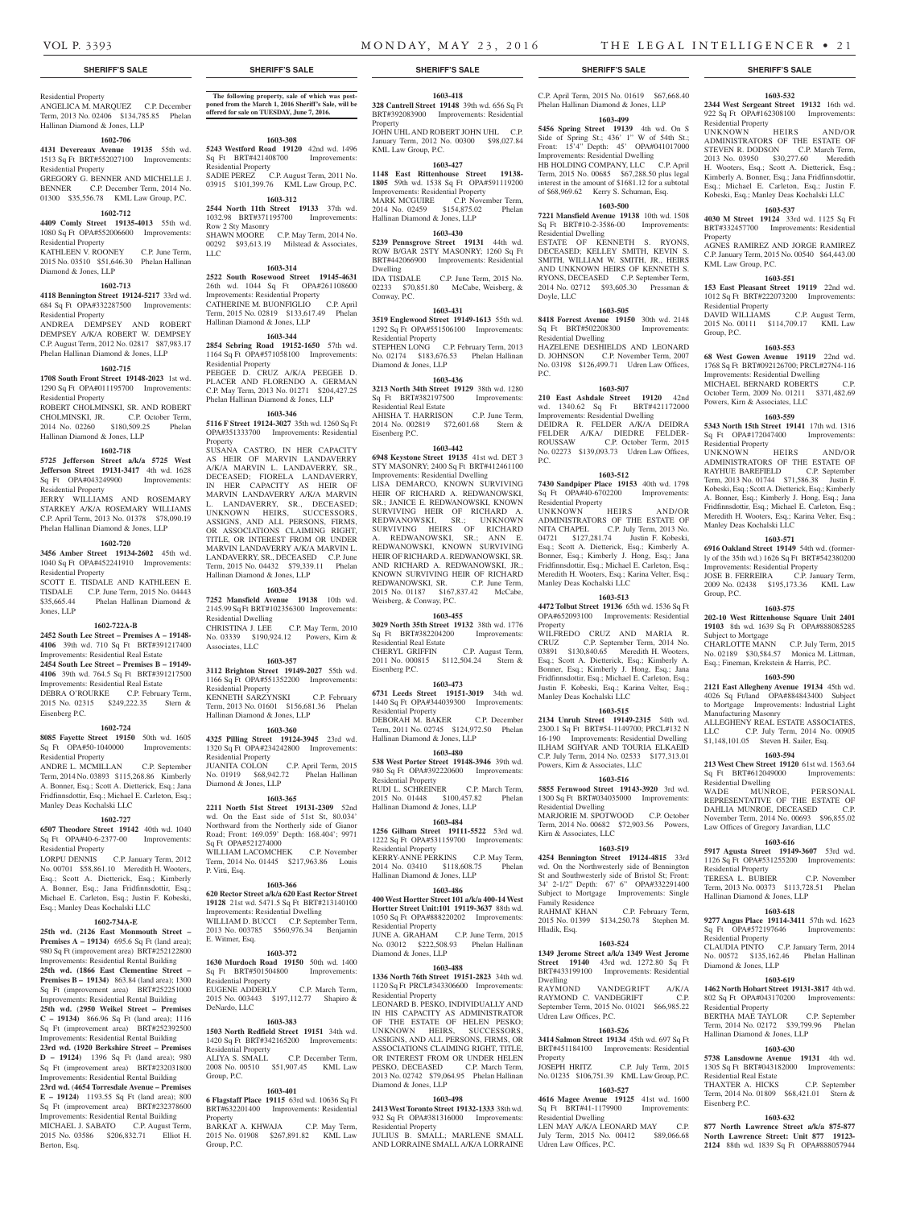Residential Property
ANGELICA M. MARQUEZ C.P. December Term, 2013 No. 02406 $134,785.85 Phelan Hallinan Diamond & Jones, LLP

**1602-706**

**4131 Devereaux Avenue 19135** 55th wd. 1513 Sq Ft BRT#552027100 Improvements: Residential Property
GREGORY G. BENNER AND MICHELLE J. BENNER C.P. December Term, 2014 No. 01300 $35,556.78 KML Law Group, P.C.

**1602-712**

**4409 Comly Street 19135-4013** 55th wd. 1080 Sq Ft OPA#552006600 Improvements: Residential Property
KATHLEEN V. ROONEY C.P. June Term, 2015 No. 03510 $51,646.30 Phelan Hallinan Diamond & Jones, LLP

**1602-713**

**4118 Bennington Street 19124-5217** 33rd wd. 684 Sq Ft OPA#332287500 Improvements: Residential Property
ANDREA DEMPSEY AND ROBERT DEMPSEY A/K/A ROBERT W. DEMPSEY C.P. August Term, 2012 No. 02817 $87,983.17 Phelan Hallinan Diamond & Jones, LLP

**1602-715**

**1708 South Front Street 19148-2023** 1st wd. 1290 Sq Ft OPA#011195700 Improvements: Residential Property
ROBERT CHOLMINSKI, SR. AND ROBERT CHOLMINSKI, JR. C.P. October Term, 2014 No. 02260 $180,509.25 Phelan Hallinan Diamond & Jones, LLP

**1602-718**

**5725 Jefferson Street a/k/a 5725 West Jefferson Street 19131-3417** 4th wd. 1628 Sq Ft OPA#043249900 Improvements: Residential Property
JERRY WILLIAMS AND ROSEMARY STARKEY A/K/A ROSEMARY WILLIAMS C.P. April Term, 2013 No. 01378 $78,090.19 Phelan Hallinan Diamond & Jones, LLP

**1602-720**

**3456 Amber Street 19134-2602** 45th wd. 1040 Sq Ft OPA#452241910 Improvements: Residential Property
SCOTT E. TISDALE AND KATHLEEN E. TISDALE C.P. June Term, 2015 No. 04443 $35,665.44 Phelan Hallinan Diamond & Jones, LLP

**1602-722A-B**

**2452 South Lee Street – Premises A – 19148-4106** 39th wd. 710 Sq Ft BRT#391217400 Improvements: Residential Real Estate
**2454 South Lee Street – Premises B – 19149-4106** 39th wd. 764.5 Sq Ft BRT#391217500 Improvements: Residential Real Estate
DEBRA O'ROURKE C.P. February Term, 2015 No. 02315 $249,222.35 Stern & Eisenberg P.C.

**1602-724**

**8085 Fayette Street 19150** 50th wd. 1605 Sq Ft OPA#50-1040000 Improvements: Residential Property
ANDRE L. MCMILLAN C.P. September Term, 2014 No. 03893 $115,268.86 Kimberly A. Bonner, Esq.; Scott A. Dietterick, Esq.; Jana Fridfinnsdottir, Esq.; Michael E. Carleton, Esq.; Manley Deas Kochalski LLC

**1602-727**

**6507 Theodore Street 19142** 40th wd. 1040 Sq Ft OPA#40-6-2377-00 Improvements: Residential Property
LORPU DENNIS C.P. January Term, 2012 No. 00701 $58,861.10 Meredith H. Wooters, Esq.; Scott A. Dietterick, Esq.; Kimberly A. Bonner, Esq.; Jana Fridfinnsdottir, Esq.; Michael E. Carleton, Esq.; Justin F. Kobeski, Esq.; Manley Deas Kochalski LLC

**1602-734A-E**

**25th wd. (2126 East Monmouth Street – Premises A – 19134)** 695.6 Sq Ft (land area); 980 Sq Ft (improvement area) BRT#252122800 Improvements: Residential Rental Building
**25th wd. (1866 East Clementine Street – Premises B – 19134)** 863.84 (land area); 1300 Sq Ft (improvement area) BRT#252251000 Improvements: Residential Rental Building
**25th wd. (2950 Weikel Street – Premises C – 19134)** 866.96 Sq Ft (land area); 1116 Sq Ft (improvement area) BRT#252392500 Improvements: Residential Rental Building
**23rd wd. (1920 Berkshire Street – Premises D – 19124)** 1396 Sq Ft (land area); 980 Sq Ft (improvement area) BRT#232031800 Improvements: Residential Rental Building
**23rd wd. (4654 Torresdale Avenue – Premises E – 19124)** 1193.55 Sq Ft (land area); 800 Sq Ft (improvement area) BRT#232378600 Improvements: Residential Rental Building
MICHAEL J. SABATO C.P. August Term, 2015 No. 03586 $206,832.71 Elliot H. Berton, Esq.

**The following property, sale of which was postponed from the March 1, 2016 Sheriff's Sale, will be offered for sale on TUESDAY, June 7, 2016.**

**1603-308**

**5243 Westford Road 19120** 42nd wd. 1496 Sq Ft BRT#421408700 Improvements: Residential Property
SADIE PEREZ C.P. August Term, 2011 No. 03915 $101,399.76 KML Law Group, P.C.

**1603-312**

**2544 North 11th Street 19133** 37th wd. 1032.98 BRT#371195700 Improvements: Row 2 Sty Masonry
SHAWN MOORE C.P. May Term, 2014 No. 00292 $93,613.19 Milstead & Associates, LLC

**1603-314**

**2522 South Rosewood Street 19145-4631** 26th wd. 1044 Sq Ft OPA#261108600 Improvements: Residential Property
CATHERINE M. BUONFIGLIO C.P. April Term, 2015 No. 02819 $133,617.49 Phelan Hallinan Diamond & Jones, LLP

**1603-344**

**2854 Sebring Road 19152-1650** 57th wd. 1164 Sq Ft OPA#571058100 Improvements: Residential Property
PEEGEE D. CRUZ A/K/A PEEGEE D. PLACER AND FLORENDO A. GERMAN C.P. May Term, 2013 No. 01271 $204,427.25 Phelan Hallinan Diamond & Jones, LLP

**1603-346**

**5116 F Street 19124-3027** 35th wd. 1260 Sq Ft OPA#351333700 Improvements: Residential Property
SUSANA CASTRO, IN HER CAPACITY AS HEIR OF MARVIN LANDAVERRY A/K/A MARVIN L. LANDAVERRY, SR., DECEASED; FIORELA LANDAVERRY, IN HER CAPACITY AS HEIR OF MARVIN LANDAVERRY A/K/A MARVIN L. LANDAVERRY, SR., DECEASED; UNKNOWN HEIRS, SUCCESSORS, ASSIGNS, AND ALL PERSONS, FIRMS, OR ASSOCIATIONS CLAIMING RIGHT, TITLE, OR INTEREST FROM OR UNDER MARVIN LANDAVERRY A/K/A MARVIN L. LANDAVERRY, SR., DECEASED C.P. June Term, 2015 No. 04432 $79,339.11 Phelan Hallinan Diamond & Jones, LLP

**1603-354**

**7252 Mansfield Avenue 19138** 10th wd. 2145.99 Sq Ft BRT#102356300 Improvements: Residential Dwelling
CHRISTINA J. LEE C.P. May Term, 2010 No. 03339 $190,924.12 Powers, Kirn & Associates, LLC

**1603-357**

**3112 Brighton Street 19149-2027** 55th wd. 1166 Sq Ft OPA#551352200 Improvements: Residential Property
KENNETH SARZYNSKI C.P. February Term, 2013 No. 01601 $156,681.36 Phelan Hallinan Diamond & Jones, LLP

**1603-360**

**4325 Pilling Street 19124-3945** 23rd wd. 1320 Sq Ft OPA#234242800 Improvements: Residential Property
JUANITA COLON C.P. April Term, 2015 No. 01919 $68,942.72 Phelan Hallinan Diamond & Jones, LLP

**1603-365**

**2211 North 51st Street 19131-2309** 52nd wd. On the East side of 51st St, 80.034' Northward from the Northerly side of Gianor Road; Front: 169.059' Depth: 168.404'; 9971 Sq Ft OPA#521274000
WILLIAM LACOMCHEK C.P. November Term, 2014 No. 01445 $217,963.86 Louis P. Vitti, Esq.

**1603-366**

**620 Rector Street a/k/a 620 East Rector Street 19128** 21st wd. 5471.5 Sq Ft BRT#213140100 Improvements: Residential Dwelling
WILLIAM D. BUCCI C.P. September Term, 2013 No. 003785 $560,976.34 Benjamin E. Witmer, Esq.

**1603-372**

**1630 Murdoch Road 19150** 50th wd. 1400 Sq Ft BRT#501504800 Improvements: Residential Property
EUGENE ADDERLY C.P. March Term, 2015 No. 003443 $197,112.77 Shapiro & DeNardo, LLC

**1603-383**

**1503 North Redfield Street 19151** 34th wd. 1420 Sq Ft BRT#342165200 Improvements: Residential Property
ALIYA S. SMALL C.P. December Term, 2008 No. 00510 $51,907.45 KML Law Group, P.C.

**1603-401**

**6 Flagstaff Place 19115** 63rd wd. 10636 Sq Ft BRT#632201400 Improvements: Residential Property
BARKAT A. KHWAJA C.P. May Term, 2015 No. 01908 $267,891.82 KML Law Group, P.C.

**1603-418**

**328 Cantrell Street 19148** 39th wd. 656 Sq Ft BRT#392083900 Improvements: Residential Property
JOHN UHL AND ROBERT JOHN UHL C.P. January Term, 2012 No. 00300 $98,027.84 KML Law Group, P.C.

**1603-427**

**1148 East Rittenhouse Street 19138-1805** 59th wd. 1538 Sq Ft OPA#591119200 Improvements: Residential Property
MARK MCGUIRE C.P. November Term, 2014 No. 02459 $154,875.02 Phelan Hallinan Diamond & Jones, LLP

**1603-430**

**5239 Pennsgrove Street 19131** 44th wd. ROW B/GAR 2STY MASONRY; 1260 Sq Ft BRT#442066900 Improvements: Residential Dwelling
IDA TISDALE C.P. June Term, 2015 No. 02233 $70,851.80 McCabe, Weisberg, & Conway, P.C.

**1603-431**

**3519 Englewood Street 19149-1613** 55th wd. 1292 Sq Ft OPA#551506100 Improvements: Residential Property
STEPHEN LONG C.P. February Term, 2013 No. 02174 $183,676.53 Phelan Hallinan Diamond & Jones, LLP

**1603-436**

**3213 North 34th Street 19129** 38th wd. 1280 Sq Ft BRT#382197500 Improvements: Residential Real Estate
AHISHA T. HARRISON C.P. June Term, 2014 No. 002819 $72,601.68 Stern & Eisenberg P.C.

**1603-442**

**6948 Keystone Street 19135** 41st wd. DET 3 STY MASONRY; 2400 Sq Ft BRT#412461100 Improvements: Residential Dwelling
LISA DEMARCO, KNOWN SURVIVING HEIR OF RICHARD A. REDWANOWSKI, SR.; JANICE E. REDWANOWSKI, KNOWN SURVIVING HEIR OF RICHARD A. REDWANOWSKI, SR.; UNKNOWN SURVIVING HEIRS OF RICHARD A. REDWANOWSKI, SR.; ANN E. REDWANOWSKI, KNOWN SURVIVING HEIR OF RICHARD A. REDWANOWSKI, SR. AND RICHARD A. REDWANOWSKI, JR.; KNOWN SURVIVING HEIR OF RICHARD REDWANOWSKI, SR. C.P. June Term, 2015 No. 01187 $167,837.42 McCabe, Weisberg, & Conway, P.C.

**1603-455**

**3029 North 35th Street 19132** 38th wd. 1776 Sq Ft BRT#382204200 Improvements: Residential Real Estate
CHERYL GRIFFIN C.P. August Term, 2011 No. 000815 $112,504.24 Stern & Eisenberg P.C.

**1603-473**

**6731 Leeds Street 19151-3019** 34th wd. 1440 Sq Ft OPA#344039300 Improvements: Residential Property
DEBORAH M. BAKER C.P. December Term, 2011 No. 02745 $124,972.50 Phelan Hallinan Diamond & Jones, LLP

**1603-480**

**538 West Porter Street 19148-3946** 39th wd. 980 Sq Ft OPA#392220600 Improvements: Residential Property
RUDI L. SCHREINER C.P. March Term, 2015 No. 01448 $100,457.82 Phelan Hallinan Diamond & Jones, LLP

**1603-484**

**1256 Gilham Street 19111-5522** 53rd wd. 1222 Sq Ft OPA#531159700 Improvements: Residential Property
KERRY-ANNE PERKINS C.P. May Term, 2014 No. 03410 $118,608.75 Phelan Hallinan Diamond & Jones, LLP

**1603-486**

**400 West Hortter Street 101 a/k/a 400-14 West Hortter Street Unit:101 19119-3637** 88th wd. 1050 Sq Ft OPA#888220202 Improvements: Residential Property
JUNE A. GRAHAM C.P. June Term, 2015 No. 03012 $222,508.93 Phelan Hallinan Diamond & Jones, LLP

**1603-488**

**1336 North 76th Street 19151-2823** 34th wd. 1120 Sq Ft PRCL#343306600 Improvements: Residential Property
LEONARD B. PESKO, INDIVIDUALLY AND IN HIS CAPACITY AS ADMINISTRATOR OF THE ESTATE OF HELEN PESKO; UNKNOWN HEIRS, SUCCESSORS, ASSIGNS, AND ALL PERSONS, FIRMS, OR ASSOCIATIONS CLAIMING RIGHT, TITLE, OR INTEREST FROM OR UNDER HELEN PESKO, DECEASED C.P. March Term, 2013 No. 02742 $79,064.95 Phelan Hallinan Diamond & Jones, LLP

**1603-498**

**2413 West Toronto Street 19132-1333** 38th wd. 932 Sq Ft OPA#381316000 Improvements: Residential Property
JULIUS B. SMALL; MARLENE SMALL AND LORRAINE SMALL A/K/A LORRAINE C.P. April Term, 2015 No. 01619 $67,668.40 Phelan Hallinan Diamond & Jones, LLP

**1603-499**

**5456 Spring Street 19139** 4th wd. On S Side of Spring St.; 436' 1" W of 54th St.; Front: 15'4" Depth: 45' OPA#041017000 Improvements: Residential Dwelling
HB HOLDING COMPANY, LLC C.P. April Term, 2015 No. 00685 $67,288.50 plus legal interest in the amount of $1681.12 for a subtotal of $68,969.62 Kerry S. Schuman, Esq.

**1603-500**

**7221 Mansfield Avenue 19138** 10th wd. 1508 Sq Ft BRT#10-2-3586-00 Improvements: Residential Dwelling
ESTATE OF KENNETH S. RYONS, DECEASED; KELLEY SMITH, KEVIN S. SMITH, WILLIAM W. SMITH, JR., HEIRS AND UNKNOWN HEIRS OF KENNETH S. RYONS, DECEASED C.P. September Term, 2014 No. 02712 $93,605.30 Pressman & Doyle, LLC

**1603-505**

**8418 Forrest Avenue 19150** 30th wd. 2148 Sq Ft BRT#502208300 Improvements: Residential Dwelling
HAZELENE DESHIELDS AND LEONARD D. JOHNSON C.P. November Term, 2007 No. 03198 $126,499.71 Udren Law Offices, P.C.

**1603-507**

**210 East Ashdale Street 19120** 42nd wd. 1340.62 Sq Ft BRT#421172000 Improvements: Residential Dwelling
DEIDRA R. FELDER A/K/A DEIDRA FELDER A/K/A/ DIEDRE FELDER-ROUSSAW C.P. October Term, 2015 No. 02273 $139,093.73 Udren Law Offices, P.C.

**1603-512**

**7430 Sandpiper Place 19153** 40th wd. 1798 Sq Ft OPA#40-6702200 Improvements: Residential Property
UNKNOWN HEIRS AND/OR ADMINISTRATORS OF THE ESTATE OF NITA CHAPEL C.P. July Term, 2013 No. 04721 $127,281.74 Justin F. Kobeski, Esq.; Scott A. Dietterick, Esq.; Kimberly A. Bonner, Esq.; Kimberly J. Hong, Esq.; Jana Fridfinnsdottir, Esq.; Michael E. Carleton, Esq.; Meredith H. Wooters, Esq.; Karina Velter, Esq.; Manley Deas Kochalski LLC

**1603-513**

**4472 Tolbut Street 19136** 65th wd. 1536 Sq Ft OPA#652093100 Improvements: Residential Property
WILFREDO CRUZ AND MARIA R. CRUZ C.P. September Term, 2014 No. 03891 $130,840.65 Meredith H. Wooters, Esq.; Scott A. Dietterick, Esq.; Kimberly A. Bonner, Esq.; Kimberly J. Hong, Esq.; Jana Fridfinnsdottir, Esq.; Michael E. Carleton, Esq.; Justin F. Kobeski, Esq.; Karina Velter, Esq.; Manley Deas Kochalski LLC

**1603-515**

**2134 Unruh Street 19149-2315** 54th wd. 2300.1 Sq Ft BRT#54-1149700; PRCL#132 N 16-190 Improvements: Residential Dwelling
ILHAM SGHYAR AND TOURIA ELKAEID C.P. July Term, 2014 No. 02533 $177,313.01 Powers, Kirn & Associates, LLC

**1603-516**

**5855 Fernwood Street 19143-3920** 3rd wd. 1300 Sq Ft BRT#034035000 Improvements: Residential Dwelling
MARJORIE M. SPOTWOOD C.P. October Term, 2014 No. 00682 $72,903.56 Powers, Kirn & Associates, LLC

**1603-519**

**4254 Bennington Street 19124-4815** 33rd wd. On the Northwesterly side of Bennington St and Southwesterly side of Bristol St; Front: 34' 2-1/2" Depth: 67' 6" OPA#332291400 Subject to Mortgage Improvements: Single Family Residence
RAHMAT KHAN C.P. February Term, 2015 No. 01399 $134,250.78 Stephen M. Hladik, Esq.

**1603-524**

**1349 Jerome Street a/k/a 1349 West Jerome Street 19140** 43rd wd. 1272.80 Sq Ft BRT#433199100 Improvements: Residential Dwelling
RAYMOND VANDEGRIFT A/K/A RAYMOND C. VANDEGRIFT C.P. September Term, 2015 No. 01021 $66,985.22 Udren Law Offices, P.C.

**1603-526**

**3414 Salmon Street 19134** 45th wd. 697 Sq Ft BRT#451184100 Improvements: Residential Property
JOSEPH HRITZ C.P. July Term, 2015 No. 01235 $106,751.39 KML Law Group, P.C.

**1603-527**

**4616 Magee Avenue 19125** 41st wd. 1600 Sq Ft BRT#41-1179900 Improvements: Residential Dwelling
LEN MAY A/K/A LEONARD MAY C.P. July Term, 2015 No. 00412 $89,066.68 Udren Law Offices, P.C.

**1603-532**

**2344 West Sergeant Street 19132** 16th wd. 922 Sq Ft OPA#162308100 Improvements: Residential Property
UNKNOWN HEIRS AND/OR ADMINISTRATORS OF THE ESTATE OF STEVEN R. DODSON C.P. March Term, 2013 No. 03950 $30,277.60 Meredith H. Wooters, Esq.; Scott A. Dietterick, Esq.; Kimberly A. Bonner, Esq.; Jana Fridfinnsdottir, Esq.; Michael E. Carleton, Esq.; Justin F. Kobeski, Esq.; Manley Deas Kochalski LLC

**1603-537**

**4030 M Street 19124** 33rd wd. 1125 Sq Ft BRT#332457700 Improvements: Residential Property
AGNES RAMIREZ AND JORGE RAMIREZ C.P. January Term, 2015 No. 00540 $64,443.00 KML Law Group, P.C.

**1603-551**

**153 East Pleasant Street 19119** 22nd wd. 1012 Sq Ft BRT#222073200 Improvements: Residential Property
DAVID WILLIAMS C.P. August Term, 2015 No. 00111 $114,709.17 KML Law Group, P.C.

**1603-553**

**68 West Gowen Avenue 19119** 22nd wd. 1768 Sq Ft BRT#092126700; PRCL#27N4-116 Improvements: Residential Dwelling
MICHAEL BERNARD ROBERTS C.P. October Term, 2009 No. 01211 $371,482.69 Powers, Kirn & Associates, LLC

**1603-559**

**5343 North 15th Street 19141** 17th wd. 1316 Sq Ft OPA#172047400 Improvements: Residential Property
UNKNOWN HEIRS AND/OR ADMINISTRATORS OF THE ESTATE OF RAYHUE BAREFIELD C.P. September Term, 2013 No. 01744 $71,586.38 Justin F. Kobeski, Esq.; Scott A. Dietterick, Esq.; Kimberly A. Bonner, Esq.; Kimberly J. Hong, Esq.; Jana Fridfinnsdottir, Esq.; Michael E. Carleton, Esq.; Meredith H. Wooters, Esq.; Karina Velter, Esq.; Manley Deas Kochalski LLC

**1603-571**

**6916 Oakland Street 19149** 54th wd. (formerly of the 35th wd.) 1626 Sq Ft BRT#542380200 Improvements: Residential Property
JOSE B. FERREIRA C.P. January Term, 2009 No. 02438 $195,173.36 KML Law Group, P.C.

**1603-575**

**202-10 West Rittenhouse Square Unit 2401 19103** 8th wd. 1639 Sq Ft OPA#888085285 Subject to Mortgage
CHARLOTTE MANN C.P. July Term, 2015 No. 02189 $30,584.57 Monica M. Littman, Esq.; Fineman, Krekstein & Harris, P.C.

**1603-590**

**2121 East Allegheny Avenue 19134** 45th wd. 4026 Sq Ft/land OPA#884843400 Subject to Mortgage Improvements: Industrial Light Manufacturing Masonry
ALLEGHENY REAL ESTATE ASSOCIATES, LLC C.P. July Term, 2014 No. 00905 $1,148,101.05 Steven H. Sailer, Esq.

**1603-594**

**213 West Chew Street 19120** 61st wd. 1563.64 Sq Ft BRT#612049000 Improvements: Residential Dwelling
WADE MUNROE, PERSONAL REPRESENTATIVE OF THE ESTATE OF DAHLIA MUNROE, DECEASED C.P. November Term, 2014 No. 00693 $96,855.02 Law Offices of Gregory Javardian, LLC

**1603-616**

**5917 Agusta Street 19149-3607** 53rd wd. 1126 Sq Ft OPA#531255200 Improvements: Residential Property
TERESA L. BUBIER C.P. November Term, 2013 No. 00373 $113,728.51 Phelan Hallinan Diamond & Jones, LLP

**1603-618**

**9277 Angus Place 19114-3411** 57th wd. 1623 Sq Ft OPA#572197646 Improvements: Residential Property
CLAUDIA PINTO C.P. January Term, 2014 No. 00572 $135,162.46 Phelan Hallinan Diamond & Jones, LLP

**1603-619**

**1462 North Hobart Street 19131-3817** 4th wd. 802 Sq Ft OPA#043170200 Improvements: Residential Property
BERTHA MAE TAYLOR C.P. September Term, 2014 No. 02172 $39,799.96 Phelan Hallinan Diamond & Jones, LLP

**1603-630**

**5738 Lansdowne Avenue 19131** 4th wd. 1305 Sq Ft BRT#043182000 Improvements: Residential Real Estate
THAXTER A. HICKS C.P. September Term, 2014 No. 01809 $68,421.01 Stern & Eisenberg P.C.

**1603-632**

**877 North Lawrence Street a/k/a 875-877 North Lawrence Street: Unit 877 19123-2124** 88th wd. 1839 Sq Ft OPA#888057944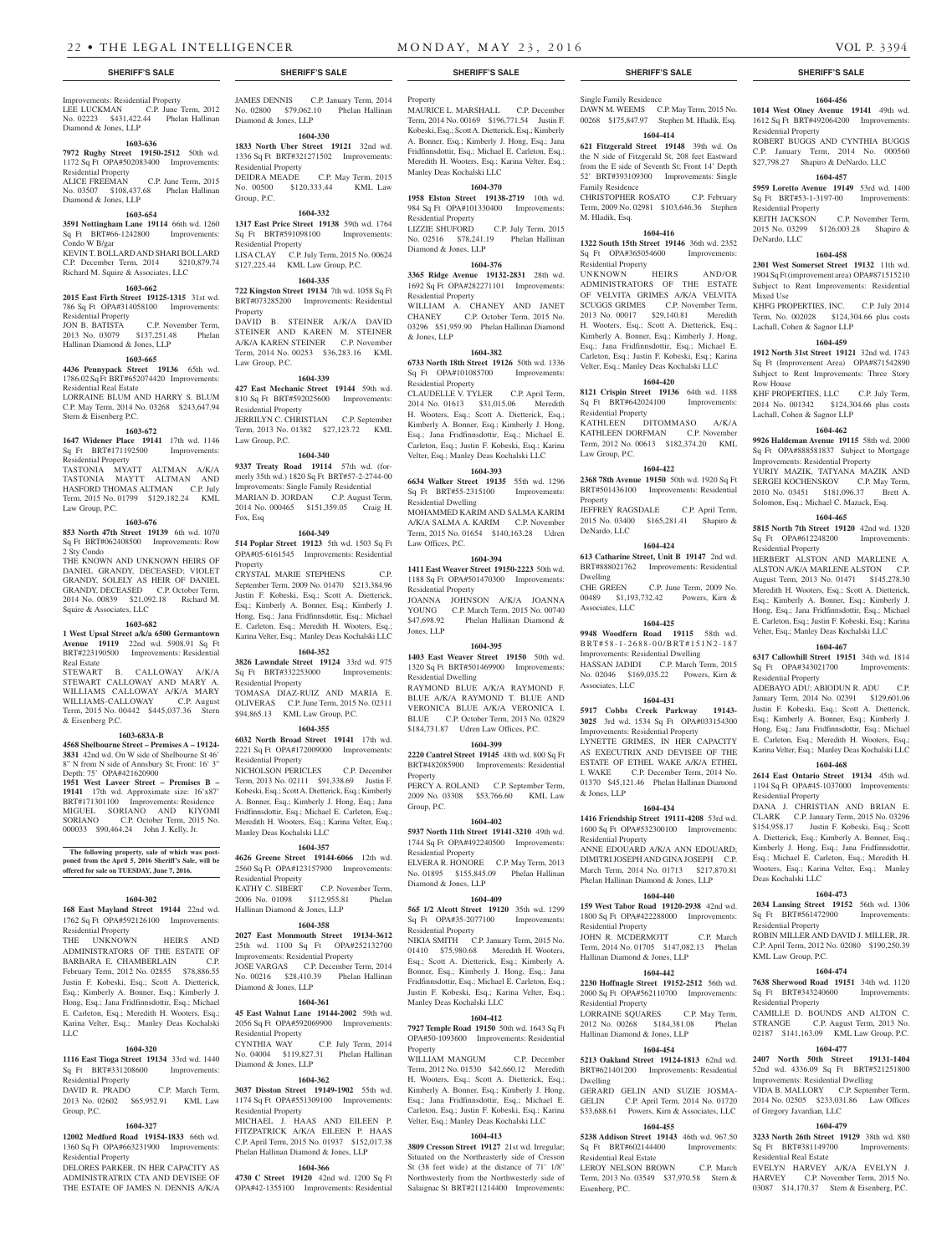Improvements: Residential Property
LEE LUCKMAN C.P. June Term, 2012 No. 02223 $431,422.44 Phelan Hallinan Diamond & Jones, LLP

**1603-636**

**7972 Rugby Street 19150-2512** 50th wd. 1172 Sq Ft OPA#502083400 Improvements: Residential Property
ALICE FREEMAN C.P. June Term, 2015 No. 03507 $108,437.68 Phelan Hallinan Diamond & Jones, LLP

**1603-654**

**3591 Nottingham Lane 19114** 66th wd. 1260 Sq Ft BRT#66-1242800 Improvements: Condo W B/gar
KEVIN T. BOLLARD AND SHARI BOLLARD C.P. December Term, 2014 $210,879.74 Richard M. Squire & Associates, LLC

**1603-662**

**2015 East Firth Street 19125-1315** 31st wd. 786 Sq Ft OPA#314058100 Improvements: Residential Property
JON B. BATISTA C.P. November Term, 2013 No. 03079 $137,251.48 Phelan Hallinan Diamond & Jones, LLP

**1603-665**

**4436 Pennypack Street 19136** 65th wd. 1786.02 Sq Ft BRT#652074420 Improvements: Residential Real Estate
LORRAINE BLUM AND HARRY S. BLUM C.P. May Term, 2014 No. 03268 $243,647.94 Stern & Eisenberg P.C.

**1603-672**

**1647 Widener Place 19141** 17th wd. 1146 Sq Ft BRT#171192500 Improvements: Residential Property
TASTONIA MYATT ALTMAN A/K/A TASTONIA MAYTT ALTMAN AND HASFORD THOMAS ALTMAN C.P. July Term, 2015 No. 01799 $129,182.24 KML Law Group, P.C.

**1603-676**

**853 North 47th Street 19139** 6th wd. 1070 Sq Ft BRT#062408500 Improvements: Row 2 Sty Condo
THE KNOWN AND UNKNOWN HEIRS OF DANIEL GRANDY, DECEASED; VIOLET GRANDY, SOLELY AS HEIR OF DANIEL GRANDY, DECEASED C.P. October Term, 2014 No. 00839 $21,092.18 Richard M. Squire & Associates, LLC

**1603-682**

**1 West Upsal Street a/k/a 6500 Germantown Avenue 19119** 22nd wd. 5908.91 Sq Ft BRT#223190500 Improvements: Residential Real Estate
STEWART B. CALLOWAY A/K/A STEWART CALLOWAY AND MARY A. WILLIAMS CALLOWAY A/K/A MARY WILLIAMS-CALLOWAY C.P. August Term, 2015 No. 00442 $445,037.36 Stern & Eisenberg P.C.

**1603-683A-B**

**4568 Shelbourne Street – Premises A – 19124-3831** 42nd wd. On W side of Shelbourne St 46' 8" N from N side of Annsbury St; Front: 16' 3" Depth: 75' OPA#421620900
**1951 West Laveer Street – Premises B – 19141** 17th wd. Approximate size: 16'x87' BRT#171301100 Improvements: Residence
MIGUEL SORIANO AND KIYOMI SORIANO C.P. October Term, 2015 No. 000033 $90,464.24 John J. Kelly, Jr.

**The following property, sale of which was postponed from the April 5, 2016 Sheriff's Sale, will be offered for sale on TUESDAY, June 7, 2016.**

**1604-302**

**168 East Mayland Street 19144** 22nd wd. 1762 Sq Ft OPA#592126100 Improvements: Residential Property
THE UNKNOWN HEIRS AND ADMINISTRATORS OF THE ESTATE OF BARBARA E. CHAMBERLAIN C.P. February Term, 2012 No. 02855 $78,886.55 Justin F. Kobeski, Esq.; Scott A. Dietterick, Esq.; Kimberly A. Bonner, Esq.; Kimberly J. Hong, Esq.; Jana Fridfinnsdottir, Esq.; Michael E. Carleton, Esq.; Meredith H. Wooters, Esq.; Karina Velter, Esq.; Manley Deas Kochalski LLC

**1604-320**

**1116 East Tioga Street 19134** 33rd wd. 1440 Sq Ft BRT#331208600 Improvements: Residential Property
DAVID R. PRADO C.P. March Term, 2013 No. 02602 $65,952.91 KML Law Group, P.C.

**1604-327**

**12002 Medford Road 19154-1833** 66th wd. 1360 Sq Ft OPA#663231900 Improvements: Residential Property
DELORES PARKER, IN HER CAPACITY AS ADMINISTRATRIX CTA AND DEVISEE OF THE ESTATE OF JAMES N. DENNIS A/K/A JAMES DENNIS C.P. January Term, 2014 No. 02800 $79,062.10 Phelan Hallinan Diamond & Jones, LLP

**1604-330**

**1833 North Uber Street 19121** 32nd wd. 1336 Sq Ft BRT#321271502 Improvements: Residential Property
DEIDRA MEADE C.P. May Term, 2015 No. 00500 $120,333.44 KML Law Group, P.C.

**1604-332**

**1317 East Price Street 19138** 59th wd. 1764 Sq Ft BRT#591098100 Improvements: Residential Property
LISA CLAY C.P. July Term, 2015 No. 00624 $127,225.44 KML Law Group, P.C.

**1604-335**

**722 Kingston Street 19134** 7th wd. 1058 Sq Ft BRT#073285200 Improvements: Residential Property
DAVID B. STEINER A/K/A DAVID STEINER AND KAREN M. STEINER A/K/A KAREN STEINER C.P. November Term, 2014 No. 00253 $36,283.16 KML Law Group, P.C.

**1604-339**

**427 East Mechanic Street 19144** 59th wd. 810 Sq Ft BRT#592025600 Improvements: Residential Property
JERRILYN C. CHRISTIAN C.P. September Term, 2013 No. 01382 $27,123.72 KML Law Group, P.C.

**1604-340**

**9337 Treaty Road 19114** 57th wd. (formerly 35th wd.) 1820 Sq Ft BRT#57-2-2744-00 Improvements: Single Family Residential
MARIAN D. JORDAN C.P. August Term, 2014 No. 000465 $151,359.05 Craig H. Fox, Esq

**1604-349**

**514 Poplar Street 19123** 5th wd. 1503 Sq Ft OPA#05-6161545 Improvements: Residential Property
CRYSTAL MARIE STEPHENS C.P. September Term, 2009 No. 01470 $213,384.96 Justin F. Kobeski, Esq.; Scott A. Dietterick, Esq.; Kimberly A. Bonner, Esq.; Kimberly J. Hong, Esq.; Jana Fridfinnsdottir, Esq.; Michael E. Carleton, Esq.; Meredith H. Wooters, Esq.; Karina Velter, Esq.; Manley Deas Kochalski LLC

**1604-352**

**3826 Lawndale Street 19124** 33rd wd. 975 Sq Ft BRT#332253000 Improvements: Residential Property
TOMASA DIAZ-RUIZ AND MARIA E. OLIVERAS C.P. June Term, 2015 No. 02311 $94,865.13 KML Law Group, P.C.

**1604-355**

**6032 North Broad Street 19141** 17th wd. 2221 Sq Ft OPA#172009000 Improvements: Residential Property
NICHOLSON PERICLES C.P. December Term, 2013 No. 02111 $91,338.69 Justin F. Kobeski, Esq.; Scott A. Dietterick, Esq.; Kimberly A. Bonner, Esq.; Kimberly J. Hong, Esq.; Jana Fridfinnsdottir, Esq.; Michael E. Carleton, Esq.; Meredith H. Wooters, Esq.; Karina Velter, Esq.; Manley Deas Kochalski LLC

**1604-357**

**4626 Greene Street 19144-6066** 12th wd. 2560 Sq Ft OPA#123157900 Improvements: Residential Property
KATHY C. SIBERT C.P. November Term, 2006 No. 01098 $112,955.81 Phelan Hallinan Diamond & Jones, LLP

**1604-358**

**2027 East Monmouth Street 19134-3612** 25th wd. 1100 Sq Ft OPA#252132700 Improvements: Residential Property
JOSE VARGAS C.P. December Term, 2014 No. 00216 $28,410.39 Phelan Hallinan Diamond & Jones, LLP

**1604-361**

**45 East Walnut Lane 19144-2002** 59th wd. 2056 Sq Ft OPA#592069900 Improvements: Residential Property
CYNTHIA WAY C.P. July Term, 2014 No. 04004 $119,827.31 Phelan Hallinan Diamond & Jones, LLP

**1604-362**

**3037 Disston Street 19149-1902** 55th wd. 1174 Sq Ft OPA#551309100 Improvements: Residential Property
MICHAEL J. HAAS AND EILEEN P. FITZPATRICK A/K/A EILEEN P. HAAS C.P. April Term, 2015 No. 01937 $152,017.38 Phelan Hallinan Diamond & Jones, LLP

**1604-366**

**4730 C Street 19120** 42nd wd. 1200 Sq Ft OPA#42-1355100 Improvements: Residential Property
MAURICE L. MARSHALL C.P. December Term, 2014 No. 00169 $196,771.54 Justin F. Kobeski, Esq.; Scott A. Dietterick, Esq.; Kimberly A. Bonner, Esq.; Kimberly J. Hong, Esq.; Jana Fridfinnsdottir, Esq.; Michael E. Carleton, Esq.; Meredith H. Wooters, Esq.; Karina Velter, Esq.; Manley Deas Kochalski LLC

**1604-370**

**1958 Elston Street 19138-2719** 10th wd. 984 Sq Ft OPA#101330400 Improvements: Residential Property
LIZZIE SHUFORD C.P. July Term, 2015 No. 02516 $78,241.19 Phelan Hallinan Diamond & Jones, LLP

**1604-376**

**3365 Ridge Avenue 19132-2831** 28th wd. 1692 Sq Ft OPA#282271101 Improvements: Residential Property
WILLIAM A. CHANEY AND JANET CHANEY C.P. October Term, 2015 No. 03296 $51,959.90 Phelan Hallinan Diamond & Jones, LLP

**1604-382**

**6733 North 18th Street 19126** 50th wd. 1336 Sq Ft OPA#101085700 Improvements: Residential Property
CLAUDELLE V. TYLER C.P. April Term, 2014 No. 01613 $31,015.06 Meredith H. Wooters, Esq.; Scott A. Dietterick, Esq.; Kimberly A. Bonner, Esq.; Kimberly J. Hong, Esq.; Jana Fridfinnsdottir, Esq.; Michael E. Carleton, Esq.; Justin F. Kobeski, Esq.; Karina Velter, Esq.; Manley Deas Kochalski LLC

**1604-393**

**6634 Walker Street 19135** 55th wd. 1296 Sq Ft BRT#55-2315100 Improvements: Residential Dwelling
MOHAMMED KARIM AND SALMA KARIM A/K/A SALMA A. KARIM C.P. November Term, 2015 No. 01654 $140,163.28 Udren Law Offices, P.C.

**1604-394**

**1411 East Weaver Street 19150-2223** 50th wd. 1188 Sq Ft OPA#501470300 Improvements: Residential Property
JOANNA JOHNSON A/K/A JOANNA YOUNG C.P. March Term, 2015 No. 00740 $47,698.92 Phelan Hallinan Diamond & Jones, LLP

**1604-395**

**1403 East Weaver Street 19150** 50th wd. 1320 Sq Ft BRT#501469900 Improvements: Residential Dwelling
RAYMOND BLUE A/K/A RAYMOND F. BLUE A/K/A RAYMOND T. BLUE AND VERONICA BLUE A/K/A VERONICA I. BLUE C.P. October Term, 2013 No. 02829 $184,731.87 Udren Law Offices, P.C.

**1604-399**

**2220 Cantrel Street 19145** 48th wd. 800 Sq Ft BRT#482085900 Improvements: Residential Property
PERCY A. ROLAND C.P. September Term, 2009 No. 03308 $53,766.60 KML Law Group, P.C.

**1604-402**

**5937 North 11th Street 19141-3210** 49th wd. 1744 Sq Ft OPA#492240500 Improvements: Residential Property
ELVERA R. HONORE C.P. May Term, 2013 No. 01895 $155,845.09 Phelan Hallinan Diamond & Jones, LLP

**1604-409**

**565 1/2 Alcott Street 19120** 35th wd. 1299 Sq Ft OPA#35-2077100 Improvements: Residential Property
NIKIA SMITH C.P. January Term, 2015 No. 01410 $75,980.68 Meredith H. Wooters, Esq.; Scott A. Dietterick, Esq.; Kimberly A. Bonner, Esq.; Kimberly J. Hong, Esq.; Jana Fridfinnsdottir, Esq.; Michael E. Carleton, Esq.; Justin F. Kobeski, Esq.; Karina Velter, Esq.; Manley Deas Kochalski LLC

**1604-412**

**7927 Temple Road 19150** 50th wd. 1643 Sq Ft OPA#50-1093600 Improvements: Residential Property
WILLIAM MANGUM C.P. December Term, 2012 No. 01530 $42,660.12 Meredith H. Wooters, Esq.; Scott A. Dietterick, Esq.; Kimberly A. Bonner, Esq.; Kimberly J. Hong, Esq.; Jana Fridfinnsdottir, Esq.; Michael E. Carleton, Esq.; Justin F. Kobeski, Esq.; Karina Velter, Esq.; Manley Deas Kochalski LLC

**1604-413**

**3809 Cresson Street 19127** 21st wd. Irregular; Situated on the Northeasterly side of Cresson St (38 feet wide) at the distance of 71' 1/8" Northwesterly from the Northwesterly side of Salaignac St BRT#211214400 Improvements: Single Family Residence
DAWN M. WEEMS C.P. May Term, 2015 No. 00268 $175,847.97 Stephen M. Hladik, Esq.

**1604-414**

**621 Fitzgerald Street 19148** 39th wd. On the N side of Fitzgerald St, 208 feet Eastward from the E side of Seventh St; Front 14' Depth 52' BRT#393109300 Improvements: Single Family Residence
CHRISTOPHER ROSATO C.P. February Term, 2009 No. 02981 $103,646.36 Stephen M. Hladik, Esq.

**1604-416**

**1322 South 15th Street 19146** 36th wd. 2352 Sq Ft OPA#365054600 Improvements: Residential Property
UNKNOWN HEIRS AND/OR ADMINISTRATORS OF THE ESTATE OF VELVITA GRIMES A/K/A VELVITA SCUGGS GRIMES C.P. November Term, 2013 No. 00017 $29,140.81 Meredith H. Wooters, Esq.; Scott A. Dietterick, Esq.; Kimberly A. Bonner, Esq.; Kimberly J. Hong, Esq.; Jana Fridfinnsdottir, Esq.; Michael E. Carleton, Esq.; Justin F. Kobeski, Esq.; Karina Velter, Esq.; Manley Deas Kochalski LLC

**1604-420**

**8121 Crispin Street 19136** 64th wd. 1188 Sq Ft BRT#642024100 Improvements: Residential Property
KATHLEEN DITOMMASO A/K/A KATHLEEN DORFMAN C.P. November Term, 2012 No. 00613 $182,374.20 KML Law Group, P.C.

**1604-422**

**2368 78th Avenue 19150** 50th wd. 1920 Sq Ft BRT#501436100 Improvements: Residential Property
JEFFREY RAGSDALE C.P. April Term, 2015 No. 03400 $165,281.41 Shapiro & DeNardo, LLC

**1604-424**

**613 Catharine Street, Unit B 19147** 2nd wd. BRT#888021762 Improvements: Residential Dwelling
CHE GREEN C.P. June Term, 2009 No. 00489 $1,193,732.42 Powers, Kirn & Associates, LLC

**1604-425**

**9948 Woodfern Road 19115** 58th wd. BRT#58-1-2688-00/BRT#151N2-187 Improvements: Residential Dwelling
HASSAN JADIDI C.P. March Term, 2015 No. 02046 $169,035.22 Powers, Kirn & Associates, LLC

**1604-431**

**5917 Cobbs Creek Parkway 19143-3025** 3rd wd. 1534 Sq Ft OPA#033154300 Improvements: Residential Property
LYNETTE GRIMES, IN HER CAPACITY AS EXECUTRIX AND DEVISEE OF THE ESTATE OF ETHEL WAKE A/K/A ETHEL I. WAKE C.P. December Term, 2014 No. 01370 $45,121.46 Phelan Hallinan Diamond & Jones, LLP

**1604-434**

**1416 Friendship Street 19111-4208** 53rd wd. 1600 Sq Ft OPA#532300100 Improvements: Residential Property
ANNE EDOUARD A/K/A ANN EDOUARD; DIMITRI JOSEPH AND GINA JOSEPH C.P. March Term, 2014 No. 01713 $217,870.81 Phelan Hallinan Diamond & Jones, LLP

**1604-440**

**159 West Tabor Road 19120-2938** 42nd wd. 1800 Sq Ft OPA#422288000 Improvements: Residential Property
JOHN R. MCDERMOTT C.P. March Term, 2014 No. 01705 $147,082.13 Phelan Hallinan Diamond & Jones, LLP

**1604-442**

**2230 Hoffnagle Street 19152-2512** 56th wd. 2000 Sq Ft OPA#562110700 Improvements: Residential Property
LORRAINE SQUARES C.P. May Term, 2012 No. 00268 $184,381.08 Phelan Hallinan Diamond & Jones, LLP

**1604-454**

**5213 Oakland Street 19124-1813** 62nd wd. BRT#621401200 Improvements: Residential Dwelling
GERARD GELIN AND SUZIE JOSMA-GELIN C.P. April Term, 2014 No. 01720 $33,688.61 Powers, Kirn & Associates, LLC

**1604-455**

**5238 Addison Street 19143** 46th wd. 967.50 Sq Ft BRT#602144400 Improvements: Residential Real Estate
LEROY NELSON BROWN C.P. March Term, 2013 No. 03549 $37,970.58 Stern & Eisenberg, P.C.

**1604-456**

**1014 West Olney Avenue 19141** 49th wd. 1612 Sq Ft BRT#492064200 Improvements: Residential Property
ROBERT BUGGS AND CYNTHIA BUGGS C.P. January Term, 2014 No. 000560 $27,798.27 Shapiro & DeNardo, LLC

**1604-457**

**5959 Loretto Avenue 19149** 53rd wd. 1400 Sq Ft BRT#53-1-3197-00 Improvements: Residential Property
KEITH JACKSON C.P. November Term, 2015 No. 03299 $126,003.28 Shapiro & DeNardo, LLC

**1604-458**

**2301 West Somerset Street 19132** 11th wd. 1904 Sq Ft (improvement area) OPA#871515210 Subject to Rent Improvements: Residential Mixed Use
KHFG PROPERTIES, INC. C.P. July 2014 Term, No. 002028 $124,304.66 plus costs Lachall, Cohen & Sagnor LLP

**1604-459**

**1912 North 31st Street 19121** 32nd wd. 1743 Sq Ft (Improvement Area) OPA#871542890 Subject to Rent Improvements: Three Story Row House
KHF PROPERTIES, LLC C.P. July Term, 2014 No. 001342 $124,304.66 plus costs Lachall, Cohen & Sagnor LLP

**1604-462**

**9926 Haldeman Avenue 19115** 58th wd. 2000 Sq Ft OPA#888581837 Subject to Mortgage Improvements: Residential Property
YURIY MAZIK, TATYANA MAZIK AND SERGEI KOCHENSKOV C.P. May Term, 2010 No. 03451 $181,096.37 Brett A. Solomon, Esq.; Michael C. Mazack, Esq.

**1604-465**

**5815 North 7th Street 19120** 42nd wd. 1320 Sq Ft OPA#612248200 Improvements: Residential Property
HERBERT ALSTON AND MARLENE A. ALSTON A/K/A MARLENE ALSTON C.P. August Term, 2013 No. 01471 $145,278.30 Meredith H. Wooters, Esq.; Scott A. Dietterick, Esq.; Kimberly A. Bonner, Esq.; Kimberly J. Hong, Esq.; Jana Fridfinnsdottir, Esq.; Michael E. Carleton, Esq.; Justin F. Kobeski, Esq.; Karina Velter, Esq.; Manley Deas Kochalski LLC

**1604-467**

**6317 Callowhill Street 19151** 34th wd. 1814 Sq Ft OPA#343021700 Improvements: Residential Property
ADEBAYO ADU; ABIODUN R. ADU C.P. January Term, 2014 No. 02391 $129,601.06 Justin F. Kobeski, Esq.; Scott A. Dietterick, Esq.; Kimberly A. Bonner, Esq.; Kimberly J. Hong, Esq.; Jana Fridfinnsdottir, Esq.; Michael E. Carleton, Esq.; Meredith H. Wooters, Esq.; Karina Velter, Esq.; Manley Deas Kochalski LLC

**1604-468**

**2614 East Ontario Street 19134** 45th wd. 1194 Sq Ft OPA#45-1037000 Improvements: Residential Property
DANA J. CHRISTIAN AND BRIAN E. CLARK C.P. January Term, 2015 No. 03296 $154,958.17 Justin F. Kobeski, Esq.; Scott A. Dietterick, Esq.; Kimberly A. Bonner, Esq.; Kimberly J. Hong, Esq.; Jana Fridfinnsdottir, Esq.; Michael E. Carleton, Esq.; Meredith H. Wooters, Esq.; Karina Velter, Esq.; Manley Deas Kochalski LLC

**1604-473**

**2034 Lansing Street 19152** 56th wd. 1306 Sq Ft BRT#561472900 Improvements: Residential Property
ROBIN MILLER AND DAVID J. MILLER, JR. C.P. April Term, 2012 No. 02080 $190,250.39 KML Law Group, P.C.

**1604-474**

**7638 Sherwood Road 19151** 34th wd. 1120 Sq Ft BRT#343240600 Improvements: Residential Property
CAMILLE D. BOUNDS AND ALTON C. STRANGE C.P. August Term, 2013 No. 02187 $141,163.09 KML Law Group, P.C.

**1604-477**

**2407 North 50th Street 19131-1404** 52nd wd. 4336.09 Sq Ft BRT#521251800 Improvements: Residential Dwelling
VIDA B. MALLORY C.P. September Term, 2014 No. 02505 $233,031.86 Law Offices of Gregory Javardian, LLC

**1604-479**

**3233 North 26th Street 19129** 38th wd. 880 Sq Ft BRT#381149700 Improvements: Residential Real Estate
EVELYN HARVEY A/K/A EVELYN J. HARVEY C.P. November Term, 2015 No. 03087 $14,170.37 Stern & Eisenberg, P.C.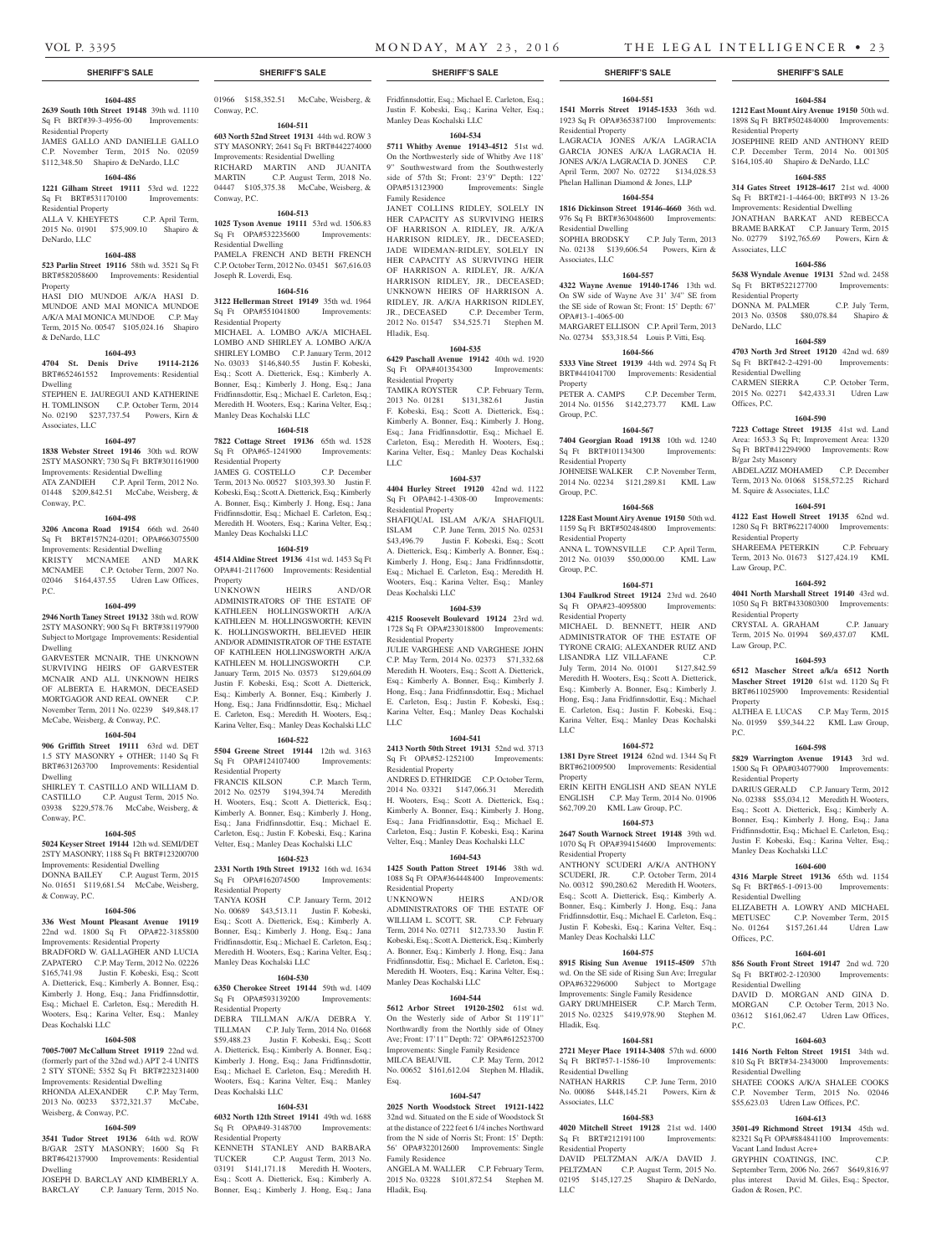SHERIFF'S SALE

**1604-485**

**2639 South 10th Street 19148** 39th wd. 1110 Sq Ft BRT#39-3-4956-00 Improvements: Residential Property

JAMES GALLO AND DANIELLE GALLO C.P. November Term, 2015 No. 02059 $112,348.50 Shapiro & DeNardo, LLC

**1604-486**

**1221 Gilham Street 19111** 53rd wd. 1222 Sq Ft BRT#531170100 Improvements: Residential Property

ALLA V. KHEYFETS C.P. April Term, 2015 No. 01901 $75,909.10 Shapiro & DeNardo, LLC

**1604-488**

**523 Parlin Street 19116** 58th wd. 3521 Sq Ft BRT#582058600 Improvements: Residential Property

HASI DIO MUNDOE A/K/A HASI D. MUNDOE AND MAI MONICA MUNDOE A/K/A MAI MONICA MUNDOE C.P. May Term, 2015 No. 00547 $105,024.16 Shapiro & DeNardo, LLC

**1604-493**

**4704 St. Denis Drive 19114-2126** BRT#652461552 Improvements: Residential Dwelling

STEPHEN E. JAUREGUI AND KATHERINE H. TOMLINSON C.P. October Term, 2014 No. 02190 $237,737.54 Powers, Kirn & Associates, LLC

**1604-497**

**1838 Webster Street 19146** 30th wd. ROW 2STY MASONRY; 730 Sq Ft BRT#301161900 Improvements: Residential Dwelling

ATA ZANDIEH C.P. April Term, 2012 No. 01448 $209,842.51 McCabe, Weisberg, & Conway, P.C.

**1604-498**

**3206 Ancona Road 19154** 66th wd. 2640 Sq Ft BRT#157N24-0201; OPA#663075500 Improvements: Residential Dwelling

KRISTY MCNAMEE AND MARK MCNAMEE C.P. October Term, 2007 No. 02046 $164,437.55 Udren Law Offices, P.C.

**1604-499**

**2946 North Taney Street 19132** 38th wd. ROW 2STY MASONRY; 900 Sq Ft BRT#381197900 Subject to Mortgage Improvements: Residential Dwelling

GARVESTER MCNAIR, THE UNKNOWN SURVIVING HEIRS OF GARVESTER MCNAIR AND ALL UNKNOWN HEIRS OF ALBERTA E. HARMON, DECEASED MORTGAGOR AND REAL OWNER C.P. November Term, 2011 No. 02239 $49,848.17 McCabe, Weisberg, & Conway, P.C.

**1604-504**

**906 Griffith Street 19111** 63rd wd. DET 1.5 STY MASONRY + OTHER; 1140 Sq Ft BRT#631263700 Improvements: Residential Dwelling

SHIRLEY T. CASTILLO AND WILLIAM D. CASTILLO C.P. August Term, 2015 No. 03938 $229,578.76 McCabe, Weisberg, & Conway, P.C.

**1604-505**

**5024 Keyser Street 19144** 12th wd. SEMI/DET 2STY MASONRY; 1188 Sq Ft BRT#123200700 Improvements: Residential Dwelling

DONNA BAILEY C.P. August Term, 2015 No. 01651 $119,681.54 McCabe, Weisberg, & Conway, P.C.

**1604-506**

**336 West Mount Pleasant Avenue 19119** 22nd wd. 1800 Sq Ft OPA#22-3185800 Improvements: Residential Property

BRADFORD W. GALLAGHER AND LUCIA ZAPATERO C.P. May Term, 2012 No. 02226 $165,741.98 Justin F. Kobeski, Esq.; Scott A. Dietterick, Esq.; Kimberly A. Bonner, Esq.; Kimberly J. Hong, Esq.; Jana Fridfinnsdottir, Esq.; Michael E. Carleton, Esq.; Meredith H. Wooters, Esq.; Karina Velter, Esq.; Manley Deas Kochalski LLC

**1604-508**

**7005-7007 McCallum Street 19119** 22nd wd. (formerly part of the 32nd wd.) APT 2-4 UNITS 2 STY STONE; 5352 Sq Ft BRT#223231400 Improvements: Residential Dwelling

RHONDA ALEXANDER C.P. May Term, 2013 No. 00233 $372,321.37 McCabe, Weisberg, & Conway, P.C.

**1604-509**

**3541 Tudor Street 19136** 64th wd. ROW B/GAR 2STY MASONRY; 1600 Sq Ft BRT#642137900 Improvements: Residential Dwelling

JOSEPH D. BARCLAY AND KIMBERLY A. BARCLAY C.P. January Term, 2015 No. 01966 $158,352.51 McCabe, Weisberg, & Conway, P.C.

**1604-511**

**603 North 52nd Street 19131** 44th wd. ROW 3 STY MASONRY; 2641 Sq Ft BRT#442274000 Improvements: Residential Dwelling

RICHARD MARTIN AND JUANITA MARTIN C.P. August Term, 2018 No. 04447 $105,375.38 McCabe, Weisberg, & Conway, P.C.

**1604-513**

**1025 Tyson Avenue 19111** 53rd wd. 1506.83 Sq Ft OPA#532235600 Improvements: Residential Dwelling

PAMELA FRENCH AND BETH FRENCH C.P. October Term, 2012 No. 03451 $67,616.03 Joseph R. Loverdi, Esq.

**1604-516**

**3122 Hellerman Street 19149** 35th wd. 1964 Sq Ft OPA#551041800 Improvements: Residential Property

MICHAEL A. LOMBO A/K/A MICHAEL LOMBO AND SHIRLEY A. LOMBO A/K/A SHIRLEY LOMBO C.P. January Term, 2012 No. 03033 $146,840.55 Justin F. Kobeski, Esq.; Scott A. Dietterick, Esq.; Kimberly A. Bonner, Esq.; Kimberly J. Hong, Esq.; Jana Fridfinnsdottir, Esq.; Michael E. Carleton, Esq.; Meredith H. Wooters, Esq.; Karina Velter, Esq.; Manley Deas Kochalski LLC

**1604-518**

**7822 Cottage Street 19136** 65th wd. 1528 Sq Ft OPA#65-1241900 Improvements: Residential Property

JAMES G. COSTELLO C.P. December Term, 2013 No. 00527 $103,393.30 Justin F. Kobeski, Esq.; Scott A. Dietterick, Esq.; Kimberly A. Bonner, Esq.; Kimberly J. Hong, Esq.; Jana Fridfinnsdottir, Esq.; Michael E. Carleton, Esq.; Meredith H. Wooters, Esq.; Karina Velter, Esq.; Manley Deas Kochalski LLC

**1604-519**

**4514 Aldine Street 19136** 41st wd. 1453 Sq Ft OPA#41-2117600 Improvements: Residential Property

UNKNOWN HEIRS AND/OR ADMINISTRATORS OF THE ESTATE OF KATHLEEN HOLLINGSWORTH A/K/A KATHLEEN M. HOLLINGSWORTH; KEVIN K. HOLLINGSWORTH, BELIEVED HEIR AND/OR ADMINISTRATOR OF THE ESTATE OF KATHLEEN HOLLINGSWORTH A/K/A KATHLEEN M. HOLLINGSWORTH C.P. January Term, 2015 No. 03573 $129,604.09 Justin F. Kobeski, Esq.; Scott A. Dietterick, Esq.; Kimberly A. Bonner, Esq.; Kimberly J. Hong, Esq.; Jana Fridfinnsdottir, Esq.; Michael E. Carleton, Esq.; Meredith H. Wooters, Esq.; Karina Velter, Esq.; Manley Deas Kochalski LLC

**1604-522**

**5504 Greene Street 19144** 12th wd. 3163 Sq Ft OPA#124107400 Improvements: Residential Property

FRANCIS KILSON C.P. March Term, 2012 No. 02579 $194,394.74 Meredith H. Wooters, Esq.; Scott A. Dietterick, Esq.; Kimberly A. Bonner, Esq.; Kimberly J. Hong, Esq.; Jana Fridfinnsdottir, Esq.; Michael E. Carleton, Esq.; Justin F. Kobeski, Esq.; Karina Velter, Esq.; Manley Deas Kochalski LLC

**1604-523**

**2331 North 19th Street 19132** 16th wd. 1634 Sq Ft OPA#162074500 Improvements: Residential Property

TANYA KOSH C.P. January Term, 2012 No. 00689 $43,513.11 Justin F. Kobeski, Esq.; Scott A. Dietterick, Esq.; Kimberly A. Bonner, Esq.; Kimberly J. Hong, Esq.; Jana Fridfinnsdottir, Esq.; Michael E. Carleton, Esq.; Meredith H. Wooters, Esq.; Karina Velter, Esq.; Manley Deas Kochalski LLC

**1604-530**

**6350 Cherokee Street 19144** 59th wd. 1409 Sq Ft OPA#593139200 Improvements: Residential Property

DEBRA TILLMAN A/K/A DEBRA Y. TILLMAN C.P. July Term, 2014 No. 01668 $59,488.23 Justin F. Kobeski, Esq.; Scott A. Dietterick, Esq.; Kimberly A. Bonner, Esq.; Kimberly J. Hong, Esq.; Jana Fridfinnsdottir, Esq.; Michael E. Carleton, Esq.; Meredith H. Wooters, Esq.; Karina Velter, Esq.; Manley Deas Kochalski LLC

**1604-531**

**6032 North 12th Street 19141** 49th wd. 1688 Sq Ft OPA#49-3148700 Improvements: Residential Property

KENNETH STANLEY AND BARBARA TUCKER C.P. August Term, 2013 No. 03191 $141,171.18 Meredith H. Wooters, Esq.; Scott A. Dietterick, Esq.; Kimberly A. Bonner, Esq.; Kimberly J. Hong, Esq.; Jana Fridfinnsdottir, Esq.; Michael E. Carleton, Esq.; Justin F. Kobeski, Esq.; Karina Velter, Esq.; Manley Deas Kochalski LLC

**1604-534**

**5711 Whitby Avenue 19143-4512** 51st wd. On the Northwesterly side of Whitby Ave 118' 9" Southwestward from the Southwesterly side of 57th St; Front: 23'9" Depth: 122' OPA#513123900 Improvements: Single Family Residence

JANET COLLINS RIDLEY, SOLELY IN HER CAPACITY AS SURVIVING HEIRS OF HARRISON A. RIDLEY, JR. A/K/A HARRISON RIDLEY, JR., DECEASED; JADE WIDEMAN-RIDLEY, SOLELY IN HER CAPACITY AS SURVIVING HEIR OF HARRISON A. RIDLEY, JR. A/K/A HARRISON RIDLEY, JR., DECEASED; UNKNOWN HEIRS OF HARRISON A. RIDLEY, JR. A/K/A HARRISON RIDLEY, JR., DECEASED C.P. December Term, 2012 No. 01547 $34,525.71 Stephen M. Hladik, Esq.

**1604-535**

**6429 Paschall Avenue 19142** 40th wd. 1920 Sq Ft OPA#401354300 Improvements: Residential Property

TAMIKA ROYSTER C.P. February Term, 2013 No. 01281 $131,382.61 Justin F. Kobeski, Esq.; Scott A. Dietterick, Esq.; Kimberly A. Bonner, Esq.; Kimberly J. Hong, Esq.; Jana Fridfinnsdottir, Esq.; Michael E. Carleton, Esq.; Meredith H. Wooters, Esq.; Karina Velter, Esq.; Manley Deas Kochalski LLC

**1604-537**

**4404 Hurley Street 19120** 42nd wd. 1122 Sq Ft OPA#42-1-4308-00 Improvements: Residential Property

SHAFIQUAL ISLAM A/K/A SHAFIQUL ISLAM C.P. June Term, 2015 No. 02531 $43,496.79 Justin F. Kobeski, Esq.; Scott A. Dietterick, Esq.; Kimberly A. Bonner, Esq.; Kimberly J. Hong, Esq.; Jana Fridfinnsdottir, Esq.; Michael E. Carleton, Esq.; Meredith H. Wooters, Esq.; Karina Velter, Esq.; Manley Deas Kochalski LLC

**1604-539**

**4215 Roosevelt Boulevard 19124** 23rd wd. 1728 Sq Ft OPA#233018800 Improvements: Residential Property

JULIE VARGHESE AND VARGHESE JOHN C.P. May Term, 2014 No. 02373 $71,332.68 Meredith H. Wooters, Esq.; Scott A. Dietterick, Esq.; Kimberly A. Bonner, Esq.; Kimberly J. Hong, Esq.; Jana Fridfinnsdottir, Esq.; Michael E. Carleton, Esq.; Justin F. Kobeski, Esq.; Karina Velter, Esq.; Manley Deas Kochalski LLC

**1604-541**

**2413 North 50th Street 19131** 52nd wd. 3713 Sq Ft OPA#52-1252100 Improvements: Residential Property

ANDRES D. ETHRIDGE C.P. October Term, 2014 No. 03321 $147,066.31 Meredith H. Wooters, Esq.; Scott A. Dietterick, Esq.; Kimberly A. Bonner, Esq.; Kimberly J. Hong, Esq.; Jana Fridfinnsdottir, Esq.; Michael E. Carleton, Esq.; Justin F. Kobeski, Esq.; Karina Velter, Esq.; Manley Deas Kochalski LLC

**1604-543**

**1425 South Patton Street 19146** 38th wd. 1088 Sq Ft OPA#364448400 Improvements: Residential Property

UNKNOWN HEIRS AND/OR ADMINISTRATORS OF THE ESTATE OF WILLIAM L. SCOTT, SR. C.P. February Term, 2014 No. 02711 $12,733.30 Justin F. Kobeski, Esq.; Scott A. Dietterick, Esq.; Kimberly A. Bonner, Esq.; Kimberly J. Hong, Esq.; Jana Fridfinnsdottir, Esq.; Michael E. Carleton, Esq.; Meredith H. Wooters, Esq.; Karina Velter, Esq.; Manley Deas Kochalski LLC

**1604-544**

**5612 Arbor Street 19120-2502** 61st wd. On the Westerly side of Arbor St 119'11" Northwardly from the Northly side of Olney Ave; Front: 17'11" Depth: 72' OPA#612523700 Improvements: Single Family Residence

MILCA BEAUVIL C.P. May Term, 2012 No. 00652 $161,612.04 Stephen M. Hladik, Esq.

**1604-547**

**2025 North Woodstock Street 19121-1422** 32nd wd. Situated on the E side of Woodstock St at the distance of 222 feet 6 1/4 inches Northward from the N side of Norris St; Front: 15' Depth: 56' OPA#322012600 Improvements: Single Family Residence

ANGELA M. WALLER C.P. February Term, 2015 No. 03228 $101,872.54 Stephen M. Hladik, Esq.

**1604-551**

**1541 Morris Street 19145-1533** 36th wd. 1923 Sq Ft OPA#365387100 Improvements: Residential Property

LAGRACIA JONES A/K/A LAGRACIA GARCIA JONES A/K/A LAGRACIA H. JONES A/K/A LAGRACIA D. JONES C.P. April Term, 2007 No. 02722 $134,028.53 Phelan Hallinan Diamond & Jones, LLP

**1604-554**

**1816 Dickinson Street 19146-4660** 36th wd. 976 Sq Ft BRT#363048600 Improvements: Residential Dwelling

SOPHIA BRODSKY C.P. July Term, 2013 No. 02138 $139,606.54 Powers, Kirn & Associates, LLC

**1604-557**

**4322 Wayne Avenue 19140-1746** 13th wd. On SW side of Wayne Ave 31' 3/4" SE from the SE side of Rowan St; Front: 15' Depth: 67' OPA#13-1-4065-00

MARGARET ELLISON C.P. April Term, 2013 No. 02734 $53,318.54 Louis P. Vitti, Esq.

**1604-566**

**5333 Vine Street 19139** 44th wd. 2974 Sq Ft BRT#441041700 Improvements: Residential Property

PETER A. CAMPS C.P. December Term, 2014 No. 01556 $142,273.77 KML Law Group, P.C.

**1604-567**

**7404 Georgian Road 19138** 10th wd. 1240 Sq Ft BRT#101134300 Improvements: Residential Property

JOHNEISE WALKER C.P. November Term, 2014 No. 02234 $121,289.81 KML Law Group, P.C.

**1604-568**

**1228 East Mount Airy Avenue 19150** 50th wd. 1159 Sq Ft BRT#502484800 Improvements: Residential Property

ANNA L. TOWNSVILLE C.P. April Term, 2012 No. 01039 $50,000.00 KML Law Group, P.C.

**1604-571**

**1304 Faulkrod Street 19124** 23rd wd. 2640 Sq Ft OPA#23-4095800 Improvements: Residential Property

MICHAEL D. BENNETT, HEIR AND ADMINISTRATOR OF THE ESTATE OF TYRONE CRAIG; ALEXANDER RUIZ AND LISANDRA LIZ VILLAFANE C.P. July Term, 2014 No. 01001 $127,842.59 Meredith H. Wooters, Esq.; Scott A. Dietterick, Esq.; Kimberly A. Bonner, Esq.; Kimberly J. Hong, Esq.; Jana Fridfinnsdottir, Esq.; Michael E. Carleton, Esq.; Justin F. Kobeski, Esq.; Karina Velter, Esq.; Manley Deas Kochalski LLC

**1604-572**

**1381 Dyre Street 19124** 62nd wd. 1344 Sq Ft BRT#621009500 Improvements: Residential Property

ERIN KEITH ENGLISH AND SEAN NYLE ENGLISH C.P. May Term, 2014 No. 01906 $62,709.20 KML Law Group, P.C.

**1604-573**

**2647 South Warnock Street 19148** 39th wd. 1070 Sq Ft OPA#394154600 Improvements: Residential Property

ANTHONY SCUDERI A/K/A ANTHONY SCUDERI, JR. C.P. October Term, 2014 No. 00312 $90,280.62 Meredith H. Wooters, Esq.; Scott A. Dietterick, Esq.; Kimberly A. Bonner, Esq.; Kimberly J. Hong, Esq.; Jana Fridfinnsdottir, Esq.; Michael E. Carleton, Esq.; Justin F. Kobeski, Esq.; Karina Velter, Esq.; Manley Deas Kochalski LLC

**1604-575**

**8915 Rising Sun Avenue 19115-4509** 57th wd. On the SE side of Rising Sun Ave; Irregular OPA#632296000 Subject to Mortgage Improvements: Single Family Residence

GARY DRUMHEISER C.P. March Term, 2015 No. 02325 $419,978.90 Stephen M. Hladik, Esq.

**1604-581**

**2721 Meyer Place 19114-3408** 57th wd. 6000 Sq Ft BRT#57-1-1586-10 Improvements: Residential Dwelling

NATHAN HARRIS C.P. June Term, 2010 No. 00086 $448,145.21 Powers, Kirn & Associates, LLC

**1604-583**

**4020 Mitchell Street 19128** 21st wd. 1400 Sq Ft BRT#212191100 Improvements: Residential Property

DAVID PELTZMAN A/K/A DAVID J. PELTZMAN C.P. August Term, 2015 No. 02195 $145,127.25 Shapiro & DeNardo, LLC

**1604-584**

**1212 East Mount Airy Avenue 19150** 50th wd. 1898 Sq Ft BRT#502484000 Improvements: Residential Property

JOSEPHINE REID AND ANTHONY REID C.P. December Term, 2014 No. 001305 $164,105.40 Shapiro & DeNardo, LLC

**1604-585**

**314 Gates Street 19128-4617** 21st wd. 4000 Sq Ft BRT#21-1-4464-00; BRT#93 N 13-26 Improvements: Residential Dwelling

JONATHAN BARKAT AND REBECCA BRAME BARKAT C.P. January Term, 2015 No. 02779 $192,765.69 Powers, Kirn & Associates, LLC

**1604-586**

**5638 Wyndale Avenue 19131** 52nd wd. 2458 Sq Ft BRT#522127700 Improvements: Residential Property

DONNA M. PALMER C.P. July Term, 2013 No. 03508 $80,078.84 Shapiro & DeNardo, LLC

**1604-589**

**4703 North 3rd Street 19120** 42nd wd. 689 Sq Ft BRT#42-2-4291-00 Improvements: Residential Dwelling

CARMEN SIERRA C.P. October Term, 2015 No. 02271 $42,433.31 Udren Law Offices, P.C.

**1604-590**

**7223 Cottage Street 19135** 41st wd. Land Area: 1653.3 Sq Ft; Improvement Area: 1320 Sq Ft BRT#412294900 Improvements: Row B/gar 2sty Masonry

ABDELAZIZ MOHAMED C.P. December Term, 2013 No. 01068 $158,572.25 Richard M. Squire & Associates, LLC

**1604-591**

**4122 East Howell Street 19135** 62nd wd. 1280 Sq Ft BRT#622174000 Improvements: Residential Property

SHAREEMA PETERKIN C.P. February Term, 2013 No. 01673 $127,424.19 KML Law Group, P.C.

**1604-592**

**4041 North Marshall Street 19140** 43rd wd. 1050 Sq Ft BRT#433080300 Improvements: Residential Property

CRYSTAL A. GRAHAM C.P. January Term, 2015 No. 01994 $69,437.07 KML Law Group, P.C.

**1604-593**

**6512 Mascher Street a/k/a 6512 North Mascher Street 19120** 61st wd. 1120 Sq Ft BRT#611025900 Improvements: Residential Property

ALTHEA E. LUCAS C.P. May Term, 2015 No. 01959 $59,344.22 KML Law Group, P.C.

**1604-598**

**5829 Warrington Avenue 19143** 3rd wd. 1500 Sq Ft OPA#034077900 Improvements: Residential Property

DARIUS GERALD C.P. January Term, 2012 No. 02388 $55,034.12 Meredith H. Wooters, Esq.; Scott A. Dietterick, Esq.; Kimberly A. Bonner, Esq.; Kimberly J. Hong, Esq.; Jana Fridfinnsdottir, Esq.; Michael E. Carleton, Esq.; Justin F. Kobeski, Esq.; Karina Velter, Esq.; Manley Deas Kochalski LLC

**1604-600**

**4316 Marple Street 19136** 65th wd. 1154 Sq Ft BRT#65-1-0913-00 Improvements: Residential Dwelling

ELIZABETH A. LOWRY AND MICHAEL METUSEC C.P. November Term, 2015 No. 01264 $157,261.44 Udren Law Offices, P.C.

**1604-601**

**856 South Front Street 19147** 2nd wd. 720 Sq Ft BRT#02-2-120300 Improvements: Residential Dwelling

DAVID D. MORGAN AND GINA D. MORGAN C.P. October Term, 2013 No. 03612 $161,062.47 Udren Law Offices, P.C.

**1604-603**

**1416 North Felton Street 19151** 34th wd. 810 Sq Ft BRT#34-2343000 Improvements: Residential Dwelling

SHATEE COOKS A/K/A SHALEE COOKS C.P. November Term, 2015 No. 02046 $55,623.03 Udren Law Offices, P.C.

**1604-613**

**3501-49 Richmond Street 19134** 45th wd. 82321 Sq Ft OPA#884841100 Improvements: Vacant Land Indust Acre+

GRYPHIN COATINGS, INC. C.P. September Term, 2006 No. 2667 $649,816.97 plus interest David M. Giles, Esq.; Spector, Gadon & Rosen, P.C.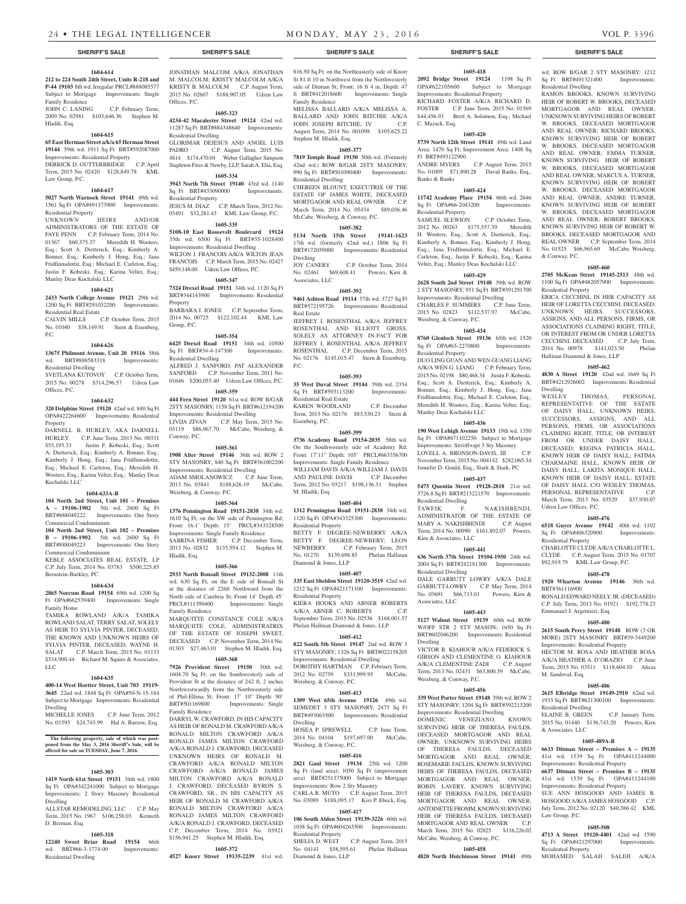**SHERIFF'S SALE**

**1604-614**

**212 to 224 South 24th Street, Units R-218 and P-44 19103** 8th wd. Irregular PRCL#888085577 Subject to Mortgage Improvements: Single Family Residence

JOHN C. LANING C.P. February Term, 2009 No. 02981 $103,646.36 Stephen M. Hladik, Esq.

**1604-615**

**65 East Herman Street a/k/a 65 Herman Street 19144** 59th wd. 1911 Sq Ft BRT#592087000 Improvements: Residential Property

DERRICK D. OUTTERBRIDGE C.P. April Term, 2015 No. 02420 $128,849.78 KML Law Group, P.C.

**1604-617**

**5027 North Warnock Street 19141** 49th wd. 1561 Sq Ft OPA#491373900 Improvements: Residential Property

UNKNOWN HEIRS AND/OR ADMINISTRATORS OF THE ESTATE OF FAYE PENN C.P. February Term, 2014 No. 01367 $60,375.37 Meredith H. Wooters, Esq.; Scott A. Dietterick, Esq.; Kimberly A. Bonner, Esq.; Kimberly J. Hong, Esq.; Jana Fridfinnsdottir, Esq.; Michael E. Carleton, Esq.; Justin F. Kobeski, Esq.; Karina Velter, Esq.; Manley Deas Kochalski LLC

**1604-621**

**2433 North College Avenue 19121** 29th wd. 1200 Sq Ft BRT#291032200 Improvements: Residential Real Estate

CALVIN MILLS C.P. October Term, 2015 No. 01040 $38,149.91 Stern & Eisenberg, P.C.

**1604-626**

**13675 Philmont Avenue, Unit 20 19116** 58th wd. BRT#888583318 Improvements: Residential Dwelling

SVETLANA KUTOVOY C.P. October Term, 2015 No. 00278 $314,296.57 Udren Law Offices, P.C.

**1604-632**

**320 Delphine Street 19120** 42nd wd. 840 Sq Ft OPA#422264600 Improvements: Residential Property

DARNELL B. HURLEY, AKA DARNELL HURLEY C.P. June Term, 2013 No. 00331 $53,193.33 Justin F. Kobeski, Esq.; Scott A. Dietterick, Esq.; Kimberly A. Bonner, Esq.; Kimberly J. Hong, Esq.; Jana Fridfinnsdottir, Esq.; Michael E. Carleton, Esq.; Meredith H. Wooters, Esq.; Karina Velter, Esq.; Manley Deas Kochalski LLC

**1604-633A-B**

**104 North 2nd Street, Unit 101 – Premises A – 19106-1902** 5th wd. 2600 Sq Ft BRT#888049222 Improvements: One Story Commercial Condominium

**104 North 2nd Street, Unit 102 – Premises B – 19106-1902** 5th wd. 2600 Sq Ft BRT#888049223 Improvements: One Story Commercial Condominium

KEBLE ASSOCIATES REAL ESTATE, LP C.P. July Term, 2014 No. 03783 $500,225.85 Bernstein-Burkley, PC

**1604-634**

**2865 Norcum Road 19154** 69th wd. 1200 Sq Ft OPA#662539400 Improvements: Single Family Home

TAMIKA ROWLAND A/K/A TAMIKA ROWLAND SALAT; TERRY SALAT, SOLELY AS HEIR TO SYLVIA PINTER, DECEASED; THE KNOWN AND UNKNOWN HEIRS OF SYLVIA PINTER, DECEASED; WAYNE H. SALAT C.P. March Term, 2015 No. 01133 $334,900.44 Richard M. Squire & Associates, LLC

**1604-635**

**400-14 West Hortter Street, Unit 703 19119-3645** 22nd wd. 1848 Sq Ft OPA#50-N-15-184 Subject to Mortgage Improvements: Residential Dwelling

MICHELLE JONES C.P. June Term, 2012 No. 01593 $24,743.99 Hal A. Barrow, Esq.

**The following property, sale of which was postponed from the May 3, 2016 Sheriff's Sale, will be offered for sale on TUESDAY, June 7, 2016.**

**1605-303**

**1419 North 61st Street 19151** 34th wd. 1800 Sq Ft OPA#342241000 Subject to Mortgage Improvements: 2 Story Masonry Residential Dwelling

ALLSTAR REMODELING, LLC C.P. May Term, 2015 No. 1967 $106,258.03 Kenneth D. Berman, Esq.

**1605-318**

**12240 Sweet Briar Road 19154** 66th wd. BRT#66-3-1774-00 Improvements: Residential Dwelling

JONATHAN MALCOM A/K/A JONATHAN M. MALCOLM; KRISTY MALCOLM A/K/A KRISTY B. MALCOLM C.P. August Term, 2015 No. 02607 $188,907.05 Udren Law Offices, P.C.

**1605-323**

**4234-42 Macalester Street 19124** 42nd wd. 11287 Sq Ft BRT#884348640 Improvements: Residential Dwelling

GLORIMAR DEJESUS AND ANGEL LUIS PADRO C.P. August Term, 2015 No. 4814 $174,470.04 Weber Gallagher Simpson Stapleton Fires & Newby, LLP, Sarah A. Elia, Esq.

**1605-334**

**3943 North 7th Street 19140** 43rd wd. 1140 Sq Ft BRT#433090000 Improvements: Residential Property

JESUS M. DIAZ C.P. March Term, 2012 No. 03491 $32,281.43 KML Law Group, P.C.

**1605-335**

**5108-10 East Roosevelt Boulevard 19124** 35th wd. 6500 Sq Ft BRT#35-1028400 Improvements: Residential Dwelling

WILTON J. FRANCOIS A/K/A WILTON JEAN FRANCOIS C.P. March Term, 2015 No. 02427 $459,148.00 Udren Law Offices, P.C.

**1605-347**

**7324 Drexel Road 19151** 34th wd. 1120 Sq Ft BRT#344143900 Improvements: Residential Property

BARBARA J. JONES C.P. September Term, 2014 No. 00725 $122,102.44 KML Law Group, P.C.

**1605-354**

**6425 Drexel Road 19151** 34th wd. 10500 Sq Ft BRT#34-4-147300 Improvements: Residential Dwelling

ALFRED J. SANFORD; PAT ALEXANDER SANFORD C.P. November Term, 2011 No. 01646 $200,055.40 Udren Law Offices, P.C.

**1605-359**

**444 Fern Street 19120** 61st wd. ROW B/GAR 2STY MASONRY; 1158 Sq Ft BRT#612194200 Improvements: Residential Dwelling

LIVIJA ZIVAN C.P. May Term, 2015 No. 03119 $86,967.70 McCabe, Weisberg, & Conway, P.C.

**1605-361**

**1908 Alter Street 19146** 36th wd. ROW 2 STY MASONRY; 840 Sq Ft BRT#361002200 Improvements: Residential Dwelling

ADAM SMOLANOWICZ C.P. June Term, 2013 No. 03841 $188,626.19 McCabe, Weisberg, & Conway, P.C.

**1605-364**

**1376 Pennington Road 19151-2838** 34th wd. 1610 Sq Ft; on the SW side of Pennington Rd; Front: 16.1' Depth: 15' PRCL#343328500 Improvements: Single Family Residence

SABRINA FISHER C.P. December Term, 2013 No. 02832 $135,954.12 Stephen M. Hladik, Esq.

**1605-366**

**2933 North Bonsall Street 19132-2008** 11th wd. 630 Sq Ft; on the E side of Bonsall St at the distance of 226ft Northward from the North side of Cambria St; Front 14' Depth 45' PRCL#111390400 Improvements: Single Family Residence

MARQUITTE CONSTANCE COLE A/K/A MARQUITTE COLE, ADMINISTRATRIX OF THE ESTATE OF JOSEPH SWEET, DECEASED C.P. November Term, 2014 No. 01303 $27,463.01 Stephen M. Hladik, Esq.

**1605-368**

**7926 Provident Street 19150** 50th wd. 1604.70 Sq Ft; on the Southwesterly side of Provident St at the distance of 242 ft, 2 inches Northwestwardly from the Northwesterly side of Phil-Ellena St; Front: 17' 10" Depth: 90' BRT#501169800 Improvements: Single Family Residence

DARRYL W. CRAWFORD, IN HIS CAPACITY AS HEIR OF RONALD M. CRAWFORD A/K/A RONALD MILTON CRAWFORD A/K/A RONALD JAMES MILTON CRAWFORD A/K/A RONALD J. CRAWFORD, DECEASED UNKNOWN HEIRS OF RONALD M. CRAWFORD A/K/A RONALD MILTON CRAWFORD A/K/A RONALD JAMES MILTON CRAWFORD A/K/A RONALD J. CRAWFORD, DECEASED BYRON S. CRAWFORD, SR., IN HIS CAPACITY AS HEIR OF RONALD M. CRAWFORD A/K/A RONALD MILTON CRAWFORD A/K/A RONALD JAMES MILTON CRAWFORD A/K/A RONALD J. CRAWFORD, DECEASED C.P. December Term, 2014 No. 03921 $156,941.25 Stephen M. Hladik, Esq.

**1605-372**

**4527 Knorr Street 19135-2239** 41st wd. 816.50 Sq Ft; on the Northeasterly side of Knorr St 81 ft 10 in Northwest from the Northwesterly side of Ditman St; Front: 16 ft 4 in, Depth: 47 ft BRT#412018600 Improvements: Single Family Residence

MELISSA BALLARD A/K/A MELISSA A. BALLARD AND JOHN RITCHIE A/K/A JOHN JOSEPH RITCHIE, IV C.P. August Term, 2014 No. 001098 $105,625.22 Stephen M. Hladik, Esq.

**1605-377**

**7819 Temple Road 19150** 50th wd. (Formerly 42nd wd.) ROW B/GAR 2STY MASONRY; 990 Sq Ft BRT#501090400 Improvements: Residential Dwelling

CHEREEN BLOUNT, EXECUTRIX OF THE ESTATE OF JAMES WHITE, DECEASED MORTGAGOR AND REAL OWNER C.P. March Term, 2014 No. 05434 $89,036.46 McCabe, Weisberg, & Conway, P.C.

**1605-382**

**5134 North 15th Street 19141-1623** 17th wd. (formerly 42nd wd.) 1806 Sq Ft BRT#172059000 Improvements: Residential Dwelling

JOY CANERY C.P. October Term, 2014 No. 02461 $69,608.41 Powers, Kirn & Associates, LLC

**1605-392**

**9461 Ashton Road 19114** 57th wd. 3727 Sq Ft BRT#572195726 Improvements: Residential Real Estate

JEFFREY I. ROSENTHAL A/K/A JEFFREY ROSENTHAL AND ELLIOTT GROSS, SOLELY AS ATTORNEY IN-FACT FOR JEFFREY I. ROSENTHAL A/K/A JEFFREY ROSENTHAL C.P. December Term, 2015 No. 02176 $145,015.47 Stern & Eisenberg, P.C.

**1605-393**

**35 West Duval Street 19144** 59th wd. 2354 Sq Ft BRT#593113200 Improvements: Residential Real Estate

KAREN WOODLAND C.P. December Term, 2015 No. 02176 $83,550.23 Stern & Eisenberg, P.C.

**1605-399**

**3736 Academy Road 19154-2035** 58th wd. On the Southwesterly side of Academy Rd; Front: 17'11" Depth: 105' PRCL#663356700 Improvements: Single Family Residence

WILLIAM DAVIS A/K/A WILLIAM J. DAVIS AND PAULINE DAVIS C.P. December Term, 2012 No. 03217 $198,136.31 Stephen M. Hladik, Esq

**1605-404**

**1312 Pennington Road 19151-2838** 34th wd. 1120 Sq Ft OPA#343325300 Improvements: Residential Property

BETTY F. DEGREE-NEWBERRY A/K/A BETTY F. DEGREE-NEWBERY; LEON NEWBERRY C.P. February Term, 2015 No. 01270 $139,698.85 Phelan Hallinan Diamond & Jones, LLP

**1605-407**

**335 East Sheldon Street 19120-3519** 42nd wd. 1212 Sq Ft OPA#421171100 Improvements: Residential Property

KIERA HOOKS AND ABNER ROBERTS A/K/A ABNER C. ROBERTS C.P. September Term, 2015 No. 02536 $168,001.57 Phelan Hallinan Diamond & Jones, LLP

**1605-412**

**822 South 5th Street 19147** 2nd wd. ROW 3 STY MASONRY; 1326 Sq Ft BRT#022158205 Improvements: Residential Dwelling

DOROTHY HARTMAN C.P. February Term, 2012 No. 02759 $331,999.95 McCabe, Weisberg, & Conway, P.C.

**1605-413**

**1309 West 65th Avenue 19126** 49th wd. SEMI/DET 3 STY MASONRY; 2475 Sq Ft BRT#493063500 Improvements: Residential Dwelling

HOSEA P. SPREWELL C.P. June Term, 2014 No. 04104 $197,697.00 McCabe, Weisberg, & Conway, P.C.

**1605-416**

**2821 Gaul Street 19134** 25th wd. 1200 Sq Ft (land area); 1050 Sq Ft (improvement area) BRT#251375000 Subject to Mortgage Improvements: Row 2 Sty Masonry

CARLA R. MUTO C.P. August Term, 2015 No. 03089 $188,095.17 Keri P. Ebeck, Esq.

**1605-417**

**106 South Alden Street 19139-3226** 60th wd. 1038 Sq Ft OPA#604263500 Improvements: Residential Property

SHELIA D. WEST C.P. August Term, 2015 No. 04141 $58,595.61 Phelan Hallinan Diamond & Jones, LLP

**1605-418**

**2092 Bridge Street 19124** 1198 Sq Ft OPA#622105600 Subject to Mortgage Improvements: Residential Property

RICHARD FOSTER A/K/A RICHARD D. FOSTER C.P. June Term, 2015 No. 01569 $44,456.93 Brett A. Solomon, Esq.; Michael C. Mazack, Esq.

**1605-420**

**5739 North 12th Street 19141** 49th wd. Land Area: 1470 Sq Ft; Improvement Area: 1408 Sq Ft BRT#493122900

ANDRE MYERS C.P. August Term, 2015 No. 01009 $71,890.28 David Banks, Esq., Banks & Banks

**1605-424**

**11742 Academy Place 19154** 66th wd. 2646 Sq Ft OPA#66-2043200 Improvements: Residential Property

SAMUEL SLEWION C.P. October Term, 2012 No. 00263 $175,557.39 Meredith H. Wooters, Esq.; Scott A. Dietterick, Esq.; Kimberly A. Bonner, Esq.; Kimberly J. Hong, Esq.; Jana Fridfinnsdottir, Esq.; Michael E. Carleton, Esq.; Justin F. Kobeski, Esq.; Karina Velter, Esq.; Manley Deas Kochalski LLC

**1605-429**

**2628 South 2nd Street 19148** 39th wd. ROW 2 STY MASONRY; 951 Sq Ft BRT#391291700 Improvements: Residential Dwelling

CHARLES F. SUMMERS C.P. June Term, 2015 No. 02823 $112,537.97 McCabe, Weisberg, & Conway, P.C.

**1605-434**

**8760 Glenloch Street 19136** 65th wd. 1520 Sq Ft OPA#65-2270800 Improvements: Residential Property

DUO LING GUAN AND WEN GUANG LIANG A/K/A WEN G. LIANG C.P. February Term, 2015 No. 02198 $80,468.34 Justin F. Kobeski, Esq.; Scott A. Dietterick, Esq.; Kimberly A. Bonner, Esq.; Kimberly J. Hong, Esq.; Jana Fridfinnsdottir, Esq.; Michael E. Carleton, Esq.; Meredith H. Wooters, Esq.; Karina Velter, Esq.; Manley Deas Kochalski LLC

**1605-436**

**190 West Lehigh Avenue 19133** 19th wd. 1350 Sq Ft OPA#871102250 Subject to Mortgage Improvements: Str/off+apt 3 Sty Masonry

LOVELL A. BRONSON-DAVIS, III C.P. November Term, 2015 No. 004142 $282,065.34 Jennifer D. Gould, Esq.; Stark & Stark, PC

**1605-437**

**5475 Quentin Street 19128-2818** 21st wd. 3726.8 Sq Ft BRT#213221570 Improvements: Residential Dwelling

TAWFIK F. NAKISHBENDI, ADMINISTRATOR OF THE ESTATE OF MARY A. NAKISHBENDI C.P. August Term, 2014 No. 00990 $161,892.07 Powers, Kirn & Associates, LLC

**1605-441**

**636 North 37th Street 19104-1950** 24th wd. 2004 Sq Ft BRT#242181300 Improvements: Residential Dwelling

DALE GARBUTT LOWRY A/K/A DALE GARBUTT-LOWRY C.P. May Term, 2014 No. 03691 $66,713.01 Powers, Kirn & Associates, LLC

**1605-443**

**5127 Walnut Street 19139** 60th wd. ROW W/OFF STR 2 STY MASON; 1650 Sq Ft BRT#602046200 Improvements: Residential Dwelling

VICTOR B. KIAHOUR A/K/A FEDERICK S. GIBSON AND CLEMENTINE O. KIAHOUR A/K/A CLEMENTINE ZADI C.P. August Term, 2013 No. 02431 $63,800.39 McCabe, Weisberg, & Conway, P.C.

**1605-456**

**339 West Porter Street 19148** 39th wd. ROW 2 STY MASONRY; 1204 Sq Ft BRT#392213200 Improvements: Residential Dwelling

DOMENIC VENEZIANO, KNOWN SURVIVING HEIR OF THERESA FAULDS, DECEASED MORTGAGOR AND REAL OWNER; UNKNOWN SURVIVING HEIRS OF THERESA FAULDS, DECEASED MORTGAGOR AND REAL OWNER; ROSEMARIE FAULDS, KNOWN SURVIVING HEIRS OF THERESA FAULDS, DECEASED MORTGAGOR AND REAL OWNER; ROBIN LAVERY, KNOWN SURVIVING HEIR OF THERESA FAULDS, DECEASED MORTGAGOR AND REAL OWNER; ANTOINETTE FROMM, KNOWN SURVIVING HEIR OF THERESA FAULDS, DECEASED MORTGAGOR AND REAL OWNER C.P. March Term, 2015 No. 02825 $116,226.02 McCabe, Weisberg, & Conway, P.C.

**1605-458**

**4820 North Hutchinson Street 19141** 49th wd. ROW B/GAR 2 STY MASONRY; 1212 Sq Ft BRT#491321400 Improvements: Residential Dwelling

RAMON BROOKS, KNOWN SURVIVING HEIR OF ROBERT W. BROOKS, DECEASED MORTGAGOR AND REAL OWNER; UNKNOWN SURVIVING HEIRS OF ROBERT W. BROOKS, DECEASED MORTGAGOR AND REAL OWNER; RICHARD BROOKS, KNOWN SURVIVING HEIR OF ROBERT W. BROOKS, DECEASED MORTGAGOR AND REAL OWNER; EMMA TURNER, KNOWN SURVIVING HEIR OF ROBERT W. BROOKS, DECEASED MORTGAGOR AND REAL OWNER; MARCUS A. TURNER, KNOWN SURVIVING HEIR OF ROBERT W. BROOKS, DECEASED MORTGAGOR AND REAL OWNER; ANDRE TURNER, KNOWN SURVIVING HEIR OF ROBERT W. BROOKS, DECEASED MORTGAGOR AND REAL OWNER; ROBERT BROOKS, KNOWN SURVIVING HEIR OF ROBERT W. BROOKS, DECEASED MORTGAGOR AND REAL OWNER C.P. September Term, 2014 No. 01525 $66,965.69 McCabe, Weisberg, & Conway, P.C.

**1605-460**

**2705 McKean Street 19145-2513** 48th wd. 1100 Sq Ft OPA#482057900 Improvements: Residential Property

ERICA CECCHINI, IN HER CAPACITY AS HEIR OF LORETTA CECCHINI, DECEASED; UNKNOWN HEIRS, SUCCESSORS, ASSIGNS, AND ALL PERSONS, FIRMS, OR ASSOCIATIONS CLAIMING RIGHT, TITLE, OR INTEREST FROM OR UNDER LORETTA CECCHINI, DECEASED C.P. July Term, 2014 No. 00978 $141,023.50 Phelan Hallinan Diamond & Jones, LLP

**1605-462**

**4830 A Street 19120** 42nd wd. 1669 Sq Ft BRT#4212926002 Improvements: Residential Dwelling

WESLEY THOMAS, PERSONAL REPRESENTATIVE OF THE ESTATE OF DAISY HALL; UNKNOWN HEIRS, SUCCESSORS, ASSIGNS, AND ALL PERSONS, FIRMS, OR ASSOCIATIONS CLAIMING RIGHT, TITLE, OR INTEREST FROM OR UNDER DAISY HALL, DECEASED; REGINA PATRICIA HALL, KNOWN HEIR OF DAISY HALL; FATIMA CHARMAINE HALL, KNOWN HEIR OF DAISY HALL; LAKITA MONIQUE HALL, KNOWN HEIR OF DAISY HALL; ESTATE OF DAISY HALL C/O WESLEY THOMAS, PERSONAL REPRESENTATIVE C.P. March Term, 2013 No. 03529 $37,930.07 Udren Law Offices, P.C.

**1605-476**

**6518 Guyer Avenue 19142** 40th wd. 1102 Sq Ft OPA#406320900 Improvements: Residential Property

CHARLOTTE CLYDE A/K/A CHARLOTTE L. CLYDE C.P. August Term, 2015 No. 01707 $92,919.79 KML Law Group, P.C.

**1605-478**

**1920 Wharton Avenue 19146** 36th wd. BRT#361116900

RONALD EDWARD NEELY, JR. (DECEASED) C.P. July Term, 2013 No. 01921 $192,778.23 Emmanuel J. Argentieri, Esq.

**1605-480**

**2615 South Percy Street 19148** ROW (3 OR MORE) 2STY MASONRY BRT#39-3449200 Improvements: Residential Property

HECTOR M. ROSA AND HEATHER ROSA A/K/A HEATHER A. D'ORAZIO C.P. June Term, 2015 No. 03511 $118,604.10 Alicia M. Sandoval, Esq.

**1605-486**

**2615 Elbridge Street 19149-2910** 62nd wd. 1933 Sq Ft BRT#621300100 Improvements: Residential Dwelling

ELAINE B. GREEN C.P. January Term, 2015 No. 01440 $136,743.20 Powers, Kirn & Associates, LLC

**1605-489A-B**

**6633 Ditman Street – Premises A – 19135** 41st wd. 1539 Sq Ft OPA#411244000 Improvements: Residential Property

**6637 Ditman Street – Premises B – 19135** 41st wd. 1539 Sq Ft OPA#411244100 Improvements: Residential Property

SUE ANN HOSGOOD AND JAMES R. HOSGOOD A/K/A JAMES HOSGOOD C.P. July Term, 2012 No. 02120 $40,386.42 KML Law Group, P.C.

**1605-508**

**4713 A Street 19120-4401** 42nd wd. 1590 Sq Ft OPA#421297000 Improvements: Residential Property

MOHAMED SALAH SALEH A/K/A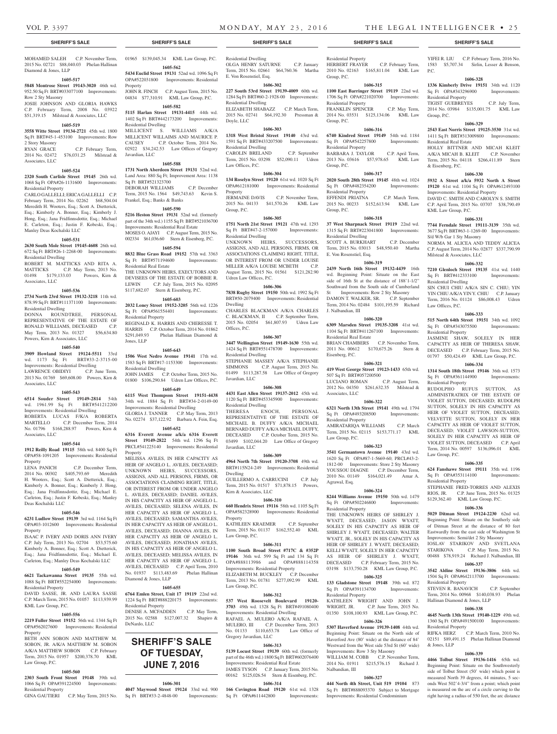MOHAMED SALEH C.P. November Term, 2015 No. 02721 $88,040.03 Phelan Hallinan Diamond & Jones, LLP

**1605-517**

**5848 Montrose Street 19143-3020** 46th wd. 952.50 Sq Ft BRT#033077100 Improvements: Row 2 Sty Masonry

JOSIE JOHNSON AND GLORIA HAWKS C.P. February Term, 2008 No. 03922 $51,319.15 Milstead & Associates, LLC

**1605-519**

**3558 Witte Street 19134-2721** 45th wd. 1800 Sq Ft BRT#45-1-453100 Improvements: Row 2 Story Masonry

RYAN GRACE C.P. February Term, 2014 No. 02472 $76,031.25 Milstead & Associates, LLC

**1605-524**

**2320 South Carlisle Street 19145** 26th wd. 1068 Sq Ft OPA#26-1131600 Improvements: Residential Property

CARLO GALLELLI; ERICA GALLELLI C.P. February Term, 2014 No. 02262 $68,504.04 Meredith H. Wooters, Esq.; Scott A. Dietterick, Esq.; Kimberly A. Bonner, Esq.; Kimberly J. Hong, Esq.; Jana Fridfinnsdottir, Esq.; Michael E. Carleton, Esq.; Justin F. Kobeski, Esq.; Manley Deas Kochalski LLC

**1605-531**

**2630 South Mole Street 19145-4608** 26th wd. 672 Sq Ft BRT#26-1-2268-00 Improvements: Residential Dwelling

ROBERT M. MATTICKS AND RITA A. MATTICKS C.P. May Term, 2013 No. 01498 $179,133.03 Powers, Kirn & Associates, LLC

**1605-536**

**2734 North 23rd Street 19132-3218** 11th wd. 878.99 Sq Ft BRT#111371100 Improvements: Residential Dwelling

DONNA ROUNDTREE, PERSONAL REPRESENTATIVE OF THE ESTATE OF RONALD WILLIAMS, DECEASED C.P. May Term, 2013 No. 01327 $56,634.80 Powers, Kirn & Associates, LLC

**1605-540**

**3909 Howland Street 19124-5511** 33rd wd. 1173 Sq Ft BRT#33-2-3715-00 Improvements: Residential Dwelling

LAWRENCE OBIDIYI C.P. June Term, 2013 No. 01769 $69,608.00 Powers, Kirn & Associates, LLC

**1605-543**

**6514 Souder Street 19149-2814** 54th wd. 1961.99 Sq Ft BRT#541212200 Improvements: Residential Dwelling

ROBERTA LUCAS F/K/A ROBERTA MARTELLO C.P. December Term, 2014 No. 01796 $168,288.97 Powers, Kirn & Associates, LLC

**1605-544**

**1912 Reilly Road 19115** 58th wd. 8400 Sq Ft OPA#58-1091205 Improvements: Residential Property

LENA PANICH C.P. December Term, 2014 No. 00302 $405,793.69 Meredith H. Wooters, Esq.; Scott A. Dietterick, Esq.; Kimberly A. Bonner, Esq.; Kimberly J. Hong, Esq.; Jana Fridfinnsdottir, Esq.; Michael E. Carleton, Esq.; Justin F. Kobeski, Esq.; Manley Deas Kochalski LLC

**1605-546**

**6231 Ludlow Street 19139** 3rd wd. 1164 Sq Ft OPA#03-1012600 Improvements: Residential Property

ISAAC P. IVERY AND DORIS ANN IVERY C.P. July Term, 2013 No. 02704 $53,575.60 Kimberly A. Bonner, Esq.; Scott A. Dietterick, Esq.; Jana Fridfinnsdottir, Esq.; Michael E. Carleton, Esq.; Manley Deas Kochalski LLC

**1605-549**

**6621 Tackawanna Street 19135** 55th wd. 1088 Sq Ft BRT#552254000 Improvements: Residential Property

DAVID SASSE, JR. AND LAURA SASSE C.P. March Term, 2015 No. 01057 $113,939.99 KML Law Group, P.C.

**1605-556**

**2219 Fuller Street 19152** 56th wd. 1344 Sq Ft OPA#562027600 Improvements: Residential Property

BETH ANN SOBON AND MATTHEW M. SOBON, JR. A/K/A MATTHEW M. SOBON A/K/A MATTHEW SOBON C.P. February Term, 2015 No. 01957 $200,378.70 KML Law Group, P.C.

**1605-560**

**2303 South Front Street 19148** 39th wd. 1066 Sq Ft OPA#391224500 Improvements: Residential Property

GINA GAUTIERI C.P. May Term, 2015 No. 01965 $139,045.34 KML Law Group, P.C.

**1605-562**

**5434 Euclid Street 19131** 52nd wd. 1096 Sq Ft OPA#522031800 Improvements: Residential Property

JOHN R. FINCH C.P. August Term, 2015 No. 04834 $77,310.91 KML Law Group, P.C.

**1605-582**

**5115 Harlan Street 19131-4415** 44th wd. 1402 Sq Ft BRT#442173200 Improvements: Residential Dwelling

MILLICENT S. WILLIAMS A/K/A MILLICENT WILLAIMS AND MAURICE P. CAUSEY C.P. October Term, 2014 No. 02922 $34,242.53 Law Offices of Gregory Javardian, LLC

**1605-588**

**1731 North Aberdeen Street 19131** 52nd wd. Land Area: 880 Sq Ft; Improvement Area: 1138 Sq Ft BRT#521323700

DEBORAH WILLIAMS C.P. December Term, 2015 No. 1564 $49,743.63 Kevin S. Frankel, Esq.; Banks & Banks

**1605-590**

**5216 Heston Street 19131** 52nd wd. (formerly part of the 34th wd.) 1155 Sq Ft BRT#521036700 Improvements: Residential Real Estate

MOSES O. AJAYI C.P. August Term, 2015 No. 002334 $61,036.60 Stern & Eisenberg, PC.

**1605-594**

**8832 Blue Grass Road 19152** 57th wd. 3363 Sq Ft BRT#571194600 Improvements: Residential Real Estate

THE UNKNOWN HEIRS, EXECUTORS AND DEVISEES OF THE ESTATE OF BOBBIE R. LEWIN C.P. July Term, 2015 No. 02095 $117,682.07 Stern & Eisenberg, P.C.

**1605-603**

**2032 Loney Street 19152-3205** 56th wd. 1226 Sq Ft OPA#561554401 Improvements: Residential Property

REGINALD K. HARRIS AND CHERESSE T. HARRIS C.P. October Term, 2014 No. 01862 $291,049.93 Phelan Hallinan Diamond & Jones, LLP

**1605-643**

**1506 West Nedro Avenue 19141** 17th wd. 1583 Sq Ft BRT#17-1153300 Improvements: Residential Dwelling

JOHN JAMES C.P. October Term, 2015 No. 01800 $106,290.84 Udren Law Offices, P.C.

**1605-649**

**6115 West Thompson Street 19151-4438** 34th wd. 1884 Sq Ft BRT#34-2-0149-00 Improvements: Residential Dwelling

GLORIA J. TANNER C.P. May Term, 2013 No. 02274 $37,122.92 Barbara A. Fein, Esq.

**1605-652**

**6316 Everett Avenue a/k/a 6316 Everett Street 19149-2822** 54th wd. 1296 Sq Ft PRCL#541225140 Improvements: Residential Property

MELISSA AVILES, IN HER CAPACITY AS HEIR OF ANGELO L. AVILES, DECEASED; UNKNOWN HEIRS, SUCCESSORS, ASSIGNS, AND ALL PERSONS, FIRMS, OR ASSOCIATIONS CLAIMING RIGHT, TITLE, OR INTEREST FROM OR UNDER ANGELO L. AVILES, DECEASED; DANIEL AVILES, IN HIS CAPACITY AS HEIR OF ANGELO L. AVILES, DECEASED; SELENA AVILES, IN HER CAPACITY AS HEIR OF ANGELO L. AVILES, DECEASED; SAMANTHA AVILES, IN HER CAPACITY AS HEIR OF ANGELO L. AVILES, DECEASED; DIANNA AVILES, IN HER CAPACITY AS HEIR OF ANGELO L. AVILES, DECEASED; JONATHAN AVILES, IN HIS CAPACITY AS HEIR OF ANGELO L. AVILES, DECEASED; MELISSA AVILES, IN HER CAPACITY AS HEIR OF ANGELO L. AVILES, DECEASED C.P. April Term, 2010 No. 01937 $113,483.69 Phelan Hallinan Diamond & Jones, LLP

**1605-655**

**6764 Emlen Street, Unit 17 19119** 22nd wd. 1224 Sq Ft BRT#888220175 Improvements: Residential Property

DENISE A. MCFADDEN C.P. May Term, 2015 No. 02588 $127,007.32 Shapiro & DeNardo, LLC

# SHERIFF'S SALE OF TUESDAY, JUNE 7, 2016

**1606-301**

**4047 Maywood Street 19124** 33rd wd. 900 Sq Ft BRT#33-2-4848-00 Improvements: Residential Dwelling

OLGA HENRY SATURNE C.P. January Term, 2015 No. 02661 $64,760.36 Martha E. Von Rosenstiel, Esq.

**1606-302**

**227 South 53rd Street 19139-4009** 60th wd. 1284 Sq Ft BRT#60-2-1928-00 Improvements: Residential Dwelling

ELIZABETH SHABAZZ C.P. March Term, 2015 No. 02741 $64,192.30 Pressman & Doyle, LLC

**1606-303**

**1318 West Bristol Street 19140** 43rd wd. 1591 Sq Ft BRT#433207500 Improvements: Residential Dwelling

CAROLIN BRELAND C.P. September Term, 2015 No. 03298 $52,090.11 Udren Law Offices, P.C.

**1606-304**

**134 Roselyn Street 19120** 61st wd. 1020 Sq Ft OPA#612181000 Improvements: Residential Property

JERMAINE DAVIS C.P. November Term, 2015 No. 04133 $41,570.26 KML Law Group, P.C.

**1606-305**

**1751 North 21st Street 19121** 47th wd. 1293 Sq Ft BRT#47-2-157000 Improvements: Residential Dwelling

UNKNOWN HEIRS, SUCCESSORS, ASSIGNS, AND ALL PERSONS, FIRMS, OR ASSOCIATIONS CLAIMING RIGHT, TITLE, OR INTEREST FROM OR UNDER LOUISE MILLER A/K/A LOUISE MCBETH C.P. August Term, 2015 No. 01561 $121,282.90 Udren Law Offices, P.C.

**1606-306**

**7838 Rugby Street 19150** 50th wd. 1992 Sq Ft BRT#50-2079400 Improvements: Residential Dwelling

CHARLES BLACKMAN A/K/A CHARLES C. BLACKMAN, II C.P. September Term, 2015 No. 02054 $61,807.93 Udren Law Offices, P.C.

**1606-307**

**3447 Wellington Street 19149-1630** 55th wd. 1424 Sq Ft BRT#551478700 Improvements: Residential Dwelling

STEPHANIE MASSEY A/K/A STEPHANIE SIMMONS C.P. August Term, 2015 No. 01499 $113,287.58 Law Office of Gregory Javardian, LLC

**1606-308**

**4431 East Allen Street 19137-2012** 45th wd. 1120 Sq Ft BRT#453345900 Improvements: Residential Dwelling

THERESA ENOCH, PERSONAL REPRESENTATIVE OF THE ESTATE OF MICHAEL B. DUFFY A/K/A MICHAEL BERNARD DUFFY A/K/A MICHAEL DUFFY, DECEASED C.P. October Term, 2015 No. 03499 $102,044.20 Law Office of Gregory Javardian, LLC

**1606-309**

**4964 North 7th Street 19120-3708** 49th wd. BRT#115N24-249 Improvements: Residential Dwelling

GUILLERMO A. CARRUCINI C.P. July Term, 2015 No. 01517 $71,878.15 Powers, Kirn & Associates, LLC

**1606-310**

**660 Hendrix Street 19116** 58th wd. 1105 Sq Ft OPA#582328900 Improvements: Residential Property

KATHLEEN KRAEMER C.P. September Term, 2015 No. 01137 $162,552.40 KML Law Group, P.C.

**1606-311**

**1100 South Broad Street #717C & #352P 19146** 36th wd. 599 Sq Ft and 134 Sq Ft OPA#888113986 and OPA#888114358 Improvements: Residential Property

ELIZABETH M. BUCKLEY C.P. December Term, 2013 No. 01781 $277,092.99 KML Law Group, P.C.

**1606-312**

**537 West Roosevelt Boulevard 19120-3703** 49th wd. 1328 Sq Ft BRT#491080400 Improvements: Residential Dwelling

RAFAEL A. MULERO A/K/A RAFAEL A. MULERO, III C.P. December Term, 2013 No. 01133 $110,653.78 Law Office of Gregory Javardian, LLC

**1606-313**

**5139 Locust Street 19139** 60th wd. (formerly part of the 46th wd.) 1800 Sq Ft BRT#602076400 Improvements: Residential Real Estate

JAMES TYSON C.P. January Term, 2015 No. 00162 $125,026.54 Stern & Eisenberg, P.C.

**1606-314**

**166 Covington Road 19120** 61st wd. 1328 Sq Ft OPA#611442800 Improvements: Residential Property

HERBERT FRAYER C.P. February Term, 2010 No. 02163 $165,811.04 KML Law Group, P.C.

**1606-315**

**1100 East Barringer Street 19119** 22nd wd. 1706 Sq Ft OPA#221020700 Improvements: Residential Property

FRANKLIN SPENCER C.P. May Term, 2014 No. 03531 $125,134.06 KML Law Group, P.C.

**1606-316**

**6740 Kindred Street 19149** 54th wd. 1184 Sq Ft OPA#542257800 Improvements: Residential Property

BARBARA J. TAYLOR C.P. April Term, 2013 No. 03616 $57,978.65 KML Law Group, P.C.

**1606-317**

**2020 South 28th Street 19145** 48th wd. 1024 Sq Ft OPA#482354200 Improvements: Residential Property

EFFENDI PRIATNA C.P. March Term, 2015 No. 00233 $152,613.94 KML Law Group, P.C.

**1606-318**

**37 West Sharpnack Street 19119** 22nd wd. 1315 Sq Ft BRT#223041800 Improvements: Residential Dwelling

SCOTT A. BURKHART C.P. December Term, 2015 No. 03013 $48,950.40 Martha E. Von Rosenstiel, Esq.

**1606-319**

**2439 North 16th Street 19132-4439** 16th wd. Beginning Point: Situate on the East side of 16th St at the distance of 188'-1/2" Southward from the South side of Cumberland St Improvements: Row 2 Sty Masonry

DAMON T. WALKER, SR. C.P. September Term, 2014 No. 02484 $101,195.59 Richard J. Nalbandian, III

**1606-320**

**6309 Marsden Street 19135-3208** 41st wd. 1104 Sq Ft BRT#411267100 Improvements: Residential Real Estate

BRIAN CHAMBERS C.P. November Term, 2011 No. 00612 $170,675.26 Stern & Eisenberg, P.C.

**1606-321**

**419 West George Street 19123-1433** 65th wd. 507 Sq Ft BRT#057200500

LUCIANO ROMAN C.P. August Term, 2012 No. 04350 $261,632.35 Milstead & Associates, LLC

**1606-322**

**6321 North 13th Street 19141** 49th wd. 1794 Sq Ft OPA#493208500 Improvements: Residential Property

AMIRATARIQA WILLIAMS C.P. March Term, 2015 No. 02115 $153,771.17 KML Law Group, P.C.

**1606-323**

**3541 Germantown Avenue 19140** 43rd wd. 1620 Sq Ft OPA#87-1-5669-60; PRCL#43-2-1812-00 Improvements: Store 2 Sty Masonry

YOUSSOU DIAGNE C.P. December Term, 2010 No. 01149 $164,021.49 Amar A. Agrawal, Esq.

**1606-324**

**8244 Williams Avenue 19150** 50th wd. 1479 Sq Ft OPA#502246800 Improvements: Residential Property

THE UNKNOWN HEIRS OF SHIRLEY J. WYATT, DECEASED; JASON WYATT, SOLELY IN HIS CAPACITY AS HEIR OF SHIRLEY J. WYATT, DECEASED; WALTER WYATT, JR., SOLELY IN HIS CAPACITY AS HEIR OF SHIRLEY J. WYATT, DECEASED; KELLI WYATT, SOLELY IN HER CAPACITY AS HEIR OF SHIRLEY J. WYATT, DECEASED C.P. February Term, 2015 No. 03198 $133,750.28 KML Law Group, P.C.

**1606-325**

**133 Gladstone Street 19148** 39th wd. 872 Sq Ft OPA#391134700 Improvements: Residential Property

KATHLEEN WRIGHT AND JOHN J. WRIGHT, JR. C.P. June Term, 2015 No. 01350 $108,100.93 KML Law Group, P.C.

**1606-326**

**5307 Haverford Avenue 19139-1408** 44th wd. Beginning Point: Situate on the North side of Haverford Ave (80' wide) at the distance of 84' Westward from the West side 53rd St (60' wide) Improvements: Row 3 Sty Masonry

WILLIAM M. COBB C.P. November Term, 2014 No. 01911 $215,576.15 Richard J. Nalbandian, III

**1606-327**

**444 North 4th Street, Unit 519 19104** 873 Sq Ft BRT#888093370 Subject to Mortgage Improvements: Residential Condominium

YIFEI R. LIU C.P. February Term, 2016 No. 1583 $5,707.34 Sirlin, Lesser & Benson, P.C.

**1606-328**

**1336 Kimberly Drive 19151** 34th wd. 1120 Sq Ft OPA#343296900 Improvements: Residential Property

TIGIST GUEBREYES C.P. July Term, 2014 No. 03984 $135,001.75 KML Law Group, P.C.

**1606-329**

**2543 East Norris Street 19125-3530** 31st wd. 1411 Sq Ft BRT#313009800 Improvements: Residential Real Estate

HOLLY BITTNER AND MICAH KLEIT A/K/A MICAH B. KLEIT C.P. November Term, 2015 No. 04118 $266,411.89 Stern & Eisenberg, P.C.

**1606-330**

**5932 A Street a/k/a 5932 North A Street 19120** 61st wd. 1104 Sq Ft OPA#612493100 Improvements: Residential Property

DAVID C. SMITH AND CAROLYN S. SMITH C.P. April Term, 2015 No. 03707 $38,790.49 KML Law Group, P.C.

**1606-331**

**7744 Ferndale Street 19111-3139** 35th wd. 3677 Sq Ft BRT#63-1-1269-00 Improvements: S/d W/b Gar 1 Sty Masonry

NORMA M. ALICEA AND TEDDY ALICEA C.P. August Term, 2014 No. 02877 $337,790.99 Milstead & Associates, LLC

**1606-332**

**7210 Glenloch Street 19135** 41st wd. 1440 Sq Ft BRT#412333100 Improvements: Residential Dwelling

SIN CHUI CHIU A/K/A SIN C. CHIU; YIN YIN CHIU A/K/A YIN Y. CHIU C.P. January Term, 2016 No. 01124 $86,008.43 Udren Law Offices, P.C.

**1606-333**

**515 North 64th Street 19151** 34th wd. 1092 Sq Ft OPA#343075500 Improvements: Residential Property

JASMINE SHAW, SOLELY IN HER CAPACITY AS HEIR OF THERESA SHAW, DECEASED C.P. February Term, 2015 No. 01797 $50,424.49 KML Law Group, P.C.

**1606-334**

**1314 South 18th Street 19146** 36th wd. 1573 Sq Ft OPA#361144900 Improvements: Residential Property

RUDOLPHO RUFUS SUTTON, AS ADMINISTRATRIX OF THE ESTATE OF VIOLET SUTTON, DECEASED; RUDOLPH SUTTON, SOLELY IN HIS CAPACITY AS HEIR OF VIOLET SUTTON, DECEASED; VELVETTE SUTTON, SOLELY IN HER CAPACITY AS HEIR OF VIOLET SUTTON, DECEASED; VIOLET LAWSON-SUTTON, SOLELY IN HER CAPACITY AS HEIR OF VIOLET SUTTON, DECEASED C.P. April Term, 2014 No. 00597 $136,096.01 KML Law Group, P.C.

**1606-335**

**624 Fanshawe Street 19111** 35th wd. 1196 Sq Ft OPA#353114100 Improvements: Residential Property

STEPHANIE FRED-TORRES AND ALEXIS RIOS, JR. C.P. June Term, 2015 No. 01325 $129,362.40 KML Law Group, P.C.

**1606-336**

**5029 Ditman Street 19124-2230** 62nd wd. Beginning Point: Situate on the Southerly side of Ditman Street at the distance of 80 feet Eastwardly from the east side of Washington St Improvements: Semi/det 2 Sty Masonry

IOSLAV STARIKOV AND SVETLANA STARIKOVA C.P. May Term, 2015 No. 00488 $78,919.24 Richard J. Nalbandian, III

**1606-337**

**3542 Aldine Street 19136-3806** 64th wd. 1504 Sq Ft OPA#642113700 Improvements: Residential Property

STEVEN R. BANAVICH C.P. September Term, 2014 No. 00968 $140,038.93 Phelan Hallinan Diamond & Jones, LLP

**1606-338**

**4645 North 13th Street 19140-1229** 49th wd. 1360 Sq Ft OPA#491500100 Improvements: Residential Property

RIFKA HERZ C.P. March Term, 2010 No. 02151 $89,491.15 Phelan Hallinan Diamond & Jones, LLP

**1606-339**

**4466 Tolbut Street 19136-1416** 65th wd. Beginning Point: Situate on the Southwesterly side of Tolbut Street (50' wide) which point is measured North 39 degrees, 44 minutes, 5 seconds West 502'4-3/4" from a point; which point is measured on the arc of a circle curving to the right having a radius of 550 feet, the arc distance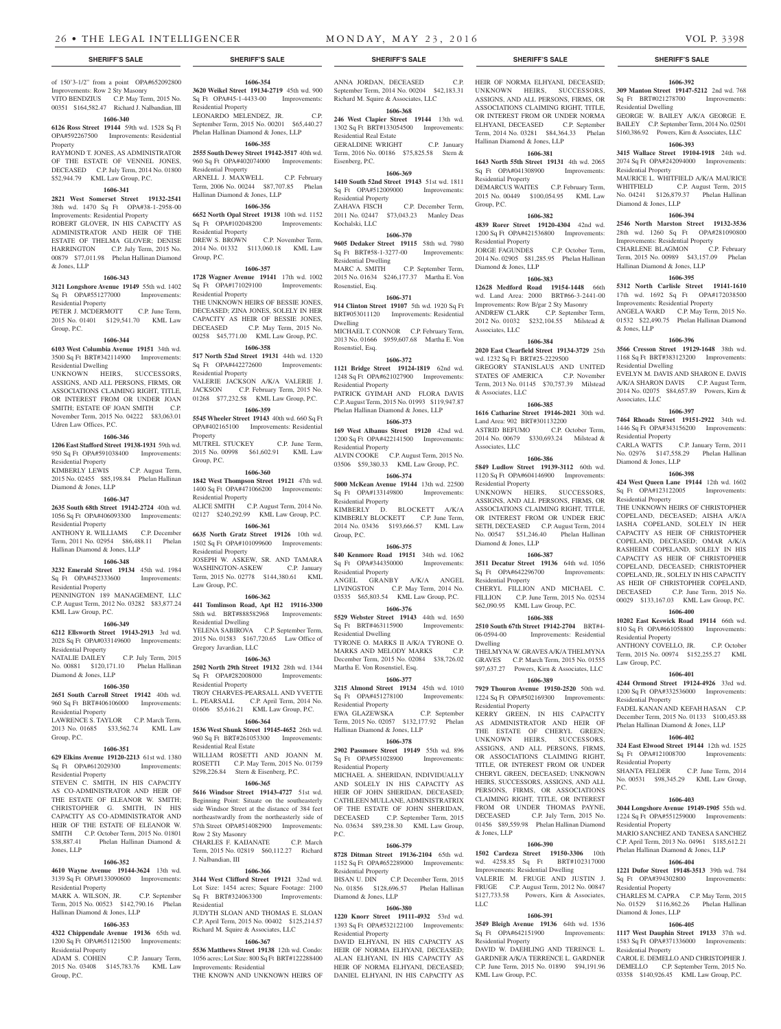**SHERIFF'S SALE**

of 150'3-1/2" from a point OPA#652092800 Improvements: Row 2 Sty Masonry
VITO BENDZIUS C.P. May Term, 2015 No. 00351 $164,582.47 Richard J. Nalbandian, III

**1606-340**

**6126 Ross Street 19144** 59th wd. 1528 Sq Ft OPA#592267500 Improvements: Residential Property
RAYMOND T. JONES, AS ADMINISTRATOR OF THE ESTATE OF VENNEL JONES, DECEASED C.P. July Term, 2014 No. 01800 $52,944.79 KML Law Group, P.C.

**1606-341**

**2821 West Somerset Street 19132-2541** 38th wd. 1470 Sq Ft OPA#38-1-2958-00 Improvements: Residential Property
ROBERT GLOVER, IN HIS CAPACITY AS ADMINISTRATOR AND HEIR OF THE ESTATE OF THELMA GLOVER; DENISE HARRINGTON C.P. July Term, 2015 No. 00879 $77,011.98 Phelan Hallinan Diamond & Jones, LLP

**1606-343**

**3121 Longshore Avenue 19149** 55th wd. 1402 Sq Ft OPA#551277000 Improvements: Residential Property
PETER J. MCDERMOTT C.P. June Term, 2015 No. 01401 $129,541.70 KML Law Group, P.C.

**1606-344**

**6103 West Columbia Avenue 19151** 34th wd. 3500 Sq Ft BRT#342114900 Improvements: Residential Dwelling
UNKNOWN HEIRS, SUCCESSORS, ASSIGNS, AND ALL PERSONS, FIRMS, OR ASSOCIATIONS CLAIMING RIGHT, TITLE, OR INTEREST FROM OR UNDER JOAN SMITH; ESTATE OF JOAN SMITH C.P. November Term, 2015 No. 04222 $83,063.01 Udren Law Offices, P.C.

**1606-346**

**1206 East Stafford Street 19138-1931** 59th wd. 950 Sq Ft OPA#591038400 Improvements: Residential Property
KIMBERLY LEWIS C.P. August Term, 2015 No. 02455 $85,198.84 Phelan Hallinan Diamond & Jones, LLP

**1606-347**

**2635 South 68th Street 19142-2724** 40th wd. 1056 Sq Ft OPA#406093300 Improvements: Residential Property
ANTHONY R. WILLIAMS C.P. December Term, 2011 No. 02954 $86,488.11 Phelan Hallinan Diamond & Jones, LLP

**1606-348**

**3232 Emerald Street 19134** 45th wd. 1984 Sq Ft OPA#452333600 Improvements: Residential Property
PENNINGTON 189 MANAGEMENT, LLC C.P. August Term, 2012 No. 03282 $83,877.24 KML Law Group, P.C.

**1606-349**

**6212 Ellsworth Street 19143-2913** 3rd wd. 2028 Sq Ft OPA#033149600 Improvements: Residential Property
NATALIE DAILEY C.P. July Term, 2015 No. 00881 $120,171.10 Phelan Hallinan Diamond & Jones, LLP

**1606-350**

**2651 South Carroll Street 19142** 40th wd. 960 Sq Ft BRT#406106000 Improvements: Residential Property
LAWRENCE S. TAYLOR C.P. March Term, 2013 No. 01685 $33,562.74 KML Law Group, P.C.

**1606-351**

**629 Elkins Avenue 19120-2213** 61st wd. 1380 Sq Ft OPA#612029300 Improvements: Residential Property
STEVEN C. SMITH, IN HIS CAPACITY AS CO-ADMINISTRATOR AND HEIR OF THE ESTATE OF ELEANOR W. SMITH; CHRISTOPHER G. SMITH, IN HIS CAPACITY AS CO-ADMINISTRATOR AND HEIR OF THE ESTATE OF ELEANOR W. SMITH C.P. October Term, 2015 No. 01801 $38,887.41 Phelan Hallinan Diamond & Jones, LLP

**1606-352**

**4610 Wayne Avenue 19144-3624** 13th wd. 3139 Sq Ft OPA#133090600 Improvements: Residential Property
MARK A. WILSON, JR. C.P. September Term, 2015 No. 00523 $142,790.16 Phelan Hallinan Diamond & Jones, LLP

**1606-353**

**4322 Chippendale Avenue 19136** 65th wd. 1200 Sq Ft OPA#651121500 Improvements: Residential Property
ADAM S. COHEN C.P. January Term, 2015 No. 03408 $145,783.76 KML Law Group, P.C.

**1606-354**

**3620 Weikel Street 19134-2719** 45th wd. 900 Sq Ft OPA#45-1-4433-00 Improvements: Residential Property
LEONARDO MELENDEZ, JR. C.P. September Term, 2015 No. 00201 $65,440.27 Phelan Hallinan Diamond & Jones, LLP

**1606-355**

**2555 South Dewey Street 19142-3517** 40th wd. 960 Sq Ft OPA#402074000 Improvements: Residential Property
ARNELL J. MAXWELL C.P. February Term, 2006 No. 00244 $87,707.85 Phelan Hallinan Diamond & Jones, LLP

**1606-356**

**6652 North Opal Street 19138** 10th wd. 1152 Sq Ft OPA#102048200 Improvements: Residential Property
DREW S. BROWN C.P. November Term, 2014 No. 01332 $113,060.18 KML Law Group, P.C.

**1606-357**

**1728 Wagner Avenue 19141** 17th wd. 1002 Sq Ft OPA#171029100 Improvements: Residential Property
THE UNKNOWN HEIRS OF BESSIE JONES, DECEASED; ZINA JONES, SOLELY IN HER CAPACITY AS HEIR OF BESSIE JONES, DECEASED C.P. May Term, 2015 No. 00258 $45,771.00 KML Law Group, P.C.

**1606-358**

**517 North 52nd Street 19131** 44th wd. 1320 Sq Ft OPA#442272600 Improvements: Residential Property
VALERIE JACKSON A/K/A VALERIE J. JACKSON C.P. February Term, 2015 No. 01268 $77,232.58 KML Law Group, P.C.

**1606-359**

**5545 Wheeler Street 19143** 40th wd. 660 Sq Ft OPA#402165100 Improvements: Residential Property
MUTREL STUCKEY C.P. June Term, 2015 No. 00998 $61,602.91 KML Law Group, P.C.

**1606-360**

**1842 West Thompson Street 19121** 47th wd. 1400 Sq Ft OPA#471066200 Improvements: Residential Property
ALICE SMITH C.P. August Term, 2014 No. 02127 $240,292.99 KML Law Group, P.C.

**1606-361**

**6635 North Gratz Street 19126** 10th wd. 1502 Sq Ft OPA#101099600 Improvements: Residential Property
JOSEPH W. ASKEW, SR. AND TAMARA WASHINGTON-ASKEW C.P. January Term, 2015 No. 02778 $144,380.61 KML Law Group, P.C.

**1606-362**

**441 Tomlinson Road, Apt H2 19116-3300** 58th wd. BRT#888582968 Improvements: Residential Dwelling
YELENA SABIROVA C.P. September Term, 2015 No. 01583 $167,720.65 Law Office of Gregory Javardian, LLC

**1606-363**

**2502 North 29th Street 19132** 28th wd. 1344 Sq Ft OPA#282008000 Improvements: Residential Property
TROY CHARVES-PEARSALL AND YVETTE L. PEARSALL C.P. April Term, 2014 No. 01606 $5,616.21 KML Law Group, P.C.

**1606-364**

**1536 West Shunk Street 19145-4652** 26th wd. 960 Sq Ft BRT#261053300 Improvements: Residential Real Estate
WILLIAM ROSETTI AND JOANN M. ROSETTI C.P. May Term, 2015 No. 01759 $298,226.84 Stern & Eisenberg, P.C.

**1606-365**

**5616 Windsor Street 19143-4727** 51st wd. Beginning Point: Situate on the southeasterly side Windsor Street at the distance of 384 feet northeastwardly from the northeasterly side of 57th Street OPA#514082900 Improvements: Row 2 Sty Masonry
CHARLES F. KALIANATE C.P. March Term, 2015 No. 02819 $60,112.27 Richard J. Nalbandian, III

**1606-366**

**3144 West Clifford Street 19121** 32nd wd. Lot Size: 1454 acres; Square Footage: 2100 Sq Ft BRT#324063300 Improvements: Residential
JUDYTH SLOAN AND THOMAS E. SLOAN C.P. April Term, 2015 No. 00402 $125,214.57 Richard M. Squire & Associates, LLC

**1606-367**

**5536 Matthews Street 19138** 12th wd. Condo: 1056 acres; Lot Size: 800 Sq Ft BRT#122288400 Improvements: Residential
THE KNOWN AND UNKNOWN HEIRS OF ANNA JORDAN, DECEASED C.P. September Term, 2014 No. 00204 $42,183.31 Richard M. Squire & Associates, LLC

**1606-368**

**246 West Clapier Street 19144** 13th wd. 1302 Sq Ft BRT#133054500 Improvements: Residential Real Estate
GERALDINE WRIGHT C.P. January Term, 2016 No. 00186 $75,825.58 Stern & Eisenberg, P.C.

**1606-369**

**1410 South 52nd Street 19143** 51st wd. 1811 Sq Ft OPA#512009000 Improvements: Residential Property
ZAHAVA FISCH C.P. December Term, 2011 No. 02447 $73,043.23 Manley Deas Kochalski, LLC

**1606-370**

**9605 Dedaker Street 19115** 58th wd. 7980 Sq Ft BRT#58-1-3277-00 Improvements: Residential Dwelling
MARC A. SMITH C.P. September Term, 2015 No. 01634 $246,177.37 Martha E. Von Rosenstiel, Esq.

**1606-371**

**914 Clinton Street 19107** 5th wd. 1920 Sq Ft BRT#053011120 Improvements: Residential Dwelling
MICHAEL T. CONNOR C.P. February Term, 2013 No. 01666 $959,607.68 Martha E. Von Rosenstiel, Esq.

**1606-372**

**1121 Bridge Street 19124-1819** 62nd wd. 1248 Sq Ft OPA#621027900 Improvements: Residential Property
PATRICK GYIMAH AND FLORA DAVIS C.P. August Term, 2015 No. 01993 $119,947.87 Phelan Hallinan Diamond & Jones, LLP

**1606-373**

**169 West Albanus Street 19120** 42nd wd. 1200 Sq Ft OPA#422141500 Improvements: Residential Property
ALVIN COOKE C.P. August Term, 2015 No. 03506 $59,380.33 KML Law Group, P.C.

**1606-374**

**5000 McKean Avenue 19144** 13th wd. 22500 Sq Ft OPA#133149800 Improvements: Residential Property
KIMBERLY D. BLOCKETT A/K/A KIMBERLY BLOCKETT C.P. June Term, 2014 No. 03436 $193,666.57 KML Law Group, P.C.

**1606-375**

**840 Kenmore Road 19151** 34th wd. 1062 Sq Ft OPA#344350000 Improvements: Residential Property
ANGEL GRANBY A/K/A ANGEL LIVINGSTON C.P. May Term, 2014 No. 03535 $65,803.54 KML Law Group, P.C.

**1606-376**

**5529 Webster Street 19143** 44th wd. 1650 Sq Ft BRT#463115900 Improvements: Residential Dwelling
TYRONE O. MARKS II A/K/A TYRONE O. MARKS AND MELODY MARKS C.P. December Term, 2015 No. 02084 $38,726.02 Martha E. Von Rosenstiel, Esq.

**1606-377**

**3215 Almond Street 19134** 45th wd. 1010 Sq Ft OPA#451278100 Improvements: Residential Property
EWA GLAZEWSKA C.P. September Term, 2015 No. 02057 $132,177.92 Phelan Hallinan Diamond & Jones, LLP

**1606-378**

**2902 Passmore Street 19149** 55th wd. 896 Sq Ft OPA#551028900 Improvements: Residential Property
MICHAEL A. SHERIDAN, INDIVIDUALLY AND SOLELY IN HIS CAPACITY AS HEIR OF JOHN SHERIDAN, DECEASED; CATHLEEN MULLANE, ADMINISTRATRIX OF THE ESTATE OF JOHN SHERIDAN, DECEASED C.P. September Term, 2015 No. 03634 $89,238.30 KML Law Group, P.C.

**1606-379**

**8728 Ditman Street 19136-2104** 65th wd. 1152 Sq Ft OPA#652289000 Improvements: Residential Property
IHSAN U. DIN C.P. December Term, 2015 No. 01856 $128,696.57 Phelan Hallinan Diamond & Jones, LLP

**1606-380**

**1220 Knorr Street 19111-4932** 53rd wd. 1393 Sq Ft OPA#532122100 Improvements: Residential Property
DAVID ELHYANI, IN HIS CAPACITY AS HEIR OF NORMA ELHYANI, DECEASED; ALAN ELHYANI, IN HIS CAPACITY AS HEIR OF NORMA ELHYANI, DECEASED; DANIEL ELHYANI, IN HIS CAPACITY AS HEIR OF NORMA ELHYANI, DECEASED; UNKNOWN HEIRS, SUCCESSORS, ASSIGNS, AND ALL PERSONS, FIRMS, OR ASSOCIATIONS CLAIMING RIGHT, TITLE, OR INTEREST FROM OR UNDER NORMA ELHYANI, DECEASED C.P. September Term, 2014 No. 03281 $84,364.33 Phelan Hallinan Diamond & Jones, LLP

**1606-381**

**1643 North 55th Street 19131** 4th wd. 2065 Sq Ft OPA#041308900 Improvements: Residential Property
DEMARCUS WAITES C.P. February Term, 2015 No. 00449 $100,054.95 KML Law Group, P.C.

**1606-382**

**4839 Rorer Street 19120-4304** 42nd wd. 1200 Sq Ft OPA#421536800 Improvements: Residential Property
JORGE FAGUNDES C.P. October Term, 2014 No. 02905 $81,285.95 Phelan Hallinan Diamond & Jones, LLP

**1606-383**

**12628 Medford Road 19154-1448** 66th wd. Land Area: 2000 BRT#66-3-2441-00 Improvements: Row B/gar 2 Sty Masonry
ANDREW CLARK C.P. September Term, 2012 No. 01032 $232,104.55 Milstead & Associates, LLC

**1606-384**

**2020 East Clearfield Street 19134-3729** 25th wd. 1232 Sq Ft BRT#25-2229500
GREGORY STANISLAUS AND UNITED STATES OF AMERICA C.P. November Term, 2013 No. 01145 $70,757.39 Milstead & Associates, LLC

**1606-385**

**1616 Catharine Street 19146-2601** 30th wd. Land Area: 902 BRT#301132200
ASTRID BEFUMO C.P. October Term, 2014 No. 00679 $330,693.24 Milstead & Associates, LLC

**1606-386**

**5849 Ludlow Street 19139-3112** 60th wd. 1120 Sq Ft OPA#604146900 Improvements: Residential Property
UNKNOWN HEIRS, SUCCESSORS, ASSIGNS, AND ALL PERSONS, FIRMS, OR ASSOCIATIONS CLAIMING RIGHT, TITLE, OR INTEREST FROM OR UNDER ERIC SETH, DECEASED C.P. August Term, 2014 No. 00547 $51,246.40 Phelan Hallinan Diamond & Jones, LLP

**1606-387**

**3511 Decatur Street 19136** 64th wd. 1056 Sq Ft OPA#642296700 Improvements: Residential Property
CHERYL FILLION AND MICHAEL C. FILLION C.P. June Term, 2015 No. 02534 $62,090.95 KML Law Group, P.C.

**1606-388**

**2510 South 67th Street 19142-2704** BRT#4-06-0594-00 Improvements: Residential Dwelling
THELMYNA W. GRAVES A/K/A THELMYNA GRAVES C.P. March Term, 2015 No. 01555 $97,637.27 Powers, Kirn & Associates, LLC

**1606-389**

**7929 Thouron Avenue 19150-2520** 50th wd. 1224 Sq Ft OPA#502169300 Improvements: Residential Property
KERRY GREEN, IN HIS CAPACITY AS ADMINISTRATOR AND HEIR OF THE ESTATE OF CHERYL GREEN; UNKNOWN HEIRS, SUCCESSORS, ASSIGNS, AND ALL PERSONS, FIRMS, OR ASSOCIATIONS CLAIMING RIGHT, TITLE, OR INTEREST FROM OR UNDER CHERYL GREEN, DECEASED; UNKNOWN HEIRS, SUCCESSORS, ASSIGNS, AND ALL PERSONS, FIRMS, OR ASSOCIATIONS CLAIMING RIGHT, TITLE, OR INTEREST FROM OR UNDER THOMAS PAYNE, DECEASED C.P. July Term, 2015 No. 01456 $89,559.98 Phelan Hallinan Diamond & Jones, LLP

**1606-390**

**1502 Cardeza Street 19150-3306** 10th wd. 4258.85 Sq Ft BRT#102317000 Improvements: Residential Dwelling
VALERIE M. FRUGE AND JUSTIN J. FRUGE C.P. August Term, 2012 No. 00847 $127,733.58 Powers, Kirn & Associates, LLC

**1606-391**

**3549 Bleigh Avenue 19136** 64th wd. 1536 Sq Ft OPA#642151900 Improvements: Residential Property
DAVID W. DAEHLING AND TERENCE L. GARDNER A/K/A TERRENCE L. GARDNER C.P. June Term, 2015 No. 01890 $94,191.96 KML Law Group, P.C.

**1606-392**

**309 Manton Street 19147-5212** 2nd wd. 768 Sq Ft BRT#021278700 Improvements: Residential Dwelling
GEORGE W. BAILEY A/K/A GEORGE E. BAILEY C.P. September Term, 2014 No. 02501 $160,386.92 Powers, Kirn & Associates, LLC

**1606-393**

**3415 Wallace Street 19104-1918** 24th wd. 2074 Sq Ft OPA#242094000 Improvements: Residential Property
MAURICE L. WHITFIELD A/K/A MAURICE WHITFIELD C.P. August Term, 2015 No. 04241 $126,879.37 Phelan Hallinan Diamond & Jones, LLP

**1606-394**

**2546 North Marston Street 19132-3536** 28th wd. 1260 Sq Ft OPA#281090800 Improvements: Residential Property
CHARLENE BLAGMON C.P. February Term, 2015 No. 00989 $43,157.09 Phelan Hallinan Diamond & Jones, LLP

**1606-395**

**5312 North Carlisle Street 19141-1610** 17th wd. 1692 Sq Ft OPA#172038500 Improvements: Residential Property
ANGELA WARD C.P. May Term, 2015 No. 01532 $22,490.75 Phelan Hallinan Diamond & Jones, LLP

**1606-396**

**3566 Cresson Street 19129-1648** 38th wd. 1168 Sq Ft BRT#383123200 Improvements: Residential Dwelling
EVELYN M. DAVIS AND SHARON E. DAVIS A/K/A SHARON DAVIS C.P. August Term, 2014 No. 02075 $84,657.89 Powers, Kirn & Associates, LLC

**1606-397**

**7464 Rhoads Street 19151-2922** 34th wd. 1446 Sq Ft OPA#343156200 Improvements: Residential Property
CARLA WATTS C.P. January Term, 2011 No. 02976 $147,558.29 Phelan Hallinan Diamond & Jones, LLP

**1606-398**

**424 West Queen Lane 19144** 12th wd. 1602 Sq Ft OPA#123122005 Improvements: Residential Property
THE UNKNOWN HEIRS OF CHRISTOPHER COPELAND, DECEASED; AISHA A/K/A IASHA COPELAND, SOLELY IN HER CAPACITY AS HEIR OF CHRISTOPHER COPELAND, DECEASED; OMAR A/K/A RASHEEM COPELAND, SOLELY IN HIS CAPACITY AS HEIR OF CHRISTOPHER COPELAND, DECEASED; CHRISTOPHER COPELAND, JR., SOLELY IN HIS CAPACITY AS HEIR OF CHRISTOPHER COPELAND, DECEASED C.P. June Term, 2015 No. 00029 $133,167.03 KML Law Group, P.C.

**1606-400**

**10202 East Keswick Road 19114** 66th wd. 810 Sq Ft OPA#661058800 Improvements: Residential Property
ANTHONY COVELLO, JR. C.P. October Term, 2015 No. 00974 $152,255.27 KML Law Group, P.C.

**1606-401**

**4244 Ormond Street 19124-4926** 33rd wd. 1200 Sq Ft OPA#332536000 Improvements: Residential Property
FADEL KANAN AND KEFAH HASAN C.P. December Term, 2015 No. 01133 $100,453.88 Phelan Hallinan Diamond & Jones, LLP

**1606-402**

**324 East Elwood Street 19144** 12th wd. 1525 Sq Ft OPA#121008700 Improvements: Residential Property
SHANTA FELDER C.P. June Term, 2014 No. 00531 $98,345.29 KML Law Group, P.C.

**1606-403**

**3044 Longshore Avenue 19149-1905** 55th wd. 1224 Sq Ft OPA#551259000 Improvements: Residential Property
MARIO SANCHEZ AND TANESA SANCHEZ C.P. April Term, 2013 No. 04961 $185,612.21 Phelan Hallinan Diamond & Jones, LLP

**1606-404**

**1221 Dufor Street 19148-3513** 39th wd. 784 Sq Ft OPA#394302800 Improvements: Residential Property
CHARLES M. CAPRA C.P. May Term, 2015 No. 01529 $116,862.26 Phelan Hallinan Diamond & Jones, LLP

**1606-405**

**1117 West Dauphin Street 19133** 37th wd. 1583 Sq Ft OPA#371336000 Improvements: Residential Property
CAROL E. DEMELLO AND CHRISTOPHER J. DEMELLO C.P. September Term, 2015 No. 03358 $140,926.45 KML Law Group, P.C.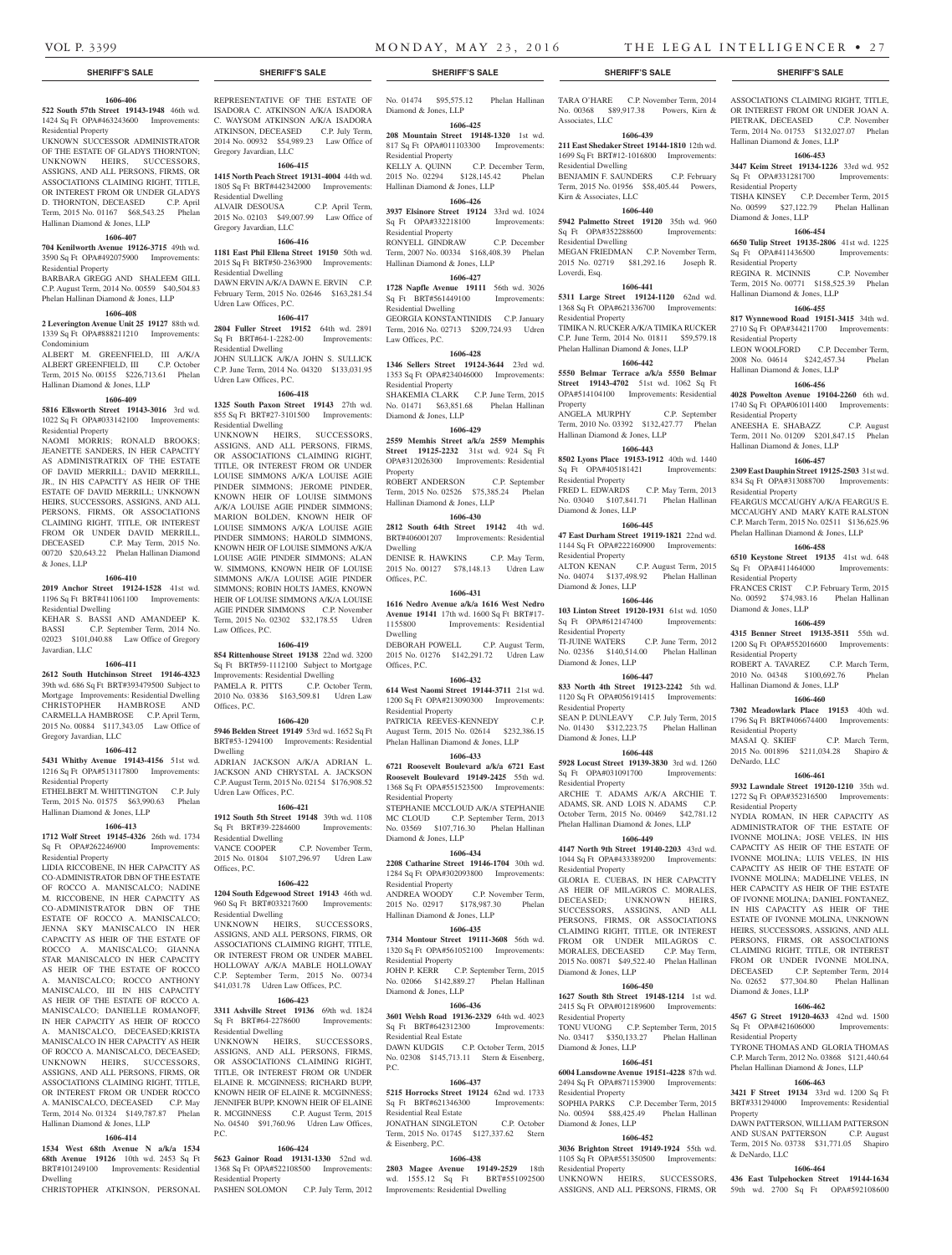**SHERIFF'S SALE**

**1606-406**

**522 South 57th Street 19143-1948** 46th wd. 1424 Sq Ft OPA#463243600 Improvements: Residential Property

UKNOWN SUCCESSOR ADMINISTRATOR OF THE ESTATE OF GLADYS THORNTON; UNKNOWN HEIRS, SUCCESSORS, ASSIGNS, AND ALL PERSONS, FIRMS, OR ASSOCIATIONS CLAIMING RIGHT, TITLE, OR INTEREST FROM OR UNDER GLADYS D. THORNTON, DECEASED C.P. April Term, 2015 No. 01167 $68,543.25 Phelan Hallinan Diamond & Jones, LLP

**1606-407**

**704 Kenilworth Avenue 19126-3715** 49th wd. 3590 Sq Ft OPA#492075900 Improvements: Residential Property

BARBARA GREGG AND SHALEEM GILL C.P. August Term, 2014 No. 00559 $40,504.83 Phelan Hallinan Diamond & Jones, LLP

**1606-408**

**2 Leverington Avenue Unit 25 19127** 88th wd. 1339 Sq Ft OPA#888211210 Improvements: Condominium

ALBERT M. GREENFIELD, III A/K/A ALBERT GREENFIELD, III C.P. October Term, 2015 No. 00155 $226,713.61 Phelan Hallinan Diamond & Jones, LLP

**1606-409**

**5816 Ellsworth Street 19143-3016** 3rd wd. 1022 Sq Ft OPA#033142100 Improvements: Residential Property

NAOMI MORRIS; RONALD BROOKS; JEANETTE SANDERS, IN HER CAPACITY AS ADMINISTRATRIX OF THE ESTATE OF DAVID MERRILL; DAVID MERRILL, JR., IN HIS CAPACITY AS HEIR OF THE ESTATE OF DAVID MERRILL; UNKNOWN HEIRS, SUCCESSORS, ASSIGNS, AND ALL PERSONS, FIRMS, OR ASSOCIATIONS CLAIMING RIGHT, TITLE, OR INTEREST FROM OR UNDER DAVID MERRILL, DECEASED C.P. May Term, 2015 No. 00720 $20,643.22 Phelan Hallinan Diamond & Jones, LLP

**1606-410**

**2019 Anchor Street 19124-1528** 41st wd. 1196 Sq Ft BRT#411061100 Improvements: Residential Dwelling

KEHAR S. BASSI AND AMANDEEP K. BASSI C.P. September Term, 2014 No. 02023 $101,040.88 Law Office of Gregory Javardian, LLC

**1606-411**

**2612 South Hutchinson Street 19146-4323** 39th wd. 686 Sq Ft BRT#393479500 Subject to Mortgage Improvements: Residential Dwelling

CHRISTOPHER HAMBROSE AND CARMELLA HAMBROSE C.P. April Term, 2015 No. 00884 $117,343.05 Law Office of Gregory Javardian, LLC

**1606-412**

**5431 Whitby Avenue 19143-4156** 51st wd. 1216 Sq Ft OPA#513117800 Improvements: Residential Property

ETHELBERT M. WHITTINGTON C.P. July Term, 2015 No. 01575 $63,990.63 Phelan Hallinan Diamond & Jones, LLP

**1606-413**

**1712 Wolf Street 19145-4326** 26th wd. 1734 Sq Ft OPA#262246900 Improvements: Residential Property

LIDIA RICCOBENE, IN HER CAPACITY AS CO-ADMINISTRATOR DBN OF THE ESTATE OF ROCCO A. MANISCALCO; NADINE M. RICCOBENE, IN HER CAPACITY AS CO-ADMINISTRATOR DBN OF THE ESTATE OF ROCCO A. MANISCALCO; JENNA SKY MANISCALCO IN HER CAPACITY AS HEIR OF THE ESTATE OF ROCCO A. MANISCALCO; GIANNA STAR MANISCALCO IN HER CAPACITY AS HEIR OF THE ESTATE OF ROCCO A. MANISCALCO; ROCCO ANTHONY MANISCALCO, III IN HIS CAPACITY AS HEIR OF THE ESTATE OF ROCCO A. MANISCALCO; DANIELLE ROMANOFF, IN HER CAPACITY AS HEIR OF ROCCO A. MANISCALCO, DECEASED;KRISTA MANISCALCO IN HER CAPACITY AS HEIR OF ROCCO A. MANISCALCO, DECEASED; UNKNOWN HEIRS, SUCCESSORS, ASSIGNS, AND ALL PERSONS, FIRMS, OR ASSOCIATIONS CLAIMING RIGHT, TITLE, OR INTEREST FROM OR UNDER ROCCO A. MANISCALCO, DECEASED C.P. May Term, 2014 No. 01324 $149,787.87 Phelan Hallinan Diamond & Jones, LLP

**1606-414**

**1534 West 68th Avenue N a/k/a 1534 68th Avenue 19126** 10th wd. 2453 Sq Ft BRT#101249100 Improvements: Residential Dwelling

CHRISTOPHER ATKINSON, PERSONAL REPRESENTATIVE OF THE ESTATE OF ISADORA C. ATKINSON A/K/A ISADORA C. WAYSOM ATKINSON A/K/A ISADORA ATKINSON, DECEASED C.P. July Term, 2014 No. 00932 $54,989.23 Law Office of Gregory Javardian, LLC

**1606-415**

**1415 North Peach Street 19131-4004** 44th wd. 1805 Sq Ft BRT#442342000 Improvements: Residential Dwelling

ALVAIR DESOUSA C.P. April Term, 2015 No. 02103 $49,007.99 Law Office of Gregory Javardian, LLC

**1606-416**

**1181 East Phil Ellena Street 19150** 50th wd. 2015 Sq Ft BRT#50-2363900 Improvements: Residential Dwelling

DAWN ERVIN A/K/A DAWN E. ERVIN C.P. February Term, 2015 No. 02646 $163,281.54 Udren Law Offices, P.C.

**1606-417**

**2804 Fuller Street 19152** 64th wd. 2891 Sq Ft BRT#64-1-2282-00 Improvements: Residential Dwelling

JOHN SULLICK A/K/A JOHN S. SULLICK C.P. June Term, 2014 No. 04320 $133,031.95 Udren Law Offices, P.C.

**1606-418**

**1325 South Paxon Street 19143** 27th wd. 855 Sq Ft BRT#27-3101500 Improvements: Residential Dwelling

UNKNOWN HEIRS, SUCCESSORS, ASSIGNS, AND ALL PERSONS, FIRMS, OR ASSOCIATIONS CLAIMING RIGHT, TITLE, OR INTEREST FROM OR UNDER LOUISE SIMMONS A/K/A LOUISE AGIE PINDER SIMMONS; JEROME PINDER, KNOWN HEIR OF LOUISE SIMMONS A/K/A LOUISE AGIE PINDER SIMMONS; MARION BOLDEN, KNOWN HEIR OF LOUISE SIMMONS A/K/A LOUISE AGIE PINDER SIMMONS; HAROLD SIMMONS, KNOWN HEIR OF LOUISE SIMMONS A/K/A LOUISE AGIE PINDER SIMMONS; ALAN W. SIMMONS, KNOWN HEIR OF LOUISE SIMMONS A/K/A LOUISE AGIE PINDER SIMMONS; ROBIN HOLTS JAMES, KNOWN HEIR OF LOUISE SIMMONS A/K/A LOUISE AGIE PINDER SIMMONS C.P. November Term, 2015 No. 02302 $32,178.55 Udren Law Offices, P.C.

**1606-419**

**854 Rittenhouse Street 19138** 22nd wd. 3200 Sq Ft BRT#59-1112100 Subject to Mortgage Improvements: Residential Dwelling

PAMELA R. PITTS C.P. October Term, 2010 No. 03836 $163,509.81 Udren Law Offices, P.C.

**1606-420**

**5946 Belden Street 19149** 53rd wd. 1652 Sq Ft BRT#53-1294100 Improvements: Residential Dwelling

ADRIAN JACKSON A/K/A ADRIAN L. JACKSON AND CHRYSTAL A. JACKSON C.P. August Term, 2015 No. 02154 $176,908.52 Udren Law Offices, P.C.

**1606-421**

**1912 South 5th Street 19148** 39th wd. 1108 Sq Ft BRT#39-2284600 Improvements: Residential Dwelling

VANCE COOPER C.P. November Term, 2015 No. 01804 $107,296.97 Udren Law Offices, P.C.

**1606-422**

**1204 South Edgewood Street 19143** 46th wd. 960 Sq Ft BRT#033217600 Improvements: Residential Dwelling

UNKNOWN HEIRS, SUCCESSORS, ASSIGNS, AND ALL PERSONS, FIRMS, OR ASSOCIATIONS CLAIMING RIGHT, TITLE, OR INTEREST FROM OR UNDER MABEL HOLLOWAY A/K/A MABLE HOLLOWAY C.P. September Term, 2015 No. 00734 $41,031.78 Udren Law Offices, P.C.

**1606-423**

**3311 Ashville Street 19136** 69th wd. 1824 Sq Ft BRT#64-2278600 Improvements: Residential Dwelling

UNKNOWN HEIRS, SUCCESSORS, ASSIGNS, AND ALL PERSONS, FIRMS, OR ASSOCIATIONS CLAIMING RIGHT, TITLE, OR INTEREST FROM OR UNDER ELAINE R. MCGINNESS; RICHARD BUPP, KNOWN HEIR OF ELAINE R. MCGINNESS; JENNIFER BUPP, KNOWN HEIR OF ELAINE R. MCGINNESS C.P. August Term, 2015 No. 04540 $91,760.96 Udren Law Offices, P.C.

**1606-424**

**5623 Gainor Road 19131-1330** 52nd wd. 1368 Sq Ft OPA#522108500 Improvements: Residential Property

PASHEN SOLOMON C.P. July Term, 2012 No. 01474 $95,575.12 Phelan Hallinan Diamond & Jones, LLP

**1606-425**

**208 Mountain Street 19148-1320** 1st wd. 817 Sq Ft OPA#011103300 Improvements: Residential Property

KELLY A. QUINN C.P. December Term, 2015 No. 02294 $128,145.42 Phelan Hallinan Diamond & Jones, LLP

**1606-426**

**3937 Elsinore Street 19124** 33rd wd. 1024 Sq Ft OPA#332218100 Improvements: Residential Property

RONYELL GINDRAW C.P. December Term, 2007 No. 00334 $168,408.39 Phelan Hallinan Diamond & Jones, LLP

**1606-427**

**1728 Napfle Avenue 19111** 56th wd. 3026 Sq Ft BRT#561449100 Improvements: Residential Dwelling

GEORGIA KONSTANTINIDIS C.P. January Term, 2016 No. 02713 $209,724.93 Udren Law Offices, P.C.

**1606-428**

**1346 Sellers Street 19124-3644** 23rd wd. 1353 Sq Ft OPA#234046000 Improvements: Residential Property

SHAKEMIA CLARK C.P. June Term, 2015 No. 01471 $63,851.68 Phelan Hallinan Diamond & Jones, LLP

**1606-429**

**2559 Memhis Street a/k/a 2559 Memphis Street 19125-2232** 31st wd. 924 Sq Ft OPA#312026300 Improvements: Residential Property

ROBERT ANDERSON C.P. September Term, 2015 No. 02526 $75,385.24 Phelan Hallinan Diamond & Jones, LLP

**1606-430**

**2812 South 64th Street 19142** 4th wd. BRT#406001207 Improvements: Residential Dwelling

DENISE R. HAWKINS C.P. May Term, 2015 No. 00127 $78,148.13 Udren Law Offices, P.C.

**1606-431**

**1616 Nedro Avenue a/k/a 1616 West Nedro Avenue 19141** 17th wd. 1600 Sq Ft BRT#17-1155800 Improvements: Residential Dwelling

DEBORAH POWELL C.P. August Term, 2015 No. 01276 $142,291.72 Udren Law Offices, P.C.

**1606-432**

**614 West Naomi Street 19144-3711** 21st wd. 1200 Sq Ft OPA#213090300 Improvements: Residential Property

PATRICIA REEVES-KENNEDY C.P. August Term, 2015 No. 02614 $232,386.15 Phelan Hallinan Diamond & Jones, LLP

**1606-433**

**6721 Roosevelt Boulevard a/k/a 6721 East Roosevelt Boulevard 19149-2425** 55th wd. 1368 Sq Ft OPA#551523500 Improvements: Residential Property

STEPHANIE MCCLOUD A/K/A STEPHANIE MC CLOUD C.P. September Term, 2013 No. 03569 $107,716.30 Phelan Hallinan Diamond & Jones, LLP

**1606-434**

**2208 Catharine Street 19146-1704** 30th wd. 1284 Sq Ft OPA#302093800 Improvements: Residential Property

ANDREA WOODY C.P. November Term, 2015 No. 02917 $178,987.30 Phelan Hallinan Diamond & Jones, LLP

**1606-435**

**7314 Montour Street 19111-3608** 56th wd. 1320 Sq Ft OPA#561052100 Improvements: Residential Property

JOHN P. KERR C.P. September Term, 2015 No. 02066 $142,889.27 Phelan Hallinan Diamond & Jones, LLP

**1606-436**

**3601 Welsh Road 19136-2329** 64th wd. 4023 Sq Ft BRT#642312300 Improvements: Residential Real Estate

DAWN KUDGIS C.P. October Term, 2015 No. 02308 $145,713.11 Stern & Eisenberg, P.C.

**1606-437**

**5215 Horrocks Street 19124** 62nd wd. 1733 Sq Ft BRT#621346300 Improvements: Residential Real Estate

JONATHAN SINGLETON C.P. October Term, 2015 No. 01745 $127,337.62 Stern & Eisenberg, P.C.

**1606-438**

**2803 Magee Avenue 19149-2529** 18th wd. 1555.12 Sq Ft BRT#551092500 Improvements: Residential Dwelling

TARA O'HARE C.P. November Term, 2014 No. 00368 $89,917.38 Powers, Kirn & Associates, LLC

**1606-439**

**211 East Shedaker Street 19144-1810** 12th wd. 1699 Sq Ft BRT#12-1016800 Improvements: Residential Dwelling

BENJAMIN F. SAUNDERS C.P. February Term, 2015 No. 01956 $58,405.44 Powers, Kirn & Associates, LLC

**1606-440**

**5942 Palmetto Street 19120** 35th wd. 960 Sq Ft OPA#352288600 Improvements: Residential Dwelling

MEGAN FRIEDMAN C.P. November Term, 2015 No. 02719 $81,292.16 Joseph R. Loverdi, Esq.

**1606-441**

**5311 Large Street 19124-1120** 62nd wd. 1368 Sq Ft OPA#621336700 Improvements: Residential Property

TIMIKA N. RUCKER A/K/A TIMIKA RUCKER C.P. June Term, 2014 No. 01811 $59,579.18 Phelan Hallinan Diamond & Jones, LLP

**1606-442**

**5550 Belmar Terrace a/k/a 5550 Belmar Street 19143-4702** 51st wd. 1062 Sq Ft OPA#514104100 Improvements: Residential Property

ANGELA MURPHY C.P. September Term, 2010 No. 03392 $132,427.77 Phelan Hallinan Diamond & Jones, LLP

**1606-443**

**8502 Lyons Place 19153-1912** 40th wd. 1440 Sq Ft OPA#405181421 Improvements: Residential Property

FRED L. EDWARDS C.P. May Term, 2013 No. 03040 $107,841.71 Phelan Hallinan Diamond & Jones, LLP

**1606-445**

**47 East Durham Street 19119-1821** 22nd wd. 1144 Sq Ft OPA#222160900 Improvements: Residential Property

ALTON KENAN C.P. August Term, 2015 No. 04074 $137,498.92 Phelan Hallinan Diamond & Jones, LLP

**1606-446**

**103 Linton Street 19120-1931** 61st wd. 1050 Sq Ft OPA#612147400 Improvements: Residential Property

TI-JUINE WATERS C.P. June Term, 2012 No. 02356 $140,514.00 Phelan Hallinan Diamond & Jones, LLP

**1606-447**

**833 North 4th Street 19123-2242** 5th wd. 1120 Sq Ft OPA#056191415 Improvements: Residential Property

SEAN P. DUNLEAVY C.P. July Term, 2015 No. 01430 $312,223.75 Phelan Hallinan Diamond & Jones, LLP

**1606-448**

**5928 Locust Street 19139-3830** 3rd wd. 1260 Sq Ft OPA#031091700 Improvements: Residential Property

ARCHIE T. ADAMS A/K/A ARCHIE T. ADAMS, SR. AND LOIS N. ADAMS C.P. October Term, 2015 No. 00469 $42,781.12 Phelan Hallinan Diamond & Jones, LLP

**1606-449**

**4147 North 9th Street 19140-2203** 43rd wd. 1044 Sq Ft OPA#433389200 Improvements: Residential Property

GLORIA E. CUEBAS, IN HER CAPACITY AS HEIR OF MILAGROS C. MORALES, DECEASED; UNKNOWN HEIRS, SUCCESSORS, ASSIGNS, AND ALL PERSONS, FIRMS, OR ASSOCIATIONS CLAIMING RIGHT, TITLE, OR INTEREST FROM OR UNDER MILAGROS C. MORALES, DECEASED C.P. May Term, 2015 No. 00871 $49,522.40 Phelan Hallinan Diamond & Jones, LLP

**1606-450**

**1627 South 8th Street 19148-1214** 1st wd. 2415 Sq Ft OPA#012189600 Improvements: Residential Property

TONU VUONG C.P. September Term, 2015 No. 03417 $350,133.27 Phelan Hallinan Diamond & Jones, LLP

**1606-451**

**6004 Lansdowne Avenue 19151-4228** 87th wd. 2494 Sq Ft OPA#871153900 Improvements: Residential Property

SOPHIA PARKS C.P. December Term, 2015 No. 00594 $88,425.49 Phelan Hallinan Diamond & Jones, LLP

**1606-452**

**3036 Brighton Street 19149-1924** 55th wd. 1105 Sq Ft OPA#551350500 Improvements: Residential Property

UNKNOWN HEIRS, SUCCESSORS, ASSIGNS, AND ALL PERSONS, FIRMS, OR ASSOCIATIONS CLAIMING RIGHT, TITLE, OR INTEREST FROM OR UNDER JOAN A. PIETRAK, DECEASED C.P. November Term, 2014 No. 01753 $132,027.07 Phelan Hallinan Diamond & Jones, LLP

**1606-453**

**3447 Keim Street 19134-1226** 33rd wd. 952 Sq Ft OPA#331281700 Improvements: Residential Property

TISHA KINSEY C.P. December Term, 2015 No. 00599 $27,122.79 Phelan Hallinan Diamond & Jones, LLP

**1606-454**

**6650 Tulip Street 19135-2806** 41st wd. 1225 Sq Ft OPA#411436500 Improvements: Residential Property

REGINA R. MCINNIS C.P. November Term, 2015 No. 00771 $158,525.39 Phelan Hallinan Diamond & Jones, LLP

**1606-455**

**817 Wynnewood Road 19151-3415** 34th wd. 2710 Sq Ft OPA#344211700 Improvements: Residential Property

LEON WOOLFORD C.P. December Term, 2008 No. 04614 $242,457.34 Phelan Hallinan Diamond & Jones, LLP

**1606-456**

**4028 Powelton Avenue 19104-2260** 6th wd. 1740 Sq Ft OPA#061011400 Improvements: Residential Property

ANEESHA E. SHABAZZ C.P. August Term, 2011 No. 01209 $201,847.15 Phelan Hallinan Diamond & Jones, LLP

**1606-457**

**2309 East Dauphin Street 19125-2503** 31st wd. 834 Sq Ft OPA#313088700 Improvements: Residential Property

FEARGUS MCCAUGHY A/K/A FEARGUS E. MCCAUGHY AND MARY KATE RALSTON C.P. March Term, 2015 No. 02511 $136,625.96 Phelan Hallinan Diamond & Jones, LLP

**1606-458**

**6510 Keystone Street 19135** 41st wd. 648 Sq Ft OPA#411464000 Improvements: Residential Property

FRANCES CRIST C.P. February Term, 2015 No. 00592 $74,983.16 Phelan Hallinan Diamond & Jones, LLP

**1606-459**

**4315 Benner Street 19135-3511** 55th wd. 1200 Sq Ft OPA#552016600 Improvements: Residential Property

ROBERT A. TAVAREZ C.P. March Term, 2010 No. 04348 $100,692.76 Phelan Hallinan Diamond & Jones, LLP

**1606-460**

**7302 Meadowlark Place 19153** 40th wd. 1796 Sq Ft BRT#406674400 Improvements: Residential Property

MASAI Q. SKIEF C.P. March Term, 2015 No. 001896 $211,034.28 Shapiro & DeNardo, LLC

**1606-461**

**5932 Lawndale Street 19120-1210** 35th wd. 1272 Sq Ft OPA#352316500 Improvements: Residential Property

NYDIA ROMAN, IN HER CAPACITY AS ADMINISTRATOR OF THE ESTATE OF IVONNE MOLINA; JOSE VELES, IN HIS CAPACITY AS HEIR OF THE ESTATE OF IVONNE MOLINA; LUIS VELES, IN HIS CAPACITY AS HEIR OF THE ESTATE OF IVONNE MOLINA; MADELINE VELES, IN HER CAPACITY AS HEIR OF THE ESTATE OF IVONNE MOLINA; DANIEL FONTANEZ, IN HIS CAPACITY AS HEIR OF THE ESTATE OF IVONNE MOLINA, UNKNOWN HEIRS, SUCCESSORS, ASSIGNS, AND ALL PERSONS, FIRMS, OR ASSOCIATIONS CLAIMING RIGHT, TITLE, OR INTEREST FROM OR UNDER IVONNE MOLINA, DECEASED C.P. September Term, 2014 No. 02652 $77,304.80 Phelan Hallinan Diamond & Jones, LLP

**1606-462**

**4567 G Street 19120-4633** 42nd wd. 1500 Sq Ft OPA#421606000 Improvements: Residential Property

TYRONE THOMAS AND GLORIA THOMAS C.P. March Term, 2012 No. 03868 $121,440.64 Phelan Hallinan Diamond & Jones, LLP

**1606-463**

**3421 F Street 19134** 33rd wd. 1200 Sq Ft BRT#331294000 Improvements: Residential Property

DAWN PATTERSON, WILLIAM PATTERSON AND SUSAN PATTERSON C.P. August Term, 2015 No. 03738 $31,771.05 Shapiro & DeNardo, LLC

**1606-464**

**436 East Tulpehocken Street 19144-1634** 59th wd. 2700 Sq Ft OPA#592108600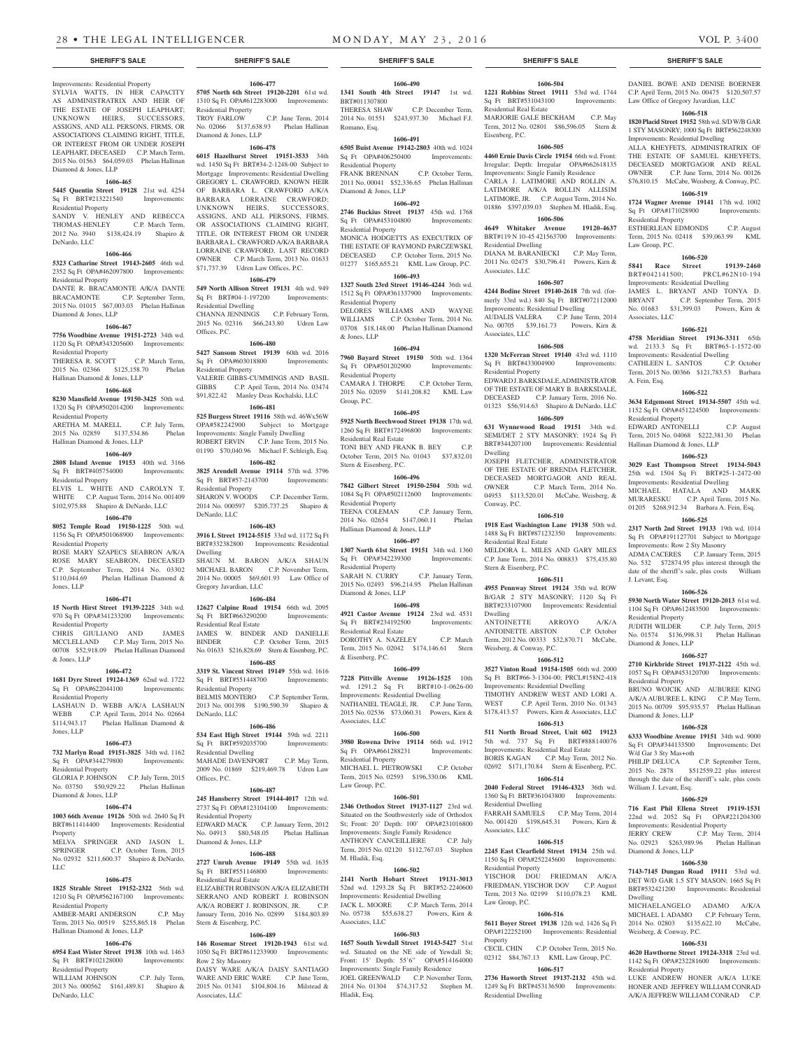Improvements: Residential Property
SYLVIA WATTS, IN HER CAPACITY AS ADMINISTRATRIX AND HEIR OF THE ESTATE OF JOSEPH LEAPHART; UNKNOWN HEIRS, SUCCESSORS, ASSIGNS, AND ALL PERSONS, FIRMS, OR ASSOCIATIONS CLAIMING RIGHT, TITLE, OR INTEREST FROM OR UNDER JOSEPH LEAPHART, DECEASED C.P. March Term, 2015 No. 01563 $64,059.03 Phelan Hallinan Diamond & Jones, LLP

**1606-465**

**5445 Quentin Street 19128** 21st wd. 4254 Sq Ft BRT#213221540 Improvements: Residential Property
SANDY V. HENLEY AND REBECCA THOMAS-HENLEY C.P. March Term, 2012 No. 3940 $138,424.19 Shapiro & DeNardo, LLC

**1606-466**

**5323 Catharine Street 19143-2605** 46th wd. 2352 Sq Ft OPA#462097800 Improvements: Residential Property
DANTE R. BRACAMONTE A/K/A DANTE BRACAMONTE C.P. September Term, 2015 No. 01015 $67,003.03 Phelan Hallinan Diamond & Jones, LLP

**1606-467**

**7756 Woodbine Avenue 19151-2723** 34th wd. 1120 Sq Ft OPA#343205600 Improvements: Residential Property
THERESA R. SCOTT C.P. March Term, 2015 No. 02366 $125,158.70 Phelan Hallinan Diamond & Jones, LLP

**1606-468**

**8230 Mansfield Avenue 19150-3425** 50th wd. 1320 Sq Ft OPA#502014200 Improvements: Residential Property
ARETHA M. MARELL C.P. July Term, 2015 No. 02859 $137,534.86 Phelan Hallinan Diamond & Jones, LLP

**1606-469**

**2808 Island Avenue 19153** 40th wd. 3166 Sq Ft BRT#405754000 Improvements: Residential Property
ELVIS L. WHITE AND CAROLYN T. WHITE C.P. August Term, 2014 No. 001409 $102,975.88 Shapiro & DeNardo, LLC

**1606-470**

**8052 Temple Road 19150-1225** 50th wd. 1156 Sq Ft OPA#501068900 Improvements: Residential Property
ROSE MARY SZAPECS SEABRON A/K/A ROSE MARY SEABRON, DECEASED C.P. September Term, 2014 No. 03302 $110,044.69 Phelan Hallinan Diamond & Jones, LLP

**1606-471**

**15 North Hirst Street 19139-2225** 34th wd. 970 Sq Ft OPA#341233200 Improvements: Residential Property
CHRIS GIULIANO AND JAMES MCCLELLAND C.P. May Term, 2015 No. 00708 $52,918.09 Phelan Hallinan Diamond & Jones, LLP

**1606-472**

**1681 Dyre Street 19124-1369** 62nd wd. 1722 Sq Ft OPA#622044100 Improvements: Residential Property
LASHAUN D. WEBB A/K/A LASHAUN WEBB C.P. April Term, 2014 No. 02664 $114,943.17 Phelan Hallinan Diamond & Jones, LLP

**1606-473**

**732 Marlyn Road 19151-3825** 34th wd. 1162 Sq Ft OPA#344279800 Improvements: Residential Property
GLORIA P. JOHNSON C.P. July Term, 2015 No. 03750 $50,929.22 Phelan Hallinan Diamond & Jones, LLP

**1606-474**

**1003 66th Avenue 19126** 50th wd. 2640 Sq Ft BRT#611414400 Improvements: Residential Property
MELVA SPRINGER AND JASON L. SPRINGER C.P. October Term, 2015 No. 02932 $211,600.37 Shapiro & DeNardo, LLC

**1606-475**

**1825 Strahle Street 19152-2322** 56th wd. 1210 Sq Ft OPA#562167100 Improvements: Residential Property
AMBER-MARI ANDERSON C.P. May Term, 2013 No. 00519 $255,865.18 Phelan Hallinan Diamond & Jones, LLP

**1606-476**

**6954 East Wister Street 19138** 10th wd. 1463 Sq Ft BRT#102128000 Improvements: Residential Property
WILLIAM JOHNSON C.P. July Term, 2013 No. 000562 $161,489.81 Shapiro & DeNardo, LLC

**1606-477**

**5705 North 6th Street 19120-2201** 61st wd. 1310 Sq Ft OPA#612283000 Improvements: Residential Property
TROY FARLOW C.P. June Term, 2014 No. 02066 $137,638.93 Phelan Hallinan Diamond & Jones, LLP

**1606-478**

**6015 Hazelhurst Street 19151-3533** 34th wd. 1450 Sq Ft BRT#34-2-1248-00 Subject to Mortgage Improvements: Residential Dwelling
GREGORY L. CRAWFORD, KNOWN HEIR OF BARBARA L. CRAWFORD A/K/A BARBARA LORRAINE CRAWFORD; UNKNOWN HEIRS, SUCCESSORS, ASSIGNS, AND ALL PERSONS, FIRMS, OR ASSOCIATIONS CLAIMING RIGHT, TITLE, OR INTEREST FROM OR UNDER BARBARA L. CRAWFORD A/K/A BARBARA LORRAINE CRAWFORD, LAST RECORD OWNER C.P. March Term, 2013 No. 01633 $71,737.39 Udren Law Offices, P.C.

**1606-479**

**549 North Allison Street 19131** 4th wd. 949 Sq Ft BRT#04-1-197200 Improvements: Residential Dwelling
CHANNA JENNINGS C.P. February Term, 2015 No. 02316 $66,243.80 Udren Law Offices, P.C.

**1606-480**

**5427 Sansom Street 19139** 60th wd. 2016 Sq Ft OPA#603018800 Improvements: Residential Property
VALERIE GIBBS-CUMMINGS AND BASIL GIBBS C.P. April Term, 2014 No. 03474 $91,822.42 Manley Deas Kochalski, LLC

**1606-481**

**525 Burgess Street 19116** 58th wd. 46Wx56W OPA#582242900 Subject to Mortgage Improvements: Single Family Dwelling
ROBERT ERVIN C.P. June Term, 2015 No. 01190 $70,040.96 Michael F. Schleigh, Esq.

**1606-482**

**3825 Arendell Avenue 19114** 57th wd. 3796 Sq Ft BRT#57-2143700 Improvements: Residential Property
SHARON V. WOODS C.P. December Term, 2014 No. 000597 $205,737.25 Shapiro & DeNardo, LLC

**1606-483**

**3916 L Street 19124-5515** 33rd wd. 1172 Sq Ft BRT#332382800 Improvements: Residential Dwelling
SHAUN M. BARON A/K/A SHAUN MICHAEL BARON C.P. November Term, 2014 No. 00005 $69,601.93 Law Office of Gregory Javardian, LLC

**1606-484**

**12627 Calpine Road 19154** 66th wd. 2095 Sq Ft BRT#663290200 Improvements: Residential Real Estate
JAMES W. BINDER AND DANIELLE BINDER C.P. October Term, 2015 No. 01633 $216,828.69 Stern & Eisenberg, P.C.

**1606-485**

**3319 St. Vincent Street 19149** 55th wd. 1616 Sq Ft BRT#551448700 Improvements: Residential Property
BELMIS MONTERO C.P. September Term, 2013 No. 001398 $190,590.39 Shapiro & DeNardo, LLC

**1606-486**

**534 East High Street 19144** 59th wd. 2211 Sq Ft BRT#592035700 Improvements: Residential Dwelling
MAHADE DAVENPORT C.P. May Term, 2009 No. 01869 $219,469.78 Udren Law Offices, P.C.

**1606-487**

**245 Hansberry Street 19144-4017** 12th wd. 2737 Sq Ft OPA#123104100 Improvements: Residential Property
EDWARD MACK C.P. January Term, 2012 No. 04913 $80,548.05 Phelan Hallinan Diamond & Jones, LLP

**1606-488**

**2727 Unruh Avenue 19149** 55th wd. 1635 Sq Ft BRT#551146800 Improvements: Residential Real Estate
ELIZABETH ROBINSON A/K/A ELIZABETH SERRANO AND ROBERT J. ROBINSON A/K/A ROBERT J. ROBINSON, JR. C.P. January Term, 2016 No. 02899 $184,803.89 Stern & Eisenberg, P.C.

**1606-489**

**146 Rosemar Street 19120-1943** 61st wd. 1050 Sq Ft BRT#611233900 Improvements: Row 2 Sty Masonry
DAISY WARE A/K/A DAISY SANTIAGO WARE AND ERIC WARE C.P. June Term, 2015 No. 01341 $104,804.16 Milstead & Associates, LLC

**1606-490**

**1341 South 4th Street 19147** 1st wd. BRT#011307800
THERESA SHAW C.P. December Term, 2014 No. 01551 $243,937.30 Michael F.J. Romano, Esq.

**1606-491**

**6505 Buist Avenue 19142-2803** 40th wd. 1024 Sq Ft OPA#406250400 Improvements: Residential Property
FRANK BRENNAN C.P. October Term, 2011 No. 00041 $52,336.65 Phelan Hallinan Diamond & Jones, LLP

**1606-492**

**2746 Buckius Street 19137** 45th wd. 1768 Sq Ft OPA#453104800 Improvements: Residential Property
MONICA HODGETTS AS EXECUTRIX OF THE ESTATE OF RAYMOND PARCZEWSKI, DECEASED C.P. October Term, 2015 No. 01277 $165,655.21 KML Law Group, P.C.

**1606-493**

**1327 South 23rd Street 19146-4244** 36th wd. 1512 Sq Ft OPA#361337900 Improvements: Residential Property
DELORES WILLIAMS AND WAYNE WILLIAMS C.P. October Term, 2014 No. 03708 $18,148.00 Phelan Hallinan Diamond & Jones, LLP

**1606-494**

**7960 Bayard Street 19150** 50th wd. 1364 Sq Ft OPA#501202900 Improvements: Residential Property
CAMARA J. THORPE C.P. October Term, 2015 No. 02059 $141,208.82 KML Law Group, P.C.

**1606-495**

**5925 North Beechwood Street 19138** 17th wd. 1260 Sq Ft BRT#172496800 Improvements: Residential Real Estate
TONI BEY AND FRANK B. BEY C.P. October Term, 2015 No. 01043 $37,832.01 Stern & Eisenberg, P.C.

**1606-496**

**7842 Gilbert Street 19150-2504** 50th wd. 1084 Sq Ft OPA#502112600 Improvements: Residential Property
TEENA COLEMAN C.P. January Term, 2014 No. 02654 $147,060.11 Phelan Hallinan Diamond & Jones, LLP

**1606-497**

**1307 North 61st Street 19151** 34th wd. 1360 Sq Ft OPA#342239300 Improvements: Residential Property
SARAH N. CURRY C.P. January Term, 2015 No. 02493 $96,214.95 Phelan Hallinan Diamond & Jones, LLP

**1606-498**

**4921 Castor Avenue 19124** 23rd wd. 4531 Sq Ft BRT#234192500 Improvements: Residential Real Estate
DOROTHY A. NAZELEY C.P. March Term, 2015 No. 02042 $174,146.61 Stern & Eisenberg, P.C.

**1606-499**

**7228 Pittville Avenue 19126-1525** 10th wd. 1291.2 Sq Ft BRT#10-1-0626-00 Improvements: Residential Dwelling
NATHANIEL TEAGLE, JR. C.P. June Term, 2015 No. 02536 $73,060.31 Powers, Kirn & Associates, LLC

**1606-500**

**3980 Rowena Drive 19114** 66th wd. 1912 Sq Ft OPA#661288231 Improvements: Residential Property
MICHAEL L. PIETROWSKI C.P. October Term, 2015 No. 02593 $196,330.06 KML Law Group, P.C.

**1606-501**

**2346 Orthodox Street 19137-1127** 23rd wd. Situated on the Southwesterly side of Orthodox St; Front: 20' Depth: 100' OPA#231016800 Improvements: Single Family Residence
ANTHONY CANCEILLIERE C.P. July Term, 2015 No. 02120 $112,767.03 Stephen M. Hladik, Esq.

**1606-502**

**2141 North Hobart Street 19131-3013** 52nd wd. 1293.28 Sq Ft BRT#52-2240600 Improvements: Residential Dwelling
JACK L. MOORE C.P. March Term, 2014 No. 05738 $55,638.27 Powers, Kirn & Associates, LLC

**1606-503**

**1657 South Yewdall Street 19143-5427** 51st wd. Situated on the NE side of Yewdall St; Front: 15' Depth: 55'6" OPA#514164000 Improvements: Single Family Residence
JOEL GREENWALD C.P. November Term, 2014 No. 01304 $74,317.52 Stephen M. Hladik, Esq.

**1606-504**

**1221 Robbins Street 19111** 53rd wd. 1744 Sq Ft BRT#531043100 Improvements: Residential Real Estate
MARJORIE GALE BECKHAM C.P. May Term, 2012 No. 02801 $86,596.05 Stern & Eisenberg, P.C.

**1606-505**

**4460 Ernie Davis Circle 19154** 66th wd. Front: Irregular; Depth: Irregular OPA#662618135 Improvements: Single Family Residence
CARLA J. LATIMORE AND ROLLIN A. LATIMORE A/K/A ROLLIN ALLISIM LATIMORE, JR. C.P. August Term, 2014 No. 01886 $397,039.03 Stephen M. Hladik, Esq.

**1606-506**

**4649 Whitaker Avenue 19120-4637** BRT#119 N 10-45 421563700 Improvements: Residential Dwelling
DIANA M. BARANIECKI C.P. May Term, 2011 No. 02475 $30,796.41 Powers, Kirn & Associates, LLC

**1606-507**

**4244 Bodine Street 19140-2618** 7th wd. (formerly 33rd wd.) 840 Sq Ft BRT#072112000 Improvements: Residential Dwelling
AUDALIS VALERA C.P. June Term, 2014 No. 00705 $39,161.73 Powers, Kirn & Associates, LLC

**1606-508**

**1320 McFerran Street 19140** 43rd wd. 1110 Sq Ft BRT#433004900 Improvements: Residential Property
EDWARD J. BARKSDALE, ADMINISTRATOR OF THE ESTATE OF MARY B. BARKSDALE, DECEASED C.P. January Term, 2016 No. 01323 $56,914.63 Shapiro & DeNardo, LLC

**1606-509**

**631 Wynnewood Road 19151** 34th wd. SEMI/DET 2 STY MASONRY; 1924 Sq Ft BRT#344207100 Improvements: Residential Dwelling
JOSEPH FLETCHER, ADMINISTRATOR OF THE ESTATE OF BRENDA FLETCHER, DECEASED MORTGAGOR AND REAL OWNER C.P. March Term, 2014 No. 04953 $113,520.01 McCabe, Weisberg, & Conway, P.C.

**1606-510**

**1918 East Washington Lane 19138** 50th wd. 1488 Sq Ft BRT#871232350 Improvements: Residential Real Estate
MELDORA L. MILES AND GARY MILES C.P. June Term, 2014 No. 008833 $75,435.80 Stern & Eisenberg, P.C.

**1606-511**

**4955 Pennway Street 19124** 35th wd. ROW B/GAR 2 STY MASONRY; 1120 Sq Ft BRT#233107900 Improvements: Residential Dwelling
ANTOINETTE ARROYO A/K/A ANTOINETTE ABSTON C.P. October Term, 2012 No. 00333 $32,870.71 McCabe, Weisberg, & Conway, P.C.

**1606-512**

**3527 Vinton Road 19154-1505** 66th wd. 2000 Sq Ft BRT#66-3-1304-00; PRCL#158N2-418 Improvements: Residential Dwelling
TIMOTHY ANDREW WEST AND LORI A. WEST C.P. April Term, 2010 No. 01343 $178,413.57 Powers, Kirn & Associates, LLC

**1606-513**

**511 North Broad Street, Unit 602 19123** 5th wd. 737 Sq Ft BRT#888140076 Improvements: Residential Real Estate
BORIS KAGAN C.P. May Term, 2012 No. 02692 $171,170.84 Stern & Eisenberg, P.C.

**1606-514**

**2040 Federal Street 19146-4323** 36th wd. 1360 Sq Ft BRT#361043800 Improvements: Residential Dwelling
FARRAH SAMUELS C.P. May Term, 2014 No. 001420 $198,645.31 Powers, Kirn & Associates, LLC

**1606-515**

**2245 East Clearfield Street 19134** 25th wd. 1150 Sq Ft OPA#252245600 Improvements: Residential Property
YISCHOR DOU FRIEDMAN A/K/A FRIEDMAN, YISCHOR DOV C.P. August Term, 2013 No. 02199 $110,078.23 KML Law Group, P.C.

**1606-516**

**5611 Boyer Street 19138** 12th wd. 1426 Sq Ft OPA#122252100 Improvements: Residential Property
CECIL CHIN C.P. October Term, 2015 No. 02312 $84,767.13 KML Law Group, P.C.

**1606-517**

**2736 Haworth Street 19137-2132** 45th wd. 1249 Sq Ft BRT#453136500 Improvements: Residential Dwelling
DANIEL BOWE AND DENISE BOERNER C.P. April Term, 2015 No. 00475 $120,507.57 Law Office of Gregory Javardian, LLC

**1606-518**

**1820 Placid Street 19152** 58th wd. S/D W/B GAR 1 STY MASONRY; 1000 Sq Ft BRT#562248300 Improvements: Residential Dwelling
ALLA KHEYFETS, ADMINISTRATRIX OF THE ESTATE OF SAMUEL KHEYFETS, DECEASED MORTGAGOR AND REAL OWNER C.P. June Term, 2014 No. 00126 $76,810.15 McCabe, Weisberg, & Conway, P.C.

**1606-519**

**1724 Wagner Avenue 19141** 17th wd. 1002 Sq Ft OPA#171028900 Improvements: Residential Property
ESTHERLEAN EDMONDS C.P. August Term, 2015 No. 02418 $39,063.99 KML Law Group, P.C.

**1606-520**

**5841 Race Street 19139-2460** BRT#042141500; PRCL#62N10-194 Improvements: Residential Dwelling
JAMES L. BRYANT AND TONYA D. BRYANT C.P. September Term, 2015 No. 01683 $31,399.03 Powers, Kirn & Associates, LLC

**1606-521**

**4758 Meridian Street 19136-3311** 65th wd. 2133.3 Sq Ft BRT#65-1-1572-00 Improvements: Residential Dwelling
CATHLEEN L. SANTOS C.P. October Term, 2015 No. 00366 $121,783.53 Barbara A. Fein, Esq.

**1606-522**

**3634 Edgemont Street 19134-5507** 45th wd. 1152 Sq Ft OPA#451224500 Improvements: Residential Property
EDWARD ANTONELLI C.P. August Term, 2015 No. 04068 $222,381.30 Phelan Hallinan Diamond & Jones, LLP

**1606-523**

**3029 East Thompson Street 19134-5043** 25th wd. 1504 Sq Ft BRT#25-1-2472-00 Improvements: Residential Dwelling
MICHAEL HATALA AND MARK MURARESKU C.P. April Term, 2015 No. 01205 $268,912.34 Barbara A. Fein, Esq.

**1606-525**

**2317 North 2nd Street 19133** 19th wd. 1014 Sq Ft OPA#191127701 Subject to Mortgage Improvements: Row 2 Sty Masonry
ADMA CACERES C.P. January Term, 2015 No. 532 $72874.95 plus interest through the date of the sheriff's sale, plus costs William J. Levant, Esq.

**1606-526**

**5930 North Water Street 19120-2013** 61st wd. 1104 Sq Ft OPA#612483500 Improvements: Residential Property
JUDITH WILDER C.P. July Term, 2015 No. 01574 $136,998.31 Phelan Hallinan Diamond & Jones, LLP

**1606-527**

**2710 Kirkbride Street 19137-2122** 45th wd. 1057 Sq Ft OPA#453120700 Improvements: Residential Property
BRUNO WOJCIK AND AUBUREE KING A/K/A AUBUREE L. KING C.P. May Term, 2015 No. 00709 $95,935.57 Phelan Hallinan Diamond & Jones, LLP

**1606-528**

**6333 Woodbine Avenue 19151** 34th wd. 9000 Sq Ft OPA#344133500 Improvements: Det W/d Gar 3 Sty Mas+oth
PHILIP DELUCA C.P. September Term, 2015 No. 2878 $512559.22 plus interest through the date of the sheriff's sale, plus costs William J. Levant, Esq.

**1606-529**

**716 East Phil Ellena Street 19119-1531** 22nd wd. 2052 Sq Ft OPA#221204300 Improvements: Residential Property
JERRY CREW C.P. May Term, 2014 No. 02923 $263,989.96 Phelan Hallinan Diamond & Jones, LLP

**1606-530**

**7143-7145 Dungan Road 19111** 53rd wd. DET W/D GAR 1.5 STY MASON; 1665 Sq Ft BRT#532421200 Improvements: Residential Dwelling
MICHAELANGELO ADAMO A/K/A MICHAEL I. ADAMO C.P. February Term, 2014 No. 02803 $135,622.10 McCabe, Weisberg, & Conway, P.C.

**1606-531**

**4620 Hawthorne Street 19124-3318** 23rd wd. 1142 Sq Ft OPA#232281600 Improvements: Residential Property
LUKE ANDREW HONER A/K/A LUKE HONER AND JEFFREY WILLIAM CONRAD A/K/A JEFFREW WILLIAM CONRAD C.P.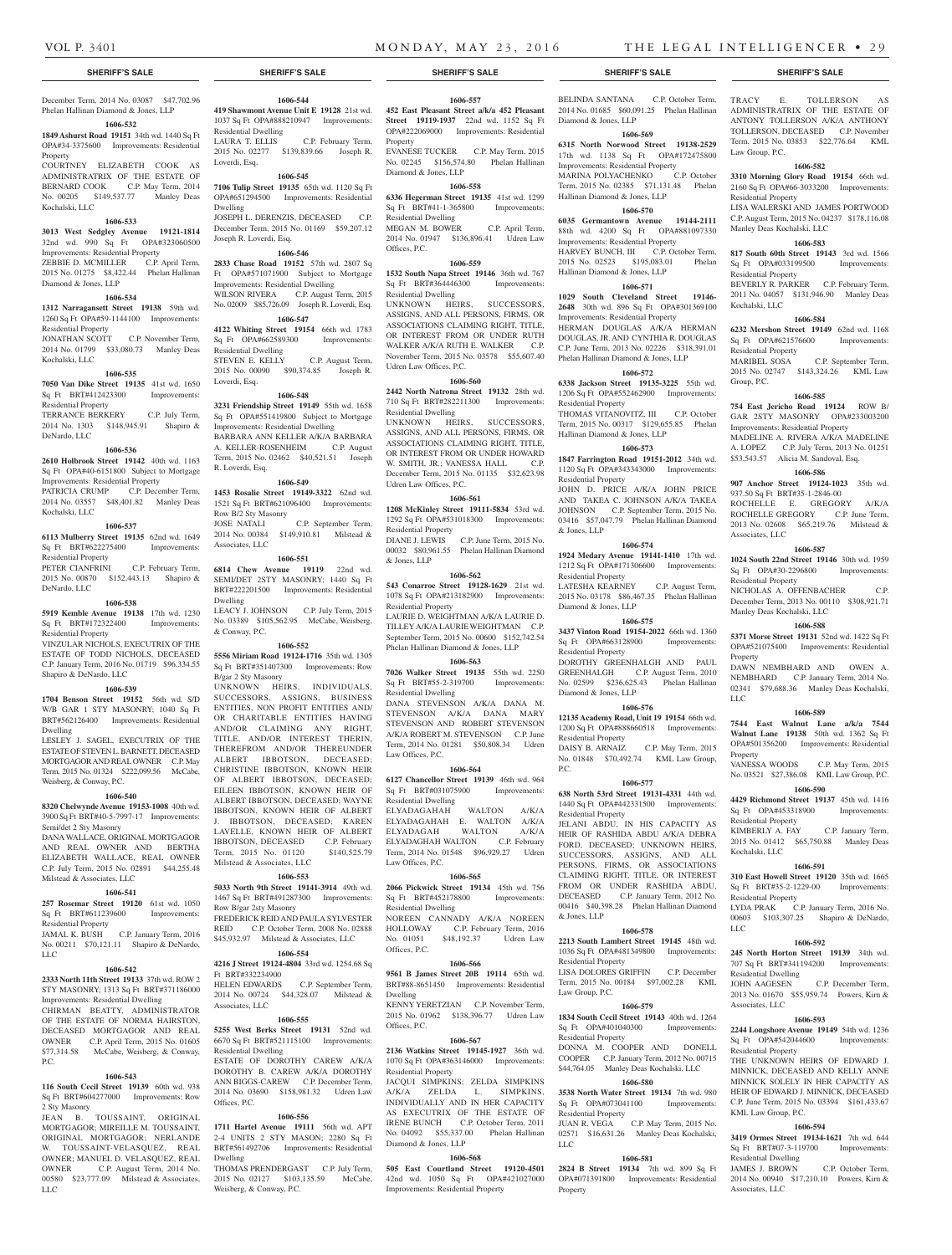December Term, 2014 No. 03087 $47,702.96 Phelan Hallinan Diamond & Jones, LLP

**1606-532**

**1849 Ashurst Road 19151** 34th wd. 1440 Sq Ft OPA#34-3375600 Improvements: Residential Property

COURTNEY ELIZABETH COOK AS ADMINISTRATRIX OF THE ESTATE OF BERNARD COOK C.P. May Term, 2014 No. 00205 $149,537.77 Manley Deas Kochalski, LLC

**1606-533**

**3013 West Sedgley Avenue 19121-1814** 32nd wd. 990 Sq Ft OPA#323060500 Improvements: Residential Property

ZEBBIE D. MCMILLER C.P. April Term, 2015 No. 01275 $8,422.44 Phelan Hallinan Diamond & Jones, LLP

**1606-534**

**1312 Narragansett Street 19138** 59th wd. 1260 Sq Ft OPA#59-1144100 Improvements: Residential Property

JONATHAN SCOTT C.P. November Term, 2014 No. 01799 $33,080.73 Manley Deas Kochalski, LLC

**1606-535**

**7050 Van Dike Street 19135** 41st wd. 1650 Sq Ft BRT#412423300 Improvements: Residential Property

TERRANCE BERKERY C.P. July Term, 2014 No. 1303 $148,945.91 Shapiro & DeNardo, LLC

**1606-536**

**2610 Holbrook Street 19142** 40th wd. 1163 Sq Ft OPA#40-6151800 Subject to Mortgage Improvements: Residential Property

PATRICIA CRUMP C.P. December Term, 2014 No. 03557 $48,401.82 Manley Deas Kochalski, LLC

**1606-537**

**6113 Mulberry Street 19135** 62nd wd. 1649 Sq Ft BRT#622275400 Improvements: Residential Property

PETER CIANFRINI C.P. February Term, 2015 No. 00870 $152,443.13 Shapiro & DeNardo, LLC

**1606-538**

**5919 Kemble Avenue 19138** 17th wd. 1230 Sq Ft BRT#172322400 Improvements: Residential Property

VINZULAR NICHOLS, EXECUTRIX OF THE ESTATE OF TODD NICHOLS, DECEASED C.P. January Term, 2016 No. 01719 $96,334.55 Shapiro & DeNardo, LLC

**1606-539**

**1704 Benson Street 19152** 56th wd. S/D W/B GAR 1 STY MASONRY; 1040 Sq Ft BRT#562126400 Improvements: Residential Dwelling

LESLEY J. SAGEL, EXECUTRIX OF THE ESTATE OF STEVEN L. BARNETT, DECEASED MORTGAGOR AND REAL OWNER C.P. May Term, 2015 No. 01324 $222,099.56 McCabe, Weisberg, & Conway, P.C.

**1606-540**

**8320 Chelwynde Avenue 19153-1008** 40th wd. 3900 Sq Ft BRT#40-5-7997-17 Improvements: Semi/Det 2 Sty Masonry

DANA WALLACE, ORIGINAL MORTGAGOR AND REAL OWNER AND BERTHA ELIZABETH WALLACE, REAL OWNER C.P. July Term, 2015 No. 02891 $44,255.48 Milstead & Associates, LLC

**1606-541**

**257 Rosemar Street 19120** 61st wd. 1050 Sq Ft BRT#611239600 Improvements: Residential Property

JAMAL K. BUSH C.P. January Term, 2016 No. 00211 $70,121.11 Shapiro & DeNardo, LLC

**1606-542**

**2333 North 11th Street 19133** 37th wd. ROW 2 STY MASONRY; 1313 Sq Ft BRT#371186000 Improvements: Residential Dwelling

CHIRMAN BEATTY, ADMINISTRATOR OF THE ESTATE OF NORMA HAIRSTON, DECEASED MORTGAGOR AND REAL OWNER C.P. April Term, 2015 No. 01605 $77,314.58 McCabe, Weisberg, & Conway, P.C.

**1606-543**

**116 South Cecil Street 19139** 60th wd. 938 Sq Ft BRT#604277000 Improvements: Row 2 Sty Masonry

JEAN B. TOUSSAINT, ORIGINAL MORTGAGOR; MIREILLE M. TOUSSAINT, ORIGINAL MORTGAGOR; NERLANDE W. TOUSSAINT-VELASQUEZ, REAL OWNER; MANUEL D. VELASQUEZ, REAL OWNER C.P. August Term, 2014 No. 00580 $23,777.09 Milstead & Associates, LLC

**1606-544**

**419 Shawmont Avenue Unit E 19128** 21st wd. 1037 Sq Ft OPA#888210947 Improvements: Residential Dwelling

LAURA T. ELLIS C.P. February Term, 2015 No. 02277 $139,839.66 Joseph R. Loverdi, Esq.

**1606-545**

**7106 Tulip Street 19135** 65th wd. 1120 Sq Ft OPA#651294500 Improvements: Residential Dwelling

JOSEPH L. DERENZIS, DECEASED C.P. December Term, 2015 No. 01169 $59,207.12 Joseph R. Loverdi, Esq.

**1606-546**

**2833 Chase Road 19152** 57th wd. 2807 Sq Ft OPA#571071900 Subject to Mortgage Improvements: Residential Dwelling

WILSON RIVERA C.P. August Term, 2015 No. 02009 $85,726.09 Joseph R. Loverdi, Esq.

**1606-547**

**4122 Whiting Street 19154** 66th wd. 1783 Sq Ft OPA#662589300 Improvements: Residential Dwelling

STEVEN E. KELLY C.P. August Term, 2015 No. 00090 $90,374.85 Joseph R. Loverdi, Esq.

**1606-548**

**3231 Friendship Street 19149** 55th wd. 1658 Sq Ft OPA#551419800 Subject to Mortgage Improvements: Residential Dwelling

BARBARA ANN KELLER A/K/A BARBARA A. KELLER-ROSENHEIM C.P. August Term, 2015 No. 02462 $40,521.51 Joseph R. Loverdi, Esq.

**1606-549**

**1453 Rosalie Street 19149-3322** 62nd wd. 1521 Sq Ft BRT#621096400 Improvements: Row B/2 Sty Masonry

JOSE NATALI C.P. September Term, 2014 No. 00384 $149,910.81 Milstead & Associates, LLC

**1606-551**

**6814 Chew Avenue 19119** 22nd wd. SEMI/DET 2STY MASONRY; 1440 Sq Ft BRT#222201500 Improvements: Residential Dwelling

LEACY J. JOHNSON C.P. July Term, 2015 No. 03389 $105,562.95 McCabe, Weisberg, & Conway, P.C.

**1606-552**

**5556 Miriam Road 19124-1716** 35th wd. 1305 Sq Ft BRT#351407300 Improvements: Row B/gar 2 Sty Masonry

UNKNOWN HEIRS, INDIVIDUALS, SUCCESSORS, ASSIGNS, BUSINESS ENTITIES, NON PROFIT ENTITIES AND/ OR CHARITABLE ENTITIES HAVING AND/OR CLAIMING ANY RIGHT, TITLE, AND/OR INTEREST THERIN, THEREFROM AND/OR THEREUNDER ALBERT IBBOTSON, DECEASED; CHRISTINE IBBOTSON, KNOWN HEIR OF ALBERT IBBOTSON, DECEASED; EILEEN IBBOTSON, KNOWN HEIR OF ALBERT IBBOTSON, DECEASED; WAYNE IBBOTSON, KNOWN HEIR OF ALBERT J. IBBOTSON, DECEASED; KAREN LAVELLE, KNOWN HEIR OF ALBERT IBBOTSON, DECEASED C.P. February Term, 2015 No. 01120 $140,525.79 Milstead & Associates, LLC

**1606-553**

**5033 North 9th Street 19141-3914** 49th wd. 1467 Sq Ft BRT#491287300 Improvements: Row B/gar 2sty Masonry

FREDERICK REID AND PAULA SYLVESTER REID C.P. October Term, 2008 No. 02888 $45,932.97 Milstead & Associates, LLC

**1606-554**

**4216 J Street 19124-4804** 33rd wd. 1254.68 Sq Ft BRT#332234900

HELEN EDWARDS C.P. September Term, 2014 No. 00724 $44,328.07 Milstead & Associates, LLC

**1606-555**

**5255 West Berks Street 19131** 52nd wd. 6670 Sq Ft BRT#521115100 Improvements: Residential Dwelling

ESTATE OF DOROTHY CAREW A/K/A DOROTHY B. CAREW A/K/A DOROTHY ANN BIGGS-CAREW C.P. December Term, 2014 No. 03690 $158,981.32 Udren Law Offices, P.C.

**1606-556**

**1711 Hartel Avenue 19111** 56th wd. APT 2-4 UNITS 2 STY MASON; 2280 Sq Ft BRT#561492706 Improvements: Residential Dwelling

THOMAS PRENDERGAST C.P. July Term, 2015 No. 02127 $103,135.59 McCabe, Weisberg, & Conway, P.C.

**1606-557**

**452 East Pleasant Street a/k/a 452 Pleasant Street 19119-1937** 22nd wd. 1152 Sq Ft OPA#222069000 Improvements: Residential Property

EVANESE TUCKER C.P. May Term, 2015 No. 02245 $156,574.80 Phelan Hallinan Diamond & Jones, LLP

**1606-558**

**6336 Hegerman Street 19135** 41st wd. 1299 Sq Ft BRT#41-1-365800 Improvements: Residential Dwelling

MEGAN M. BOWER C.P. April Term, 2014 No. 01947 $136,896.41 Udren Law Offices, P.C.

**1606-559**

**1532 South Napa Street 19146** 36th wd. 767 Sq Ft BRT#364446300 Improvements: Residential Dwelling

UNKNOWN HEIRS, SUCCESSORS, ASSIGNS, AND ALL PERSONS, FIRMS, OR ASSOCIATIONS CLAIMING RIGHT, TITLE, OR INTEREST FROM OR UNDER RUTH WALKER A/K/A RUTH E. WALKER C.P. November Term, 2015 No. 03578 $55,607.40 Udren Law Offices, P.C.

**1606-560**

**2442 North Natrona Street 19132** 28th wd. 710 Sq Ft BRT#282211300 Improvements: Residential Dwelling

UNKNOWN HEIRS, SUCCESSORS, ASSIGNS, AND ALL PERSONS, FIRMS, OR ASSOCIATIONS CLAIMING RIGHT, TITLE, OR INTEREST FROM OR UNDER HOWARD W. SMITH, JR.; VANESSA HALL C.P. December Term, 2015 No. 01135 $32,623.98 Udren Law Offices, P.C.

**1606-561**

**1208 McKinley Street 19111-5834** 53rd wd. 1292 Sq Ft OPA#531018300 Improvements: Residential Property

DIANE J. LEWIS C.P. June Term, 2015 No. 00032 $80,961.55 Phelan Hallinan Diamond & Jones, LLP

**1606-562**

**543 Conarroe Street 19128-1629** 21st wd. 1078 Sq Ft OPA#213182900 Improvements: Residential Property

LAURIE D. WEIGHTMAN A/K/A LAURIE D. TILLEY A/K/A LAURIE WEIGHTMAN C.P. September Term, 2015 No. 00600 $152,742.54 Phelan Hallinan Diamond & Jones, LLP

**1606-563**

**7026 Walker Street 19135** 55th wd. 2250 Sq Ft BRT#55-2-319700 Improvements: Residential Dwelling

DANA STEVENSON A/K/A DANA M. STEVENSON A/K/A DANA MARY STEVENSON AND ROBERT STEVENSON A/K/A ROBERT M. STEVENSON C.P. June Term, 2014 No. 01281 $50,808.34 Udren Law Offices, P.C.

**1606-564**

**6127 Chancellor Street 19139** 46th wd. 964 Sq Ft BRT#031075900 Improvements: Residential Dwelling

ELYADAGAHAH WALTON A/K/A ELYADAGAHAH E. WALTON A/K/A ELYADAGAH WALTON A/K/A ELYADAGHAH WALTON C.P. February Term, 2014 No. 01548 $96,929.27 Udren Law Offices, P.C.

**1606-565**

**2066 Pickwick Street 19134** 45th wd. 756 Sq Ft BRT#452178800 Improvements: Residential Dwelling

NOREEN CANNADY A/K/A NOREEN HOLLOWAY C.P. February Term, 2016 No. 01051 $48,192.37 Udren Law Offices, P.C.

**1606-566**

**9561 B James Street 20B 19114** 65th wd. BRT#88-8651450 Improvements: Residential Dwelling

KENNY YERETZIAN C.P. November Term, 2015 No. 01962 $138,396.77 Udren Law Offices, P.C.

**1606-567**

**2136 Watkins Street 19145-1927** 36th wd. 1070 Sq Ft OPA#363146000 Improvements: Residential Property

JACQUI SIMPKINS; ZELDA SIMPKINS A/K/A ZELDA L. SIMPKINS, INDIVIDUALLY AND IN HER CAPACITY AS EXECUTRIX OF THE ESTATE OF IRENE BUNCH C.P. October Term, 2011 No. 04092 $55,337.00 Phelan Hallinan Diamond & Jones, LLP

**1606-568**

**505 East Courtland Street 19120-4501** 42nd wd. 1050 Sq Ft OPA#421027000 Improvements: Residential Property

BELINDA SANTANA C.P. October Term, 2014 No. 01685 $60,091.25 Phelan Hallinan Diamond & Jones, LLP

**1606-569**

**6315 North Norwood Street 19138-2529** 17th wd. 1138 Sq Ft OPA#172475800 Improvements: Residential Property

MARINA POLYACHENKO C.P. October Term, 2015 No. 02385 $71,131.48 Phelan Hallinan Diamond & Jones, LLP

**1606-570**

**6035 Germantown Avenue 19144-2111** 88th wd. 4200 Sq Ft OPA#881097330 Improvements: Residential Property

HARVEY BUNCH, III C.P. October Term, 2015 No. 02523 $195,083.01 Phelan Hallinan Diamond & Jones, LLP

**1606-571**

**1029 South Cleveland Street 19146-2648** 30th wd. 896 Sq Ft OPA#301369100 Improvements: Residential Property

HERMAN DOUGLAS A/K/A HERMAN DOUGLAS, JR. AND CYNTHIA R. DOUGLAS C.P. June Term, 2013 No. 02226 $318,391.01 Phelan Hallinan Diamond & Jones, LLP

**1606-572**

**6338 Jackson Street 19135-3225** 55th wd. 1206 Sq Ft OPA#552462900 Improvements: Residential Property

THOMAS VITANOVITZ, III C.P. October Term, 2015 No. 00317 $129,655.85 Phelan Hallinan Diamond & Jones, LLP

**1606-573**

**1847 Farrington Road 19151-2012** 34th wd. 1120 Sq Ft OPA#343343000 Improvements: Residential Property

JOHN D. PRICE A/K/A JOHN PRICE AND TAKEA C. JOHNSON A/K/A TAKEA JOHNSON C.P. September Term, 2015 No. 03416 $57,047.79 Phelan Hallinan Diamond & Jones, LLP

**1606-574**

**1924 Medary Avenue 19141-1410** 17th wd. 1212 Sq Ft OPA#171306600 Improvements: Residential Property

LATESHA KEARNEY C.P. August Term, 2015 No. 03178 $86,467.35 Phelan Hallinan Diamond & Jones, LLP

**1606-575**

**3437 Vinton Road 19154-2022** 66th wd. 1360 Sq Ft OPA#663128900 Improvements: Residential Property

DOROTHY GREENHALGH AND PAUL GREENHALGH C.P. August Term, 2010 No. 02599 $236,625.43 Phelan Hallinan Diamond & Jones, LLP

**1606-576**

**12135 Academy Road, Unit 19 19154** 66th wd. 1200 Sq Ft OPA#888660518 Improvements: Residential Property

DAISY B. ARNAIZ C.P. May Term, 2015 No. 01848 $70,492.74 KML Law Group, P.C.

**1606-577**

**638 North 53rd Street 19131-4331** 44th wd. 1440 Sq Ft OPA#442331500 Improvements: Residential Property

JELANI ABDU, IN HIS CAPACITY AS HEIR OF RASHIDA ABDU A/K/A DEBRA FORD, DECEASED; UNKNOWN HEIRS, SUCCESSORS, ASSIGNS, AND ALL PERSONS, FIRMS, OR ASSOCIATIONS CLAIMING RIGHT, TITLE, OR INTEREST FROM OR UNDER RASHIDA ABDU, DECEASED C.P. January Term, 2012 No. 00416 $40,398.28 Phelan Hallinan Diamond & Jones, LLP

**1606-578**

**2213 South Lambert Street 19145** 48th wd. 1036 Sq Ft OPA#481349800 Improvements: Residential Property

LISA DOLORES GRIFFIN C.P. December Term, 2015 No. 00184 $97,002.28 KML Law Group, P.C.

**1606-579**

**1834 South Cecil Street 19143** 40th wd. 1264 Sq Ft OPA#401040300 Improvements: Residential Property

DONNA M. COOPER AND DONELL COOPER C.P. January Term, 2012 No. 00715 $44,764.05 Manley Deas Kochalski LLC

**1606-580**

**3538 North Water Street 19134** 7th wd. 980 Sq Ft OPA#073041100 Improvements: Residential Property

JUAN R. VEGA C.P. May Term, 2015 No. 02571 $16,631.26 Manley Deas Kochalski, LLC

**1606-581**

**2824 B Street 19134** 7th wd. 899 Sq Ft OPA#071391800 Improvements: Residential Property

TRACY E. TOLLERSON AS ADMINISTRATRIX OF THE ESTATE OF ANTONY TOLLERSON A/K/A ANTHONY TOLLERSON, DECEASED C.P. November Term, 2015 No. 03853 $22,776.64 KML Law Group, P.C.

**1606-582**

**3310 Morning Glory Road 19154** 66th wd. 2160 Sq Ft OPA#66-3033200 Improvements: Residential Property

LISA WALERSKI AND JAMES PORTWOOD C.P. August Term, 2015 No. 04237 $178,116.08 Manley Deas Kochalski LLC

**1606-583**

**817 South 60th Street 19143** 3rd wd. 1566 Sq Ft OPA#033199500 Improvements: Residential Property

BEVERLY R. PARKER C.P. February Term, 2011 No. 04057 $131,946.90 Manley Deas Kochalski, LLC

**1606-584**

**6232 Mershon Street 19149** 62nd wd. 1168 Sq Ft OPA#621576600 Improvements: Residential Property

MARIBEL SOSA C.P. September Term, 2015 No. 02747 $143,324.26 KML Law Group, P.C.

**1606-585**

**754 East Jericho Road 19124** ROW B/ GAR 2STY MASONRY OPA#233003200 Improvements: Residential Property

MADELINE A. RIVERA A/K/A MADELINE A. LOPEZ C.P. July Term, 2013 No. 01251 $53,543.57 Alicia M. Sandoval, Esq.

**1606-586**

**907 Anchor Street 19124-1023** 35th wd. 937.50 Sq Ft BRT#35-1-2846-00

ROCHELLE E. GREGORY A/K/A ROCHELLE GREGORY C.P. June Term, 2013 No. 02608 $65,219.76 Milstead & Associates, LLC

**1606-587**

**1024 South 22nd Street 19146** 30th wd. 1959 Sq Ft OPA#30-2296800 Improvements: Residential Property

NICHOLAS A. OFFENBACHER C.P. December Term, 2013 No. 00110 $308,921.71 Manley Deas Kochalski, LLC

**1606-588**

**5371 Morse Street 19131** 52nd wd. 1422 Sq Ft OPA#521075400 Improvements: Residential Property

DAWN NEMBHARD AND OWEN A. NEMBHARD C.P. January Term, 2014 No. 02341 $79,688.36 Manley Deas Kochalski, LLC

**1606-589**

**7544 East Walnut Lane a/k/a 7544 Walnut Lane 19138** 50th wd. 1362 Sq Ft OPA#501356200 Improvements: Residential Property

VANESSA WOODS C.P. May Term, 2015 No. 03521 $27,386.08 KML Law Group, P.C.

**1606-590**

**4429 Richmond Street 19137** 45th wd. 1416 Sq Ft OPA#453318900 Improvements: Residential Property

KIMBERLY A. FAY C.P. January Term, 2015 No. 01412 $65,750.88 Manley Deas Kochalski, LLC

**1606-591**

**310 East Howell Street 19120** 35th wd. 1665 Sq Ft BRT#35-2-1229-00 Improvements: Residential Property

LYDA PRAK C.P. January Term, 2016 No. 00603 $103,307.25 Shapiro & DeNardo, LLC

**1606-592**

**245 North Horton Street 19139** 34th wd. 707 Sq Ft BRT#341194200 Improvements: Residential Dwelling

JOHN AAGESEN C.P. December Term, 2013 No. 01670 $55,959.74 Powers, Kirn & Associates, LLC

**1606-593**

**2244 Longshore Avenue 19149** 54th wd. 1236 Sq Ft OPA#542044600 Improvements: Residential Property

THE UNKNOWN HEIRS OF EDWARD J. MINNICK, DECEASED AND KELLY ANNE MINNICK SOLELY IN HER CAPACITY AS HEIR OF EDWARD J. MINNICK, DECEASED C.P. June Term, 2015 No. 03394 $161,433.67 KML Law Group, P.C.

**1606-594**

**3419 Ormes Street 19134-1621** 7th wd. 644 Sq Ft BRT#07-3-119700 Improvements: Residential Dwelling

JAMES J. BROWN C.P. October Term, 2014 No. 00940 $17,210.10 Powers, Kirn & Associates, LLC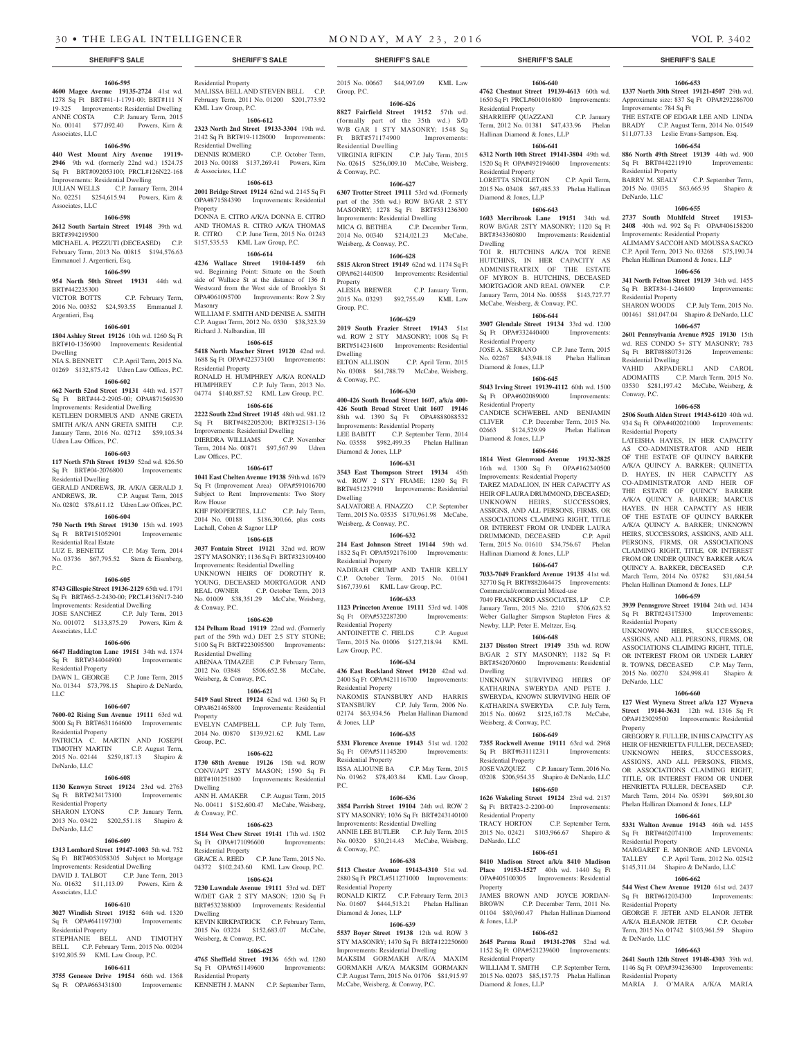**SHERIFF'S SALE**

**1606-595**

**4600 Magee Avenue 19135-2724** 41st wd. 1278 Sq Ft BRT#41-1-1791-00; BRT#111 N 19-325 Improvements: Residential Dwelling
ANNE COSTA C.P. January Term, 2015 No. 00141 $77,092.40 Powers, Kirn & Associates, LLC

**1606-596**

**440 West Mount Airy Avenue 19119-2946** 9th wd. (formerly 22nd wd.) 1524.75 Sq Ft BRT#092053100; PRCL#126N22-168 Improvements: Residential Dwelling
JULIAN WELLS C.P. January Term, 2014 No. 02251 $254,615.94 Powers, Kirn & Associates, LLC

**1606-598**

**2612 South Sartain Street 19148** 39th wd. BRT#394219500
MICHAEL A. PEZZUTI (DECEASED) C.P. February Term, 2013 No. 00815 $194,576.63 Emmanuel J. Argentieri, Esq.

**1606-599**

**954 North 50th Street 19131** 44th wd. BRT#442235300
VICTOR BOTTS C.P. February Term, 2016 No. 00352 $24,593.55 Emmanuel J. Argentieri, Esq.

**1606-601**

**1804 Ashley Street 19126** 10th wd. 1260 Sq Ft BRT#10-1356900 Improvements: Residential Dwelling
NIA S. BENNETT C.P. April Term, 2015 No. 01269 $132,875.42 Udren Law Offices, P.C.

**1606-602**

**662 North 52nd Street 19131** 44th wd. 1577 Sq Ft BRT#44-2-2905-00; OPA#871569530 Improvements: Residential Dwelling
KETLEEN DORMEUS AND ANNE GRETA SMITH A/K/A ANN GRETA SMITH C.P. January Term, 2016 No. 02712 $59,105.34 Udren Law Offices, P.C.

**1606-603**

**117 North 57th Street 19139** 52nd wd. 826.50 Sq Ft BRT#04-2076800 Improvements: Residential Dwelling
GERALD ANDREWS, JR. A/K/A GERALD J. ANDREWS, JR. C.P. August Term, 2015 No. 02802 $78,611.12 Udren Law Offices, P.C.

**1606-604**

**750 North 19th Street 19130** 15th wd. 1993 Sq Ft BRT#151052901 Improvements: Residential Real Estate
LUZ E. BENETIZ C.P. May Term, 2014 No. 03736 $67,795.52 Stern & Eisenberg, P.C.

**1606-605**

**8743 Gillespie Street 19136-2129** 65th wd. 1791 Sq Ft BRT#65-2-2430-00; PRCL#136N17-240 Improvements: Residential Dwelling
JOSE SANCHEZ C.P. July Term, 2013 No. 001072 $133,875.29 Powers, Kirn & Associates, LLC

**1606-606**

**6647 Haddington Lane 19151** 34th wd. 1374 Sq Ft BRT#344044900 Improvements: Residential Property
DAWN L. GEORGE C.P. June Term, 2015 No. 01344 $73,798.15 Shapiro & DeNardo, LLC

**1606-607**

**7600-02 Rising Sun Avenue 19111** 63rd wd. 5000 Sq Ft BRT#631164600 Improvements: Residential Property
PATRICIA C. MARTIN AND JOSEPH TIMOTHY MARTIN C.P. August Term, 2015 No. 02144 $259,187.13 Shapiro & DeNardo, LLC

**1606-608**

**1130 Kenwyn Street 19124** 23rd wd. 2763 Sq Ft BRT#234173100 Improvements: Residential Property
SHARON LYONS C.P. January Term, 2013 No. 03422 $202,551.18 Shapiro & DeNardo, LLC

**1606-609**

**1313 Lombard Street 19147-1003** 5th wd. 752 Sq Ft BRT#053058305 Subject to Mortgage Improvements: Residential Dwelling
DAVID J. TALBOT C.P. June Term, 2013 No. 01632 $11,113.09 Powers, Kirn & Associates, LLC

**1606-610**

**3027 Windish Street 19152** 64th wd. 1320 Sq Ft OPA#641197300 Improvements: Residential Property
STEPHANIE BELL AND TIMOTHY BELL C.P. February Term, 2015 No. 00204 $192,805.59 KML Law Group, P.C.

**1606-611**

**3755 Genesee Drive 19154** 66th wd. 1368 Sq Ft OPA#663431800 Improvements: Residential Property
MALISSA BELL AND STEVEN BELL C.P. February Term, 2011 No. 01200 $201,773.92 KML Law Group, P.C.

**1606-612**

**2323 North 2nd Street 19133-3304** 19th wd. 2142 Sq Ft BRT#19-1128000 Improvements: Residential Dwelling
DENNIS ROMERO C.P. October Term, 2013 No. 00188 $137,269.41 Powers, Kirn & Associates, LLC

**1606-613**

**2001 Bridge Street 19124** 62nd wd. 2145 Sq Ft OPA#871584390 Improvements: Residential Property
DONNA E. CITRO A/K/A DONNA E. CITRO AND THOMAS R. CITRO A/K/A THOMAS R. CITRO C.P. June Term, 2015 No. 01243 $157,535.53 KML Law Group, P.C.

**1606-614**

**4236 Wallace Street 19104-1459** 6th wd. Beginning Point: Situate on the South side of Wallace St at the distance of 136 ft Westward from the West side of Brooklyn St OPA#061095700 Improvements: Row 2 Sty Masonry
WILLIAM F. SMITH AND DENISE A. SMITH C.P. August Term, 2012 No. 0330 $38,323.39 Richard J. Nalbandian, III

**1606-615**

**5418 North Mascher Street 19120** 42nd wd. 1688 Sq Ft OPA#422373100 Improvements: Residential Property
RONALD H. HUMPHREY A/K/A RONALD HUMPHREY C.P. July Term, 2013 No. 04774 $140,887.52 KML Law Group, P.C.

**1606-616**

**2222 South 22nd Street 19145** 48th wd. 981.12 Sq Ft BRT#482205200; BRT#32S13-136 Improvements: Residential Dwelling
DIERDRA WILLIAMS C.P. November Term, 2014 No. 00871 $97,567.99 Udren Law Offices, P.C.

**1606-617**

**1041 East Chelten Avenue 19138** 59th wd. 1679 Sq Ft (Improvement Area) OPA#591016700 Subject to Rent Improvements: Two Story Row House
KHF PROPERTIES, LLC C.P. July Term, 2014 No. 00188 $186,300.66, plus costs Lachall, Cohen & Sagnor LLP

**1606-618**

**3037 Fontain Street 19121** 32nd wd. ROW 2STY MASONRY; 1136 Sq Ft BRT#323109400 Improvements: Residential Dwelling
UNKNOWN HEIRS OF DOROTHY R. YOUNG, DECEASED MORTGAGOR AND REAL OWNER C.P. October Term, 2013 No. 01009 $38,351.29 McCabe, Weisberg, & Conway, P.C.

**1606-620**

**124 Pelham Road 19119** 22nd wd. (Formerly part of the 59th wd.) DET 2.5 STY STONE; 5100 Sq Ft BRT#223095500 Improvements: Residential Dwelling
ABENAA TIMAZEE C.P. February Term, 2012 No. 03848 $506,652.58 McCabe, Weisberg, & Conway, P.C.

**1606-621**

**5419 Saul Street 19124** 62nd wd. 1360 Sq Ft OPA#621465800 Improvements: Residential Property
EVELYN CAMPBELL C.P. July Term, 2014 No. 00870 $139,921.62 KML Law Group, P.C.

**1606-622**

**1730 68th Avenue 19126** 15th wd. ROW CONV/APT 2STY MASON; 1590 Sq Ft BRT#101251800 Improvements: Residential Dwelling
ANN H. AMAKER C.P. August Term, 2015 No. 00411 $152,600.47 McCabe, Weisberg, & Conway, P.C.

**1606-623**

**1514 West Chew Street 19141** 17th wd. 1502 Sq Ft OPA#171096600 Improvements: Residential Property
GRACE A. REED C.P. June Term, 2015 No. 04372 $102,243.60 KML Law Group, P.C.

**1606-624**

**7230 Lawndale Avenue 19111** 53rd wd. DET W/DET GAR 2 STY MASON; 1200 Sq Ft BRT#532388000 Improvements: Residential Dwelling
KEVIN KIRKPATRICK C.P. February Term, 2015 No. 03224 $152,683.07 McCabe, Weisberg, & Conway, P.C.

**1606-625**

**4765 Sheffield Street 19136** 65th wd. 1280 Sq Ft OPA#651149600 Improvements: Residential Property
KENNETH J. MANN C.P. September Term, 2015 No. 00667 $44,997.09 KML Law Group, P.C.

**1606-626**

**8827 Fairfield Street 19152** 57th wd. (formerly part of the 35th wd.) S/D W/B GAR 1 STY MASONRY; 1548 Sq Ft BRT#571174900 Improvements: Residential Dwelling
VIRGINIA RIFKIN C.P. July Term, 2015 No. 02615 $256,009.10 McCabe, Weisberg, & Conway, P.C.

**1606-627**

**6307 Trotter Street 19111** 53rd wd. (Formerly part of the 35th wd.) ROW B/GAR 2 STY MASONRY; 1278 Sq Ft BRT#531236300 Improvements: Residential Dwelling
MICA G. BETHEA C.P. December Term, 2014 No. 00340 $214,021.23 McCabe, Weisberg, & Conway, P.C.

**1606-628**

**5815 Akron Street 19149** 62nd wd. 1174 Sq Ft OPA#621440500 Improvements: Residential Property
ALESIA BREWER C.P. January Term, 2015 No. 03293 $92,755.49 KML Law Group, P.C.

**1606-629**

**2019 South Frazier Street 19143** 51st wd. ROW 2 STY MASONRY; 1008 Sq Ft BRT#514231600 Improvements: Residential Dwelling
ELTON ALLISON C.P. April Term, 2015 No. 03088 $61,788.79 McCabe, Weisberg, & Conway, P.C.

**1606-630**

**400-426 South Broad Street 1607, a/k/a 400-426 South Broad Street Unit 1607 19146** 88th wd. 1390 Sq Ft OPA#888088532 Improvements: Residential Property
LEE BABITT C.P. September Term, 2014 No. 03558 $982,499.35 Phelan Hallinan Diamond & Jones, LLP

**1606-631**

**3543 East Thompson Street 19134** 45th wd. ROW 2 STY FRAME; 1280 Sq Ft BRT#451237910 Improvements: Residential Dwelling
SALVATORE A. FINAZZO C.P. September Term, 2015 No. 03535 $170,961.98 McCabe, Weisberg, & Conway, P.C.

**1606-632**

**214 East Johnson Street 19144** 59th wd. 1832 Sq Ft OPA#592176100 Improvements: Residential Property
NADIRAH CRUMP AND TAHIR KELLY C.P. October Term, 2015 No. 01041 $167,739.61 KML Law Group, P.C.

**1606-633**

**1123 Princeton Avenue 19111** 53rd wd. 1408 Sq Ft OPA#532287200 Improvements: Residential Property
ANTOINETTE C. FIELDS C.P. August Term, 2015 No. 01006 $127,218.94 KML Law Group, P.C.

**1606-634**

**436 East Rockland Street 19120** 42nd wd. 2400 Sq Ft OPA#421116700 Improvements: Residential Property
NAKOMIS STANSBURY AND HARRIS STANSBURY C.P. July Term, 2006 No. 02174 $63,934.56 Phelan Hallinan Diamond & Jones, LLP

**1606-635**

**5331 Florence Avenue 19143** 51st wd. 1202 Sq Ft OPA#511145200 Improvements: Residential Property
ISSA ALIOUNE BA C.P. May Term, 2015 No. 01962 $78,403.84 KML Law Group, P.C.

**1606-636**

**3854 Parrish Street 19104** 24th wd. ROW 2 STY MASONRY; 1036 Sq Ft BRT#243140100 Improvements: Residential Dwelling
ANNIE LEE BUTLER C.P. July Term, 2015 No. 00320 $30,214.43 McCabe, Weisberg, & Conway, P.C.

**1606-638**

**5113 Chester Avenue 19143-4310** 51st wd. 2880 Sq Ft PRCL#511271000 Improvements: Residential Property
RONALD KIRTZ C.P. February Term, 2013 No. 01607 $444,513.21 Phelan Hallinan Diamond & Jones, LLP

**1606-639**

**5537 Boyer Street 19138** 12th wd. ROW 3 STY MASONRY; 1470 Sq Ft BRT#122250600 Improvements: Residential Dwelling
MAKSIM GORMAKH A/K/A MAXIM GORMAKH A/K/A MAKSIM GORMAKN C.P. August Term, 2015 No. 01706 $81,915.97 McCabe, Weisberg, & Conway, P.C.

**1606-640**

**4762 Chestnut Street 19139-4613** 60th wd. 1650 Sq Ft PRCL#601016800 Improvements: Residential Property
SHARRIEFF QUAZZANI C.P. January Term, 2012 No. 01381 $47,433.96 Phelan Hallinan Diamond & Jones, LLP

**1606-641**

**6312 North 10th Street 19141-3804** 49th wd. 1520 Sq Ft OPA#492194600 Improvements: Residential Property
LORETTA SINGLETON C.P. April Term, 2015 No. 03408 $67,485.33 Phelan Hallinan Diamond & Jones, LLP

**1606-643**

**1603 Merribrook Lane 19151** 34th wd. ROW B/GAR 2STY MASONRY; 1120 Sq Ft BRT#343360800 Improvements: Residential Dwelling
TOI R. HUTCHINS A/K/A TOI RENE HUTCHINS, IN HER CAPACITY AS ADMINISTRATRIX OF THE ESTATE OF MYRON B. HUTCHINS, DECEASED MORTGAGOR AND REAL OWNER C.P. January Term, 2014 No. 00558 $143,727.77 McCabe, Weisberg, & Conway, P.C.

**1606-644**

**3907 Glendale Street 19134** 33rd wd. 1200 Sq Ft OPA#332440400 Improvements: Residential Property
JOSE A. SERRANO C.P. June Term, 2015 No. 02267 $43,948.18 Phelan Hallinan Diamond & Jones, LLP

**1606-645**

**5043 Irving Street 19139-4112** 60th wd. 1500 Sq Ft OPA#602089000 Improvements: Residential Property
CANDICE SCHWEBEL AND BENJAMIN CLIVER C.P. December Term, 2015 No. 02663 $124,529.99 Phelan Hallinan Diamond & Jones, LLP

**1606-646**

**1814 West Glenwood Avenue 19132-3825** 16th wd. 1300 Sq Ft OPA#162340500 Improvements: Residential Property
TAREZ MADALION, IN HER CAPACITY AS HEIR OF LAURA DRUMMOND, DECEASED; UNKNOWN HEIRS, SUCCESSORS, ASSIGNS, AND ALL PERSONS, FIRMS, OR ASSOCIATIONS CLAIMING RIGHT, TITLE OR INTEREST FROM OR UNDER LAURA DRUMMOND, DECEASED C.P. April Term, 2015 No. 01610 $34,756.67 Phelan Hallinan Diamond & Jones, LLP

**1606-647**

**7033-7049 Frankford Avenue 19135** 41st wd. 32770 Sq Ft BRT#882064475 Improvements: Commercial/commercial Mixed-use
7049 FRANKFORD ASSOCIATES, LP C.P. January Term, 2015 No. 2210 $706,623.52 Weber Gallagher Simpson Stapleton Fires & Newby, LLP; Peter E. Meltzer, Esq.

**1606-648**

**2137 Disston Street 19149** 35th wd. ROW B/GAR 2 STY MASONRY; 1182 Sq Ft BRT#542070600 Improvements: Residential Dwelling
UNKNOWN SURVIVING HEIRS OF KATHARINA SWERYDA AND PETE J. SWERYDA, KNOWN SURVIVING HEIR OF KATHARINA SWERYDA C.P. July Term, 2015 No. 00692 $125,167.78 McCabe, Weisberg, & Conway, P.C.

**1606-649**

**7355 Rockwell Avenue 19111** 63rd wd. 2968 Sq Ft BRT#631112311 Improvements: Residential Property
JOSE VAZQUEZ C.P. January Term, 2016 No. 03208 $206,954.35 Shapiro & DeNardo, LLC

**1606-650**

**1626 Wakeling Street 19124** 23rd wd. 2137 Sq Ft BRT#23-2-2200-00 Improvements: Residential Property
TRACY HORTON C.P. September Term, 2015 No. 02421 $103,966.67 Shapiro & DeNardo, LLC

**1606-651**

**8410 Madison Street a/k/a 8410 Madison Place 19153-1527** 40th wd. 1440 Sq Ft OPA#405100305 Improvements: Residential Property
JAMES BROWN AND JOYCE JORDAN-BROWN C.P. December Term, 2011 No. 01104 $80,960.47 Phelan Hallinan Diamond & Jones, LLP

**1606-652**

**2645 Parma Road 19131-2708** 52nd wd. 1152 Sq Ft OPA#521239600 Improvements: Residential Property
WILLIAM T. SMITH C.P. September Term, 2015 No. 02073 $85,157.75 Phelan Hallinan Diamond & Jones, LLP

**1606-653**

**1337 North 30th Street 19121-4507** 29th wd. Approximate size: 837 Sq Ft OPA#292286700 Improvements: 784 Sq Ft
THE ESTATE OF EDGAR LEE AND LINDA BRADY C.P. August Term, 2014 No. 01549 $11,077.33 Leslie Evans-Sampson, Esq.

**1606-654**

**886 North 49th Street 19139** 44th wd. 900 Sq Ft BRT#442211910 Improvements: Residential Property
BARRY M. SEALY C.P. September Term, 2015 No. 03035 $63,665.95 Shapiro & DeNardo, LLC

**1606-655**

**2737 South Muhlfeld Street 19153-2408** 40th wd. 992 Sq Ft OPA#406158200 Improvements: Residential Property
ALIMAMY SACCOH AND MOUSSA SACKO C.P. April Term, 2013 No. 03268 $75,190.74 Phelan Hallinan Diamond & Jones, LLP

**1606-656**

**341 North Felton Street 19139** 34th wd. 1455 Sq Ft BRT#34-1-246800 Improvements: Residential Property
SHARON WOODS C.P. July Term, 2015 No. 001461 $81,047.04 Shapiro & DeNardo, LLC

**1606-657**

**2601 Pennsylvania Avenue #925 19130** 15th wd. RES CONDO 5+ STY MASONRY; 783 Sq Ft BRT#888073126 Improvements: Residential Dwelling
VAHID ARPADERLI AND CAROL ADOMAITIS C.P. March Term, 2015 No. 03530 $281,197.42 McCabe, Weisberg, & Conway, P.C.

**1606-658**

**2506 South Alden Street 19143-6120** 40th wd. 934 Sq Ft OPA#402021000 Improvements: Residential Property
LATEISHA HAYES, IN HER CAPACITY AS CO-ADMINISTRATOR AND HEIR OF THE ESTATE OF QUINCY BARKER A/K/A QUINCY A. BARKER; QUINETTA D. HAYES, IN HER CAPACITY AS CO-ADMINISTRATOR AND HEIR OF THE ESTATE OF QUINCY BARKER A/K/A QUINCY A. BARKER; MARCUS HAYES, IN HER CAPACITY AS HEIR OF THE ESTATE OF QUINCY BARKER A/K/A QUINCY A. BARKER; UNKNOWN HEIRS, SUCCESSORS, ASSIGNS, AND ALL PERSONS, FIRMS, OR ASSOCIATIONS CLAIMING RIGHT, TITLE, OR INTEREST FROM OR UNDER QUINCY BARKER A/K/A QUINCY A. BARKER, DECEASED C.P. March Term, 2014 No. 03782 $31,684.54 Phelan Hallinan Diamond & Jones, LLP

**1606-659**

**3939 Pennsgrove Street 19104** 24th wd. 1434 Sq Ft BRT#243175300 Improvements: Residential Property
UNKNOWN HEIRS, SUCCESSORS, ASSIGNS, AND ALL PERSONS, FIRMS, OR ASSOCIATIONS CLAIMING RIGHT, TITLE, OR INTEREST FROM OR UNDER LARRY R. TOWNS, DECEASED C.P. May Term, 2015 No. 00270 $24,998.41 Shapiro & DeNardo, LLC

**1606-660**

**127 West Wyneva Street a/k/a 127 Wyneva Street 19144-3631** 12th wd. 1316 Sq Ft OPA#123029500 Improvements: Residential Property
GREGORY R. FULLER, IN HIS CAPACITY AS HEIR OF HENRIETTA FULLER, DECEASED; UNKNOWN HEIRS, SUCCESSORS, ASSIGNS, AND ALL PERSONS, FIRMS, OR ASSOCIATIONS CLAIMING RIGHT, TITLE, OR INTEREST FROM OR UNDER HENRIETTA FULLER, DECEASED C.P. March Term, 2014 No. 05391 $69,801.80 Phelan Hallinan Diamond & Jones, LLP

**1606-661**

**5331 Walton Avenue 19143** 46th wd. 1455 Sq Ft BRT#462074100 Improvements: Residential Property
MARGARET E. MONROE AND LEVONIA TALLEY C.P. April Term, 2012 No. 02542 $145,311.04 Shapiro & DeNardo, LLC

**1606-662**

**544 West Chew Avenue 19120** 61st wd. 2437 Sq Ft BRT#612034300 Improvements: Residential Property
GEORGE F. JETER AND ELANOR JETER A/K/A ELEANOR JETER C.P. October Term, 2015 No. 01742 $103,961.59 Shapiro & DeNardo, LLC

**1606-663**

**2641 South 12th Street 19148-4303** 39th wd. 1146 Sq Ft OPA#394236300 Improvements: Residential Property
MARIA J. O'MARA A/K/A MARIA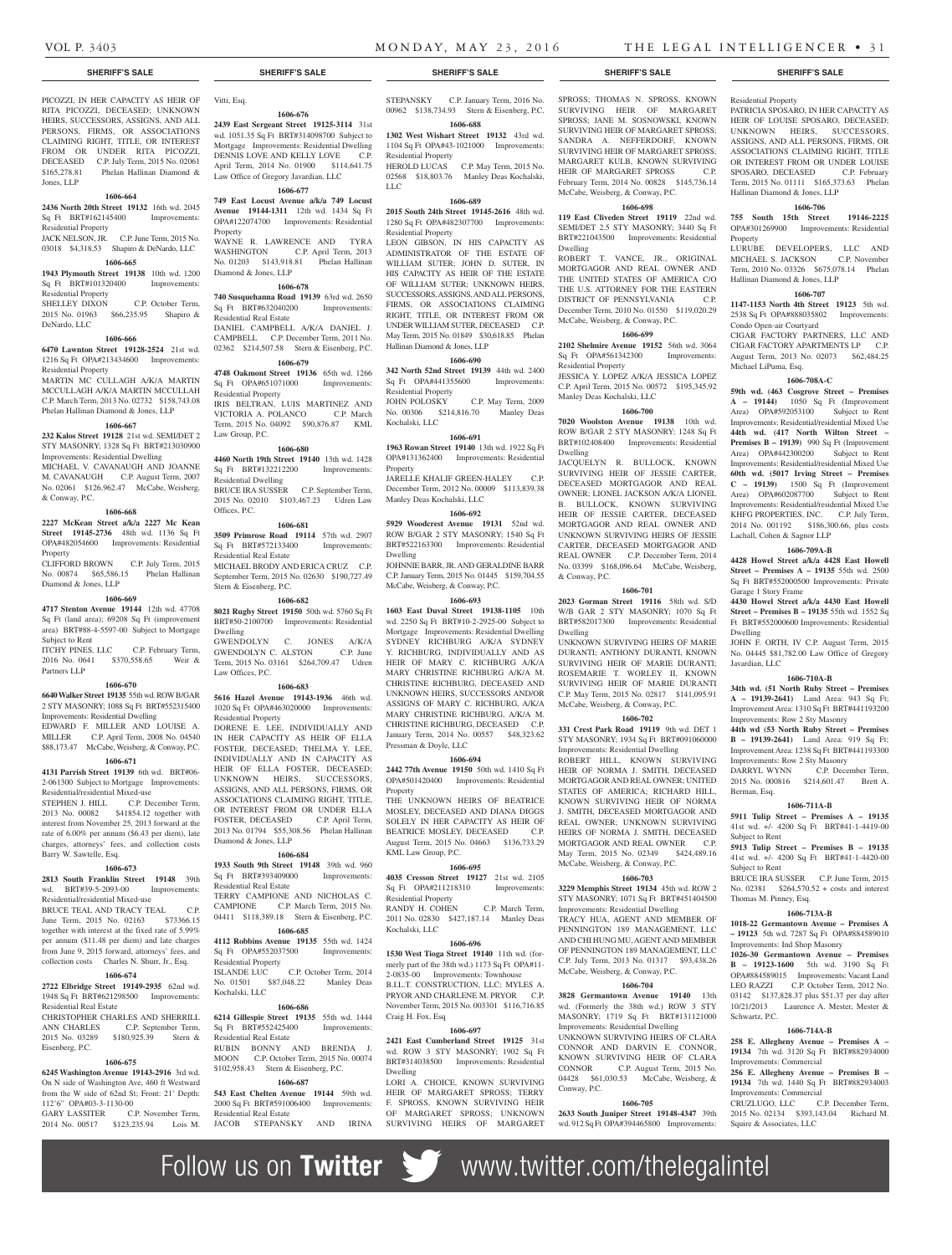## SHERIFF'S SALE

PICOZZI, IN HER CAPACITY AS HEIR OF RITA PICOZZI, DECEASED; UNKNOWN HEIRS, SUCCESSORS, ASSIGNS, AND ALL PERSONS, FIRMS, OR ASSOCIATIONS CLAIMING RIGHT, TITLE, OR INTEREST FROM OR UNDER RITA PICOZZI, DECEASED C.P. July Term, 2015 No. 02061 $165,278.81 Phelan Hallinan Diamond & Jones, LLP

**1606-664**

**2436 North 20th Street 19132** 16th wd. 2045 Sq Ft BRT#162145400 Improvements: Residential Property

JACK NELSON, JR. C.P. June Term, 2015 No. 03018 $4,318.53 Shapiro & DeNardo, LLC

**1606-665**

**1943 Plymouth Street 19138** 10th wd. 1200 Sq Ft BRT#101320400 Improvements: Residential Property

SHELLEY DIXON C.P. October Term, 2015 No. 01963 $66,235.95 Shapiro & DeNardo, LLC

**1606-666**

**6470 Lawnton Street 19128-2524** 21st wd. 1216 Sq Ft OPA#213434600 Improvements: Residential Property

MARTIN MC CULLAGH A/K/A MARTIN MCCULLAGH A/K/A MARTIN MCCULLAH C.P. March Term, 2013 No. 02732 $158,743.08 Phelan Hallinan Diamond & Jones, LLP

**1606-667**

**232 Kalos Street 19128** 21st wd. SEMI/DET 2 STY MASONRY; 1328 Sq Ft BRT#213030900 Improvements: Residential Dwelling

MICHAEL V. CAVANAUGH AND JOANNE M. CAVANAUGH C.P. August Term, 2007 No. 02061 $126,962.47 McCabe, Weisberg, & Conway, P.C.

**1606-668**

**2227 McKean Street a/k/a 2227 Mc Kean Street 19145-2736** 48th wd. 1136 Sq Ft OPA#482054600 Improvements: Residential Property

CLIFFORD BROWN C.P. July Term, 2015 No. 00874 $65,586.15 Phelan Hallinan Diamond & Jones, LLP

**1606-669**

**4717 Stenton Avenue 19144** 12th wd. 47708 Sq Ft (land area); 69208 Sq Ft (improvement area) BRT#88-4-5597-00 Subject to Mortgage Subject to Rent

ITCHY PINES, LLC C.P. February Term, 2016 No. 0641 $370,558.65 Weir & Partners LLP

**1606-670**

**6640 Walker Street 19135** 55th wd. ROW B/GAR 2 STY MASONRY; 1088 Sq Ft BRT#552315400 Improvements: Residential Dwelling

EDWARD F. MILLER AND LOUISE A. MILLER C.P. April Term, 2008 No. 04540 $88,173.47 McCabe, Weisberg, & Conway, P.C.

**1606-671**

**4131 Parrish Street 19139** 6th wd. BRT#06-2-061300 Subject to Mortgage Improvements: Residential/residential Mixed-use

STEPHEN J. HILL C.P. December Term, 2013 No. 00082 $41854.12 together with interest from November 25, 2013 forward at the rate of 6.00% per annum ($6.43 per diem), late charges, attorneys' fees, and collection costs Barry W. Sawtelle, Esq.

**1606-673**

**2813 South Franklin Street 19148** 39th wd. BRT#39-5-2093-00 Improvements: Residential/residential Mixed-use

BRUCE TEAL AND TRACY TEAL C.P. June Term, 2015 No. 02163 $73366.15 together with interest at the fixed rate of 5.99% per annum ($11.48 per diem) and late charges from June 9, 2015 forward, attorneys' fees, and collection costs Charles N. Shurr, Jr., Esq.

**1606-674**

**2722 Elbridge Street 19149-2935** 62nd wd. 1948 Sq Ft BRT#621298500 Improvements: Residential Real Estate

CHRISTOPHER CHARLES AND SHERRILL ANN CHARLES C.P. September Term, 2015 No. 03289 $180,925.39 Stern & Eisenberg, P.C.

**1606-675**

**6245 Washington Avenue 19143-2916** 3rd wd. On N side of Washington Ave, 460 ft Westward from the W side of 62nd St; Front: 21' Depth: 112'6" OPA#03-3-1130-00

GARY LASSITER C.P. November Term, 2014 No. 00517 $123,235.94 Lois M. Vitti, Esq.

**1606-676**

**2439 East Sergeant Street 19125-3114** 31st wd. 1051.35 Sq Ft BRT#314098700 Subject to Mortgage Improvements: Residential Dwelling

DENNIS LOVE AND KELLY LOVE C.P. April Term, 2014 No. 01900 $114,641.75 Law Office of Gregory Javardian, LLC

**1606-677**

**749 East Locust Avenue a/k/a 749 Locust Avenue 19144-1311** 12th wd. 1434 Sq Ft OPA#122074700 Improvements: Residential Property

WAYNE R. LAWRENCE AND TYRA WASHINGTON C.P. April Term, 2013 No. 01203 $143,918.81 Phelan Hallinan Diamond & Jones, LLP

**1606-678**

**740 Susquehanna Road 19139** 63rd wd. 2650 Sq Ft BRT#632040200 Improvements: Residential Real Estate

DANIEL CAMPBELL A/K/A DANIEL J. CAMPBELL C.P. December Term, 2011 No. 02362 $214,507.58 Stern & Eisenberg, P.C.

**1606-679**

**4748 Oakmont Street 19136** 65th wd. 1266 Sq Ft OPA#651071000 Improvements: Residential Property

IRIS BELTRAN, LUIS MARTINEZ AND VICTORIA A. POLANCO C.P. March Term, 2015 No. 04092 $90,876.87 KML Law Group, P.C.

**1606-680**

**4460 North 19th Street 19140** 13th wd. 1428 Sq Ft BRT#132212200 Improvements: Residential Dwelling

BRUCE IRA SUSSER C.P. September Term, 2015 No. 02010 $103,467.23 Udren Law Offices, P.C.

**1606-681**

**3509 Primrose Road 19114** 57th wd. 2907 Sq Ft BRT#572133400 Improvements: Residential Real Estate

MICHAEL BRODY AND ERICA CRUZ C.P. September Term, 2015 No. 02630 $190,727.49 Stern & Eisenberg, P.C.

**1606-682**

**8021 Rugby Street 19150** 50th wd. 5760 Sq Ft BRT#50-2100700 Improvements: Residential Dwelling

GWENDOLYN C. JONES A/K/A GWENDOLYN C. ALSTON C.P. June Term, 2015 No. 03161 $264,709.47 Udren Law Offices, P.C.

**1606-683**

**5616 Hazel Avenue 19143-1936** 46th wd. 1020 Sq Ft OPA#463020000 Improvements: Residential Property

DORENE E. LEE, INDIVIDUALLY AND IN HER CAPACITY AS HEIR OF ELLA FOSTER, DECEASED; THELMA Y. LEE, INDIVIDUALLY AND IN CAPACITY AS HEIR OF ELLA FOSTER, DECEASED; UNKNOWN HEIRS, SUCCESSORS, ASSIGNS, AND ALL PERSONS, FIRMS, OR ASSOCIATIONS CLAIMING RIGHT, TITLE, OR INTEREST FROM OR UNDER ELLA FOSTER, DECEASED C.P. April Term, 2013 No. 01794 $55,308.56 Phelan Hallinan Diamond & Jones, LLP

**1606-684**

**1933 South 9th Street 19148** 39th wd. 960 Sq Ft BRT#393409000 Improvements: Residential Real Estate

TERRY CAMPIONE AND NICHOLAS C. CAMPIONE C.P. March Term, 2015 No. 04411 $118,389.18 Stern & Eisenberg, P.C.

**1606-685**

**4112 Robbins Avenue 19135** 55th wd. 1424 Sq Ft OPA#552037500 Improvements: Residential Property

ISLANDE LUC C.P. October Term, 2014 No. 01501 $87,048.22 Manley Deas Kochalski, LLC

**1606-686**

**6214 Gillespie Street 19135** 55th wd. 1444 Sq Ft BRT#552425400 Improvements: Residential Real Estate

RUBIN BONNY AND BRENDA J. MOON C.P. October Term, 2015 No. 00074 $102,958.43 Stern & Eisenberg, P.C.

**1606-687**

**543 East Chelten Avenue 19144** 59th wd. 2000 Sq Ft BRT#591006400 Improvements: Residential Real Estate

JACOB STEPANSKY AND IRINA STEPANSKY C.P. January Term, 2016 No. 00962 $138,734.93 Stern & Eisenberg, P.C.

**1606-688**

**1302 West Wishart Street 19132** 43rd wd. 1104 Sq Ft OPA#43-1021000 Improvements: Residential Property

HEROLD LUCAS C.P. May Term, 2015 No. 02568 $18,803.76 Manley Deas Kochalski, LLC

**1606-689**

**2015 South 24th Street 19145-2616** 48th wd. 1280 Sq Ft OPA#482307700 Improvements: Residential Property

LEON GIBSON, IN HIS CAPACITY AS ADMINISTRATOR OF THE ESTATE OF WILLIAM SUTER; JOHN D. SUTER, IN HIS CAPACITY AS HEIR OF THE ESTATE OF WILLIAM SUTER; UNKNOWN HEIRS, SUCCESSORS, ASSIGNS, AND ALL PERSONS, FIRMS, OR ASSOCIATIONS CLAIMING RIGHT, TITLE, OR INTEREST FROM OR UNDER WILLIAM SUTER, DECEASED C.P. May Term, 2015 No. 01849 $30,618.85 Phelan Hallinan Diamond & Jones, LLP

**1606-690**

**342 North 52nd Street 19139** 44th wd. 2400 Sq Ft OPA#441355600 Improvements: Residential Property

JOHN POLOSKY C.P. May Term, 2009 No. 00306 $214,816.70 Manley Deas Kochalski, LLC

**1606-691**

**1963 Rowan Street 19140** 13th wd. 1922 Sq Ft OPA#131362400 Improvements: Residential Property

JARELLE KHALIF GREEN-HALEY C.P. December Term, 2012 No. 00009 $113,839.38 Manley Deas Kochalski, LLC

**1606-692**

**5929 Woodcrest Avenue 19131** 52nd wd. ROW B/GAR 2 STY MASONRY; 1540 Sq Ft BRT#522163300 Improvements: Residential Dwelling

JOHNNIE BARR, JR. AND GERALDINE BARR C.P. January Term, 2015 No. 01445 $159,704.55 McCabe, Weisberg, & Conway, P.C.

**1606-693**

**1603 East Duval Street 19138-1105** 10th wd. 2250 Sq Ft BRT#10-2-2925-00 Subject to Mortgage Improvements: Residential Dwelling

SYDNEY RICHBURG A/K/A SYDNEY Y. RICHBURG, INDIVIDUALLY AND AS HEIR OF MARY C. RICHBURG A/K/A MARY CHRISTINE RICHBURG A/K/A M. CHRISTINE RICHBURG, DECEASED AND UNKNOWN HEIRS, SUCCESSORS AND/OR ASSIGNS OF MARY C. RICHBURG, A/K/A MARY CHRISTINE RICHBURG, A/K/A M. CHRISTINE RICHBURG, DECEASED C.P. January Term, 2014 No. 00557 $48,323.62 Pressman & Doyle, LLC

**1606-694**

**2442 77th Avenue 19150** 50th wd. 1410 Sq Ft OPA#501420400 Improvements: Residential Property

THE UNKNOWN HEIRS OF BEATRICE MOSLEY, DECEASED AND DIANA DIGGS SOLELY IN HER CAPACITY AS HEIR OF BEATRICE MOSLEY, DECEASED C.P. August Term, 2015 No. 04663 $136,733.29 KML Law Group, P.C.

**1606-695**

**4035 Cresson Street 19127** 21st wd. 2105 Sq Ft OPA#211218310 Improvements: Residential Property

RANDY H. COHEN C.P. March Term, 2011 No. 02830 $427,187.14 Manley Deas Kochalski, LLC

**1606-696**

**1530 West Tioga Street 19140** 11th wd. (formerly part of the 38th wd.) 1173 Sq Ft OPA#11-2-0835-00 Improvements: Townhouse

B.I.L.T. CONSTRUCTION, LLC; MYLES A. PRYOR AND CHARLENE M. PRYOR C.P. November Term, 2015 No. 003301 $116,716.85 Craig H. Fox, Esq

**1606-697**

**2421 East Cumberland Street 19125** 31st wd. ROW 3 STY MASONRY; 1902 Sq Ft BRT#314038500 Improvements: Residential Dwelling

LORI A. CHOICE, KNOWN SURVIVING HEIR OF MARGARET SPROSS; TERRY F. SPROSS, KNOWN SURVIVING HEIR OF MARGARET SPROSS; UNKNOWN SURVIVING HEIRS OF MARGARET SPROSS; THOMAS N. SPROSS, KNOWN SURVIVING HEIR OF MARGARET SPROSS; JANE M. SOSNOWSKI, KNOWN SURVIVING HEIR OF MARGARET SPROSS; SANDRA A. NEFFERDORF, KNOWN SURVIVING HEIR OF MARGARET SPROSS; MARGARET KULB, KNOWN SURVIVING HEIR OF MARGARET SPROSS C.P. February Term, 2014 No. 00828 $145,736.14 McCabe, Weisberg & Conway, P.C.

**1606-698**

**119 East Cliveden Street 19119** 22nd wd. SEMI/DET 2.5 STY MASONRY; 3440 Sq Ft BRT#221043500 Improvements: Residential Dwelling

ROBERT T. VANCE, JR., ORIGINAL MORTGAGOR AND REAL OWNER AND THE UNITED STATES OF AMERICA C/O THE U.S. ATTORNEY FOR THE EASTERN DISTRICT OF PENNSYLVANIA C.P. December Term, 2010 No. 01550 $119,020.29 McCabe, Weisberg, & Conway, P.C.

**1606-699**

**2102 Shelmire Avenue 19152** 56th wd. 3064 Sq Ft OPA#561342300 Improvements: Residential Property

JESSICA Y. LOPEZ A/K/A JESSICA LOPEZ C.P. April Term, 2015 No. 00572 $195,345.92 Manley Deas Kochalski, LLC

**1606-700**

**7020 Woolston Avenue 19138** 10th wd. ROW B/GAR 2 STY MASONRY; 1248 Sq Ft BRT#102408400 Improvements: Residential Dwelling

JACQUELYN R. BULLOCK, KNOWN SURVIVING HEIR OF JESSIE CARTER, DECEASED MORTGAGOR AND REAL OWNER; LIONEL JACKSON A/K/A LIONEL B. BULLOCK, KNOWN SURVIVING HEIR OF JESSIE CARTER, DECEASED MORTGAGOR AND REAL OWNER AND UNKNOWN SURVIVING HEIRS OF JESSIE CARTER, DECEASED MORTGAGOR AND REAL OWNER C.P. December Term, 2014 No. 03399 $168,096.64 McCabe, Weisberg, & Conway, P.C.

**1606-701**

**2023 Gorman Street 19116** 58th wd. S/D W/B GAR 2 STY MASONRY; 1070 Sq Ft BRT#582017300 Improvements: Residential Dwelling

UNKNOWN SURVIVING HEIRS OF MARIE DURANTI; ANTHONY DURANTI, KNOWN SURVIVING HEIR OF MARIE DURANTI; ROSEMARIE T. WORLEY II, KNOWN SURVIVING HEIR OF MARIE DURANTI C.P. May Term, 2015 No. 02817 $141,095.91 McCabe, Weisberg, & Conway, P.C.

**1606-702**

**331 Crest Park Road 19119** 9th wd. DET 1 STY MASONRY; 1934 Sq Ft BRT#091060000 Improvements: Residential Dwelling

ROBERT HILL, KNOWN SURVIVING HEIR OF NORMA J. SMITH, DECEASED MORTGAGOR AND REAL OWNER; UNITED STATES OF AMERICA; RICHARD HILL, KNOWN SURVIVING HEIR OF NORMA J. SMITH, DECEASED MORTGAGOR AND REAL OWNER; UNKNOWN SURVIVING HEIRS OF NORMA J. SMITH, DECEASED MORTGAGOR AND REAL OWNER C.P. May Term, 2015 No. 02349 $424,489.16 McCabe, Weisberg, & Conway, P.C.

**1606-703**

**3229 Memphis Street 19134** 45th wd. ROW 2 STY MASONRY; 1071 Sq Ft BRT#451404500 Improvements: Residential Dwelling

TRACY HUA, AGENT AND MEMBER OF PENNINGTON 189 MANAGEMENT, LLC AND CHI HUNG MU, AGENT AND MEMBER OF PENNINGTON 189 MANAGEMENT, LLC C.P. July Term, 2013 No. 01317 $93,438.26 McCabe, Weisberg, & Conway, P.C.

**1606-704**

**3828 Germantown Avenue 19140** 13th wd. (Formerly the 38th wd.) ROW 3 STY MASONRY; 1719 Sq Ft BRT#131121000 Improvements: Residential Dwelling

UNKNOWN SURVIVING HEIRS OF CLARA CONNOR AND DARVIN E. CONNOR, KNOWN SURVIVING HEIR OF CLARA CONNOR C.P. August Term, 2015 No. 04428 $61,030.53 McCabe, Weisberg, & Conway, P.C.

**1606-705**

**2633 South Juniper Street 19148-4347** 39th wd. 912 Sq Ft OPA#394465800 Improvements: Residential Property

PATRICIA SPOSARO, IN HER CAPACITY AS HEIR OF LOUISE SPOSARO, DECEASED; UNKNOWN HEIRS, SUCCESSORS, ASSIGNS, AND ALL PERSONS, FIRMS, OR ASSOCIATIONS CLAIMING RIGHT, TITLE OR INTEREST FROM OR UNDER LOUISE SPOSARO, DECEASED C.P. February Term, 2015 No. 01111 $165,373.63 Phelan Hallinan Diamond & Jones, LLP

**1606-706**

**755 South 15th Street 19146-2225** OPA#301269900 Improvements: Residential Property

LURUBE DEVELOPERS, LLC AND MICHAEL S. JACKSON C.P. November Term, 2010 No. 03326 $675,078.14 Phelan Hallinan Diamond & Jones, LLP

**1606-707**

**1147-1153 North 4th Street 19123** 5th wd. 2538 Sq Ft OPA#888035802 Improvements: Condo Open-air Courtyard

CIGAR FACTORY PARTNERS, LLC AND CIGAR FACTORY APARTMENTS LP C.P. August Term, 2013 No. 02073 $62,484.25 Michael LiPuma, Esq.

**1606-708A-C**

**59th wd. (463 Cosgrove Street – Premises A – 19144)** 1050 Sq Ft (Improvement Area) OPA#592053100 Subject to Rent Improvements: Residential/residential Mixed Use **44th wd. (417 North Wilton Street – Premises B – 19139)** 990 Sq Ft (Improvement Area) OPA#442300200 Subject to Rent Improvements: Residential/residential Mixed Use **60th wd. (5017 Irving Street – Premises C – 19139)** 1500 Sq Ft (Improvement Area) OPA#602087700 Subject to Rent Improvements: Residential/residential Mixed Use

KHFG PROPERTIES, INC. C.P. July Term, 2014 No. 001192 $186,300.66, plus costs Lachall, Cohen & Sagnor LLP

**1606-709A-B**

**4428 Howel Street a/k/a 4428 East Howell Street – Premises A – 19135** 55th wd. 2500 Sq Ft BRT#552000500 Improvements: Private Garage 1 Story Frame

**4430 Howel Street a/k/a 4430 East Howell Street – Premises B – 19135** 55th wd. 1552 Sq Ft BRT#552000600 Improvements: Residential Dwelling

JOHN F. ORTH, IV C.P. August Term, 2015 No. 04445 $81,782.00 Law Office of Gregory Javardian, LLC

**1606-710A-B**

**34th wd. (51 North Ruby Street – Premises A – 19139-2641)** Land Area: 943 Sq Ft; Improvement Area: 1310 Sq Ft BRT#441193200 Improvements: Row 2 Sty Masonry

**44th wd (53 North Ruby Street – Premises B – 19139-2641)** Land Area: 919 Sq Ft; Improvement Area: 1238 Sq Ft BRT#441193300 Improvements: Row 2 Sty Masonry

DARRYL WYNN C.P. December Term, 2015 No. 000816 $214,601.47 Brett A. Berman, Esq.

**1606-711A-B**

**5911 Tulip Street – Premises A – 19135** 41st wd. +/- 4200 Sq Ft BRT#41-1-4419-00 Subject to Rent

**5913 Tulip Street – Premises B – 19135** 41st wd. +/- 4200 Sq Ft BRT#41-1-4420-00 Subject to Rent

BRUCE IRA SUSSER C.P. June Term, 2015 No. 02381 $264,570.52 + costs and interest Thomas M. Pinney, Esq.

**1606-713A-B**

**1018-22 Germantown Avenue – Premises A – 19123** 5th wd. 7287 Sq Ft OPA#884589010 Improvements: Ind Shop Masonry

**1026-30 Germantown Avenue – Premises B – 19123-1600** 5th wd. 3190 Sq Ft OPA#884589015 Improvements: Vacant Land

LEO RAZZI C.P. October Term, 2012 No. 03142 $137,828.37 plus $51.37 per day after 10/21/2013 Laurence A. Mester, Mester & Schwartz, P.C.

**1606-714A-B**

**258 E. Allegheny Avenue – Premises A – 19134** 7th wd. 3120 Sq Ft BRT#882934000 Improvements: Commercial

**256 E. Allegheny Avenue – Premises B – 19134** 7th wd. 1440 Sq Ft BRT#882934003 Improvements: Commercial

CRUZLUGO, LLC C.P. December Term, 2015 No. 02134 $393,143.04 Richard M. Squire & Associates, LLC

Follow us on **Twitter** www.twitter.com/thelegalintel